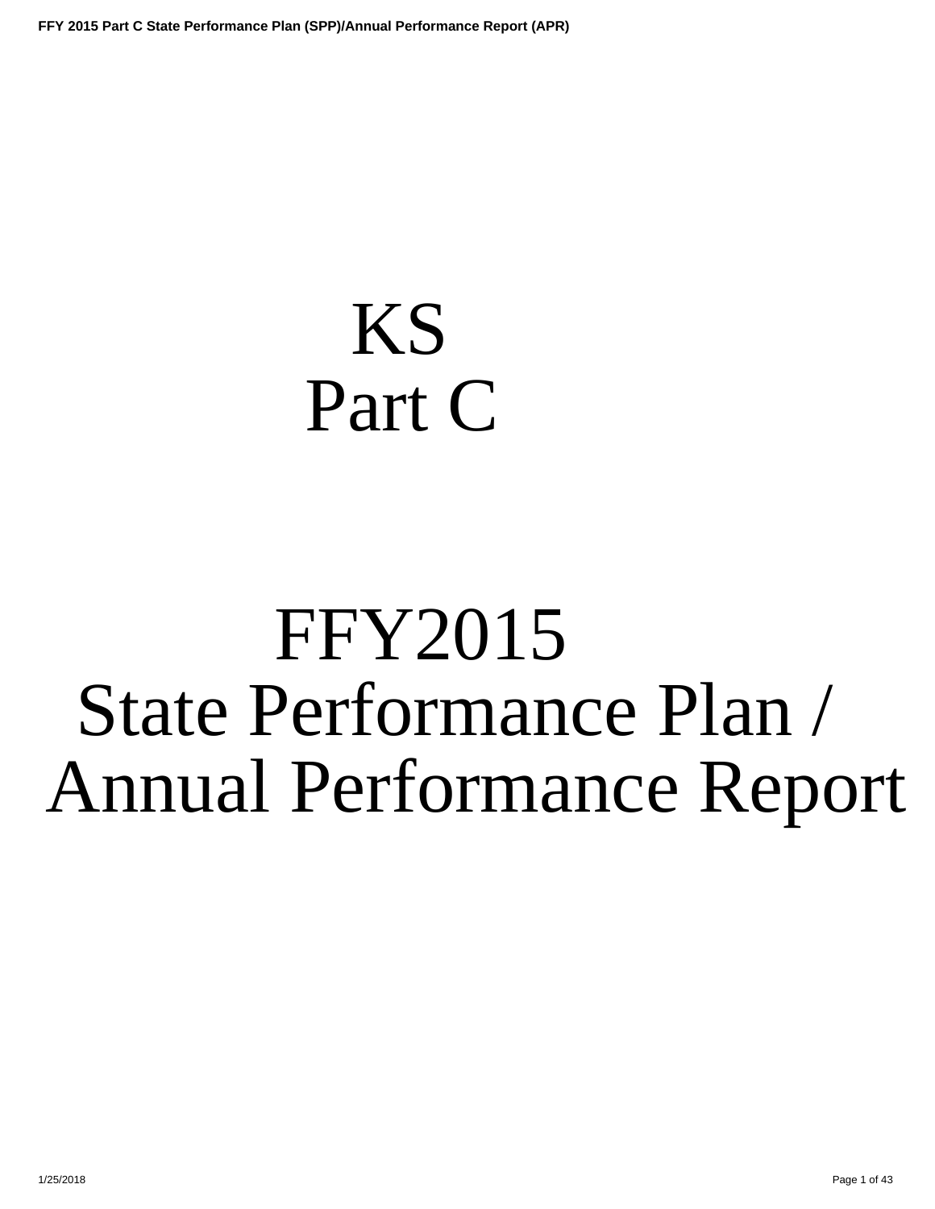# KS
# Part C

# FFY2015
# State Performance Plan / Annual Performance Report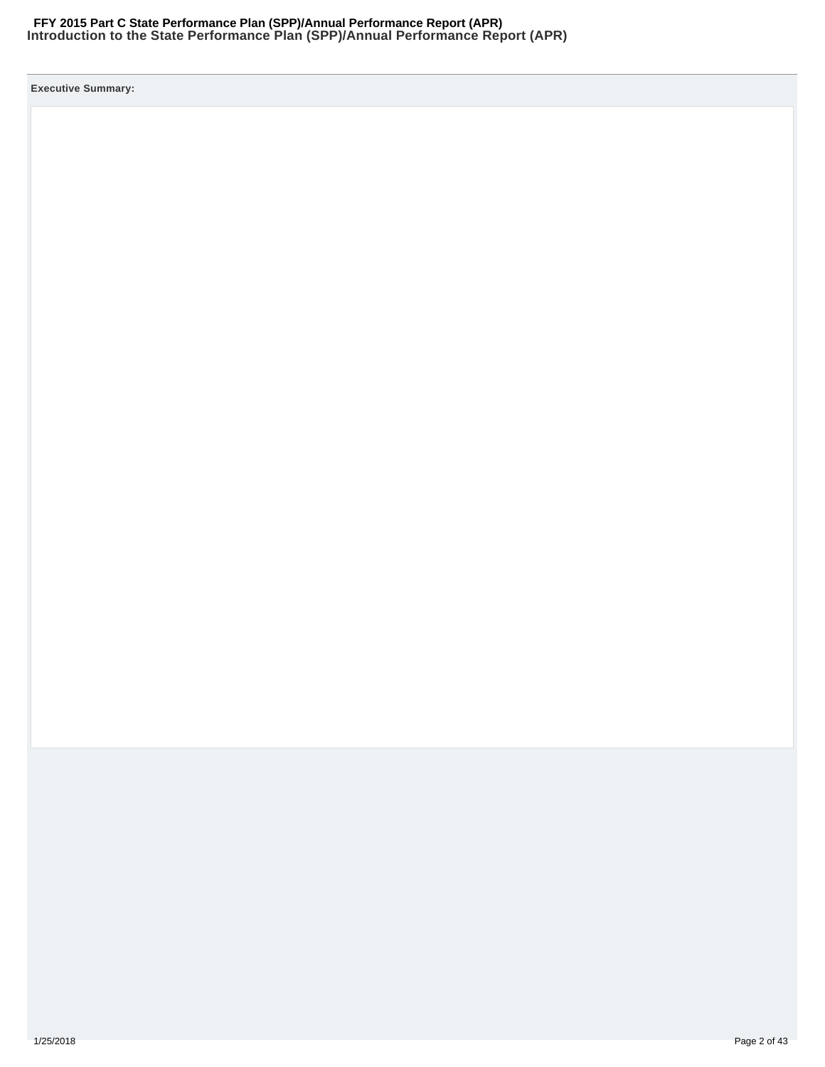## Introduction to the State Performance Plan (SPP)/Annual Performance Report (APR)

**Executive Summary:**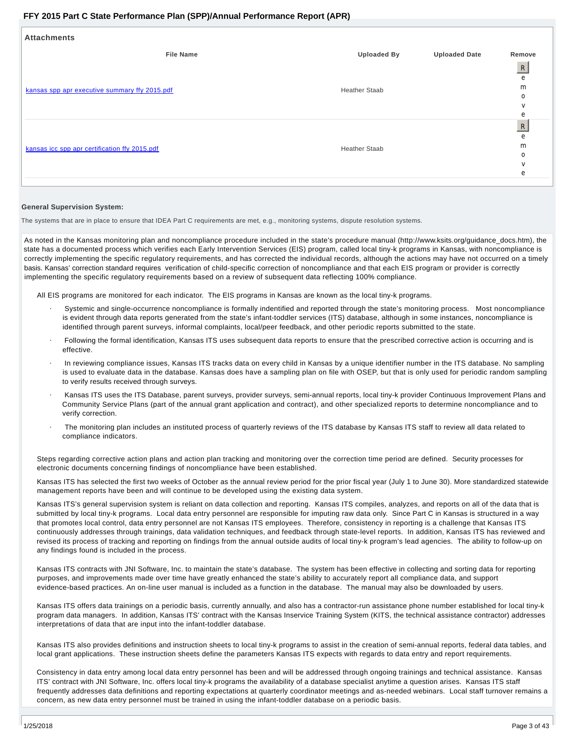## Attachments

| File Name | Uploaded By | Uploaded Date | Remove |
| --- | --- | --- | --- |
| kansas spp apr executive summary ffy 2015.pdf | Heather Staab | | Remove |
| kansas icc spp apr certification ffy 2015.pdf | Heather Staab | | Remove |

### General Supervision System:

The systems that are in place to ensure that IDEA Part C requirements are met, e.g., monitoring systems, dispute resolution systems.

As noted in the Kansas monitoring plan and noncompliance procedure included in the state's procedure manual (http://www.ksits.org/guidance_docs.htm), the state has a documented process which verifies each Early Intervention Services (EIS) program, called local tiny-k programs in Kansas, with noncompliance is correctly implementing the specific regulatory requirements, and has corrected the individual records, although the actions may have not occurred on a timely basis. Kansas' correction standard requires verification of child-specific correction of noncompliance and that each EIS program or provider is correctly implementing the specific regulatory requirements based on a review of subsequent data reflecting 100% compliance.

All EIS programs are monitored for each indicator. The EIS programs in Kansas are known as the local tiny-k programs.

- Systemic and single-occurrence noncompliance is formally indentified and reported through the state's monitoring process. Most noncompliance is evident through data reports generated from the state's infant-toddler services (ITS) database, although in some instances, noncompliance is identified through parent surveys, informal complaints, local/peer feedback, and other periodic reports submitted to the state.
- Following the formal identification, Kansas ITS uses subsequent data reports to ensure that the prescribed corrective action is occurring and is effective.
- In reviewing compliance issues, Kansas ITS tracks data on every child in Kansas by a unique identifier number in the ITS database. No sampling is used to evaluate data in the database. Kansas does have a sampling plan on file with OSEP, but that is only used for periodic random sampling to verify results received through surveys.
- Kansas ITS uses the ITS Database, parent surveys, provider surveys, semi-annual reports, local tiny-k provider Continuous Improvement Plans and Community Service Plans (part of the annual grant application and contract), and other specialized reports to determine noncompliance and to verify correction.
- The monitoring plan includes an instituted process of quarterly reviews of the ITS database by Kansas ITS staff to review all data related to compliance indicators.

Steps regarding corrective action plans and action plan tracking and monitoring over the correction time period are defined. Security processes for electronic documents concerning findings of noncompliance have been established.

Kansas ITS has selected the first two weeks of October as the annual review period for the prior fiscal year (July 1 to June 30). More standardized statewide management reports have been and will continue to be developed using the existing data system.

Kansas ITS's general supervision system is reliant on data collection and reporting. Kansas ITS compiles, analyzes, and reports on all of the data that is submitted by local tiny-k programs. Local data entry personnel are responsible for imputing raw data only. Since Part C in Kansas is structured in a way that promotes local control, data entry personnel are not Kansas ITS employees. Therefore, consistency in reporting is a challenge that Kansas ITS continuously addresses through trainings, data validation techniques, and feedback through state-level reports. In addition, Kansas ITS has reviewed and revised its process of tracking and reporting on findings from the annual outside audits of local tiny-k program's lead agencies. The ability to follow-up on any findings found is included in the process.

Kansas ITS contracts with JNI Software, Inc. to maintain the state's database. The system has been effective in collecting and sorting data for reporting purposes, and improvements made over time have greatly enhanced the state's ability to accurately report all compliance data, and support evidence-based practices. An on-line user manual is included as a function in the database. The manual may also be downloaded by users.

Kansas ITS offers data trainings on a periodic basis, currently annually, and also has a contractor-run assistance phone number established for local tiny-k program data managers. In addition, Kansas ITS' contract with the Kansas Inservice Training System (KITS, the technical assistance contractor) addresses interpretations of data that are input into the infant-toddler database.

Kansas ITS also provides definitions and instruction sheets to local tiny-k programs to assist in the creation of semi-annual reports, federal data tables, and local grant applications. These instruction sheets define the parameters Kansas ITS expects with regards to data entry and report requirements.

Consistency in data entry among local data entry personnel has been and will be addressed through ongoing trainings and technical assistance. Kansas ITS' contract with JNI Software, Inc. offers local tiny-k programs the availability of a database specialist anytime a question arises. Kansas ITS staff frequently addresses data definitions and reporting expectations at quarterly coordinator meetings and as-needed webinars. Local staff turnover remains a concern, as new data entry personnel must be trained in using the infant-toddler database on a periodic basis.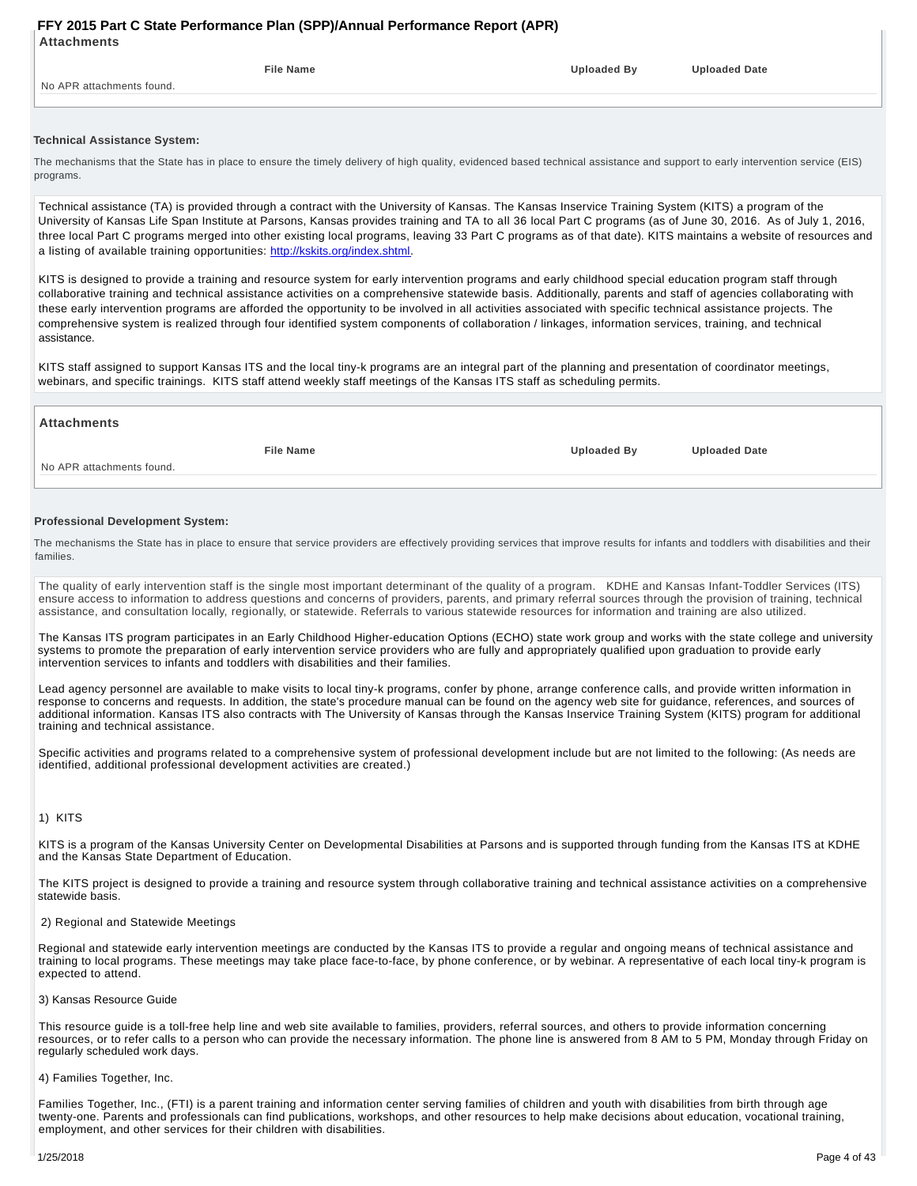## Attachments

| File Name | Uploaded By | Uploaded Date |
| --- | --- | --- |
| No APR attachments found. | | |

### Technical Assistance System:

The mechanisms that the State has in place to ensure the timely delivery of high quality, evidenced based technical assistance and support to early intervention service (EIS) programs.

Technical assistance (TA) is provided through a contract with the University of Kansas. The Kansas Inservice Training System (KITS) a program of the University of Kansas Life Span Institute at Parsons, Kansas provides training and TA to all 36 local Part C programs (as of June 30, 2016. As of July 1, 2016, three local Part C programs merged into other existing local programs, leaving 33 Part C programs as of that date). KITS maintains a website of resources and a listing of available training opportunities: [http://kskits.org/index.shtml](http://kskits.org/index.shtml).

KITS is designed to provide a training and resource system for early intervention programs and early childhood special education program staff through collaborative training and technical assistance activities on a comprehensive statewide basis. Additionally, parents and staff of agencies collaborating with these early intervention programs are afforded the opportunity to be involved in all activities associated with specific technical assistance projects. The comprehensive system is realized through four identified system components of collaboration / linkages, information services, training, and technical assistance.

KITS staff assigned to support Kansas ITS and the local tiny-k programs are an integral part of the planning and presentation of coordinator meetings, webinars, and specific trainings. KITS staff attend weekly staff meetings of the Kansas ITS staff as scheduling permits.

## Attachments

| File Name | Uploaded By | Uploaded Date |
| --- | --- | --- |
| No APR attachments found. | | |

### Professional Development System:

The mechanisms the State has in place to ensure that service providers are effectively providing services that improve results for infants and toddlers with disabilities and their families.

The quality of early intervention staff is the single most important determinant of the quality of a program. KDHE and Kansas Infant-Toddler Services (ITS) ensure access to information to address questions and concerns of providers, parents, and primary referral sources through the provision of training, technical assistance, and consultation locally, regionally, or statewide. Referrals to various statewide resources for information and training are also utilized.

The Kansas ITS program participates in an Early Childhood Higher-education Options (ECHO) state work group and works with the state college and university systems to promote the preparation of early intervention service providers who are fully and appropriately qualified upon graduation to provide early intervention services to infants and toddlers with disabilities and their families.

Lead agency personnel are available to make visits to local tiny-k programs, confer by phone, arrange conference calls, and provide written information in response to concerns and requests. In addition, the state's procedure manual can be found on the agency web site for guidance, references, and sources of additional information. Kansas ITS also contracts with The University of Kansas through the Kansas Inservice Training System (KITS) program for additional training and technical assistance.

Specific activities and programs related to a comprehensive system of professional development include but are not limited to the following: (As needs are identified, additional professional development activities are created.)

1) KITS

KITS is a program of the Kansas University Center on Developmental Disabilities at Parsons and is supported through funding from the Kansas ITS at KDHE and the Kansas State Department of Education.

The KITS project is designed to provide a training and resource system through collaborative training and technical assistance activities on a comprehensive statewide basis.

2) Regional and Statewide Meetings

Regional and statewide early intervention meetings are conducted by the Kansas ITS to provide a regular and ongoing means of technical assistance and training to local programs. These meetings may take place face-to-face, by phone conference, or by webinar. A representative of each local tiny-k program is expected to attend.

3) Kansas Resource Guide

This resource guide is a toll-free help line and web site available to families, providers, referral sources, and others to provide information concerning resources, or to refer calls to a person who can provide the necessary information. The phone line is answered from 8 AM to 5 PM, Monday through Friday on regularly scheduled work days.

4) Families Together, Inc.

Families Together, Inc., (FTI) is a parent training and information center serving families of children and youth with disabilities from birth through age twenty-one. Parents and professionals can find publications, workshops, and other resources to help make decisions about education, vocational training, employment, and other services for their children with disabilities.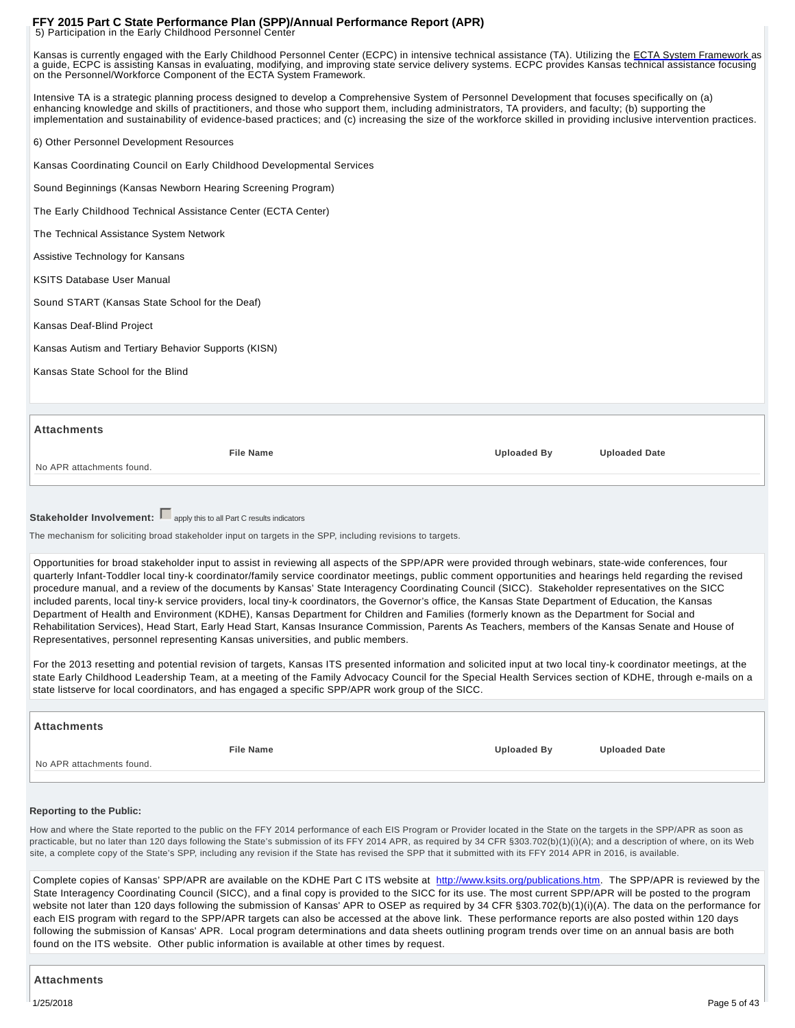5) Participation in the Early Childhood Personnel Center

Kansas is currently engaged with the Early Childhood Personnel Center (ECPC) in intensive technical assistance (TA). Utilizing the ECTA System Framework as a guide, ECPC is assisting Kansas in evaluating, modifying, and improving state service delivery systems. ECPC provides Kansas technical assistance focusing on the Personnel/Workforce Component of the ECTA System Framework.

Intensive TA is a strategic planning process designed to develop a Comprehensive System of Personnel Development that focuses specifically on (a) enhancing knowledge and skills of practitioners, and those who support them, including administrators, TA providers, and faculty; (b) supporting the implementation and sustainability of evidence-based practices; and (c) increasing the size of the workforce skilled in providing inclusive intervention practices.

6) Other Personnel Development Resources

Kansas Coordinating Council on Early Childhood Developmental Services

Sound Beginnings (Kansas Newborn Hearing Screening Program)

The Early Childhood Technical Assistance Center (ECTA Center)

The Technical Assistance System Network

Assistive Technology for Kansans

KSITS Database User Manual

Sound START (Kansas State School for the Deaf)

Kansas Deaf-Blind Project

Kansas Autism and Tertiary Behavior Supports (KISN)

Kansas State School for the Blind

**Attachments**

| | File Name | Uploaded By | Uploaded Date |
|---|---|---|---|
| No APR attachments found. | | | |

**Stakeholder Involvement:** ☐ apply this to all Part C results indicators

The mechanism for soliciting broad stakeholder input on targets in the SPP, including revisions to targets.

Opportunities for broad stakeholder input to assist in reviewing all aspects of the SPP/APR were provided through webinars, state-wide conferences, four quarterly Infant-Toddler local tiny-k coordinator/family service coordinator meetings, public comment opportunities and hearings held regarding the revised procedure manual, and a review of the documents by Kansas' State Interagency Coordinating Council (SICC). Stakeholder representatives on the SICC included parents, local tiny-k service providers, local tiny-k coordinators, the Governor's office, the Kansas State Department of Education, the Kansas Department of Health and Environment (KDHE), Kansas Department for Children and Families (formerly known as the Department for Social and Rehabilitation Services), Head Start, Early Head Start, Kansas Insurance Commission, Parents As Teachers, members of the Kansas Senate and House of Representatives, personnel representing Kansas universities, and public members.

For the 2013 resetting and potential revision of targets, Kansas ITS presented information and solicited input at two local tiny-k coordinator meetings, at the state Early Childhood Leadership Team, at a meeting of the Family Advocacy Council for the Special Health Services section of KDHE, through e-mails on a state listserve for local coordinators, and has engaged a specific SPP/APR work group of the SICC.

**Attachments**

| | File Name | Uploaded By | Uploaded Date |
|---|---|---|---|
| No APR attachments found. | | | |

**Reporting to the Public:**

How and where the State reported to the public on the FFY 2014 performance of each EIS Program or Provider located in the State on the targets in the SPP/APR as soon as practicable, but no later than 120 days following the State's submission of its FFY 2014 APR, as required by 34 CFR §303.702(b)(1)(i)(A); and a description of where, on its Web site, a complete copy of the State's SPP, including any revision if the State has revised the SPP that it submitted with its FFY 2014 APR in 2016, is available.

Complete copies of Kansas' SPP/APR are available on the KDHE Part C ITS website at http://www.ksits.org/publications.htm. The SPP/APR is reviewed by the State Interagency Coordinating Council (SICC), and a final copy is provided to the SICC for its use. The most current SPP/APR will be posted to the program website not later than 120 days following the submission of Kansas' APR to OSEP as required by 34 CFR §303.702(b)(1)(i)(A). The data on the performance for each EIS program with regard to the SPP/APR targets can also be accessed at the above link. These performance reports are also posted within 120 days following the submission of Kansas' APR. Local program determinations and data sheets outlining program trends over time on an annual basis are both found on the ITS website. Other public information is available at other times by request.

**Attachments**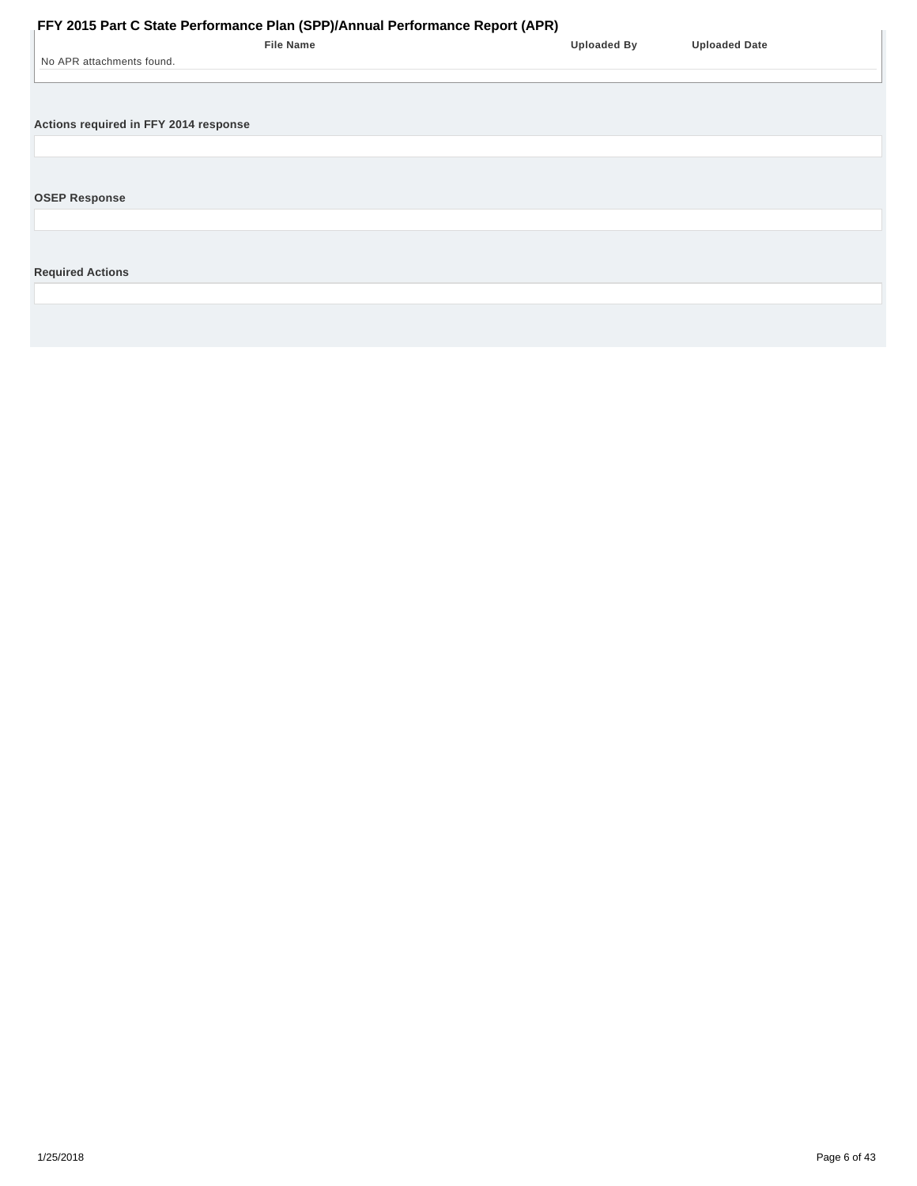| File Name | Uploaded By | Uploaded Date |
| --- | --- | --- |
| No APR attachments found. | | |

**Actions required in FFY 2014 response**

**OSEP Response**

**Required Actions**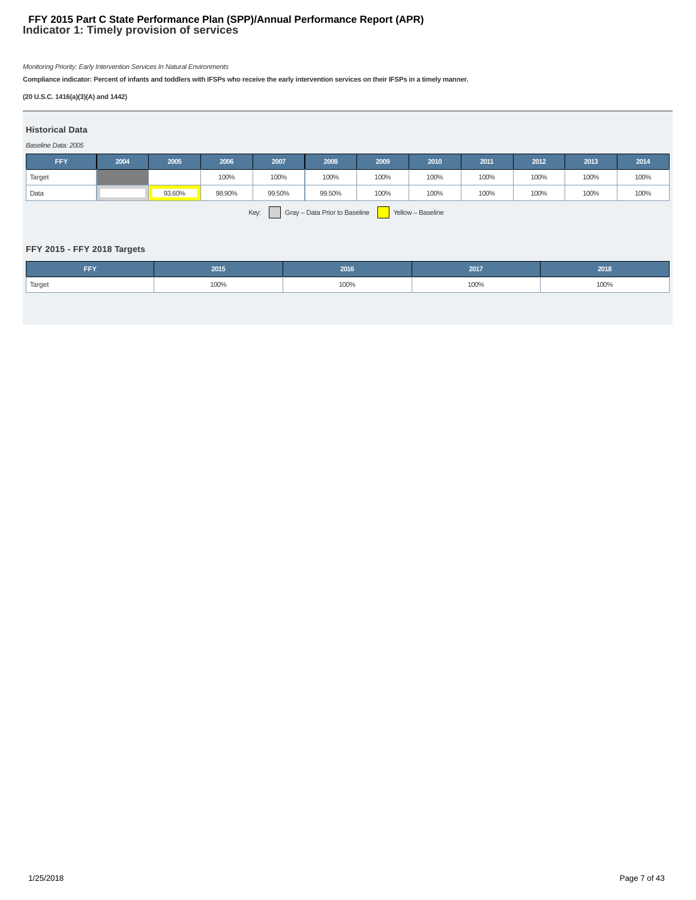# FFY 2015 Part C State Performance Plan (SPP)/Annual Performance Report (APR)
## Indicator 1: Timely provision of services

*Monitoring Priority: Early Intervention Services In Natural Environments*

**Compliance indicator: Percent of infants and toddlers with IFSPs who receive the early intervention services on their IFSPs in a timely manner.**

**(20 U.S.C. 1416(a)(3)(A) and 1442)**

### Historical Data

*Baseline Data: 2005*

| FFY | 2004 | 2005 | 2006 | 2007 | 2008 | 2009 | 2010 | 2011 | 2012 | 2013 | 2014 |
|---|---|---|---|---|---|---|---|---|---|---|---|
| Target | | | 100% | 100% | 100% | 100% | 100% | 100% | 100% | 100% | 100% |
| Data | | 93.60% | 98.90% | 99.50% | 99.50% | 100% | 100% | 100% | 100% | 100% | 100% |

Key: Gray – Data Prior to Baseline   Yellow – Baseline

### FFY 2015 - FFY 2018 Targets

| FFY | 2015 | 2016 | 2017 | 2018 |
|---|---|---|---|---|
| Target | 100% | 100% | 100% | 100% |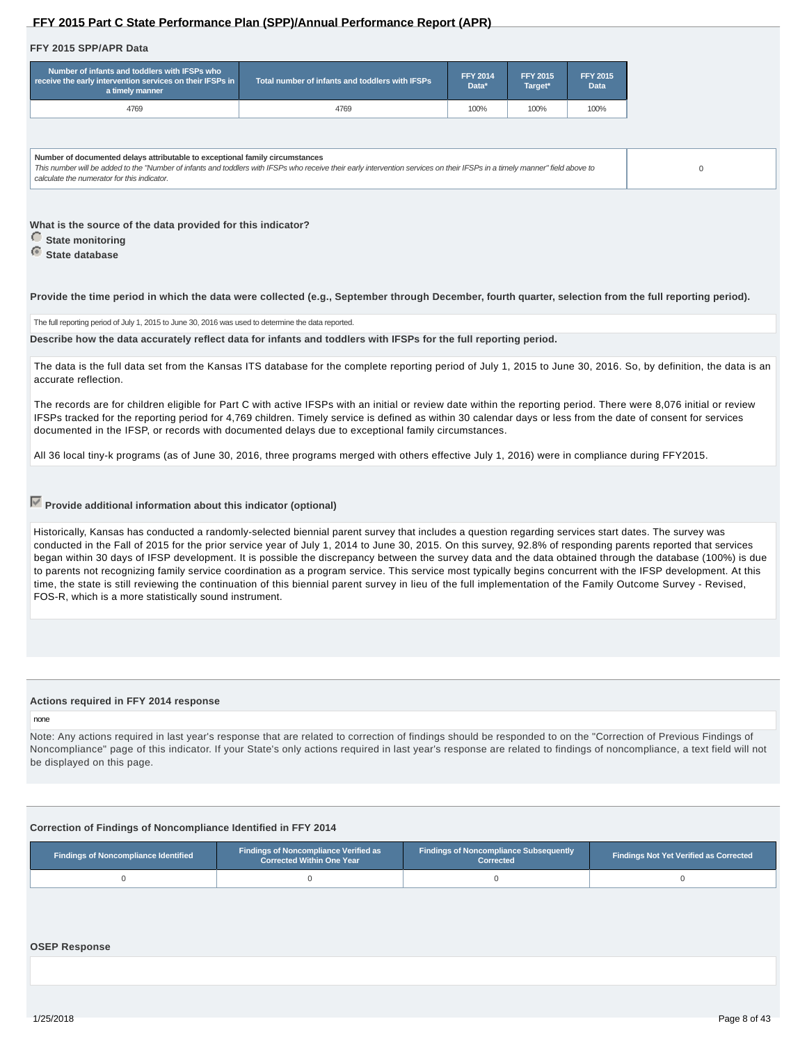## FFY 2015 Part C State Performance Plan (SPP)/Annual Performance Report (APR)

### FFY 2015 SPP/APR Data

| Number of infants and toddlers with IFSPs who receive the early intervention services on their IFSPs in a timely manner | Total number of infants and toddlers with IFSPs | FFY 2014 Data* | FFY 2015 Target* | FFY 2015 Data |
|---|---|---|---|---|
| 4769 | 4769 | 100% | 100% | 100% |

| Number of documented delays attributable to exceptional family circumstances | |
|---|---|
| *This number will be added to the "Number of infants and toddlers with IFSPs who receive their early intervention services on their IFSPs in a timely manner" field above to calculate the numerator for this indicator.* | 0 |

**What is the source of the data provided for this indicator?**

- ○ **State monitoring**
- ● **State database**

**Provide the time period in which the data were collected (e.g., September through December, fourth quarter, selection from the full reporting period).**

The full reporting period of July 1, 2015 to June 30, 2016 was used to determine the data reported.

**Describe how the data accurately reflect data for infants and toddlers with IFSPs for the full reporting period.**

The data is the full data set from the Kansas ITS database for the complete reporting period of July 1, 2015 to June 30, 2016. So, by definition, the data is an accurate reflection.

The records are for children eligible for Part C with active IFSPs with an initial or review date within the reporting period. There were 8,076 initial or review IFSPs tracked for the reporting period for 4,769 children. Timely service is defined as within 30 calendar days or less from the date of consent for services documented in the IFSP, or records with documented delays due to exceptional family circumstances.

All 36 local tiny-k programs (as of June 30, 2016, three programs merged with others effective July 1, 2016) were in compliance during FFY2015.

☑ **Provide additional information about this indicator (optional)**

Historically, Kansas has conducted a randomly-selected biennial parent survey that includes a question regarding services start dates. The survey was conducted in the Fall of 2015 for the prior service year of July 1, 2014 to June 30, 2015. On this survey, 92.8% of responding parents reported that services began within 30 days of IFSP development. It is possible the discrepancy between the survey data and the data obtained through the database (100%) is due to parents not recognizing family service coordination as a program service. This service most typically begins concurrent with the IFSP development. At this time, the state is still reviewing the continuation of this biennial parent survey in lieu of the full implementation of the Family Outcome Survey - Revised, FOS-R, which is a more statistically sound instrument.

### Actions required in FFY 2014 response

none

Note: Any actions required in last year's response that are related to correction of findings should be responded to on the "Correction of Previous Findings of Noncompliance" page of this indicator. If your State's only actions required in last year's response are related to findings of noncompliance, a text field will not be displayed on this page.

### Correction of Findings of Noncompliance Identified in FFY 2014

| Findings of Noncompliance Identified | Findings of Noncompliance Verified as Corrected Within One Year | Findings of Noncompliance Subsequently Corrected | Findings Not Yet Verified as Corrected |
|---|---|---|---|
| 0 | 0 | 0 | 0 |

### OSEP Response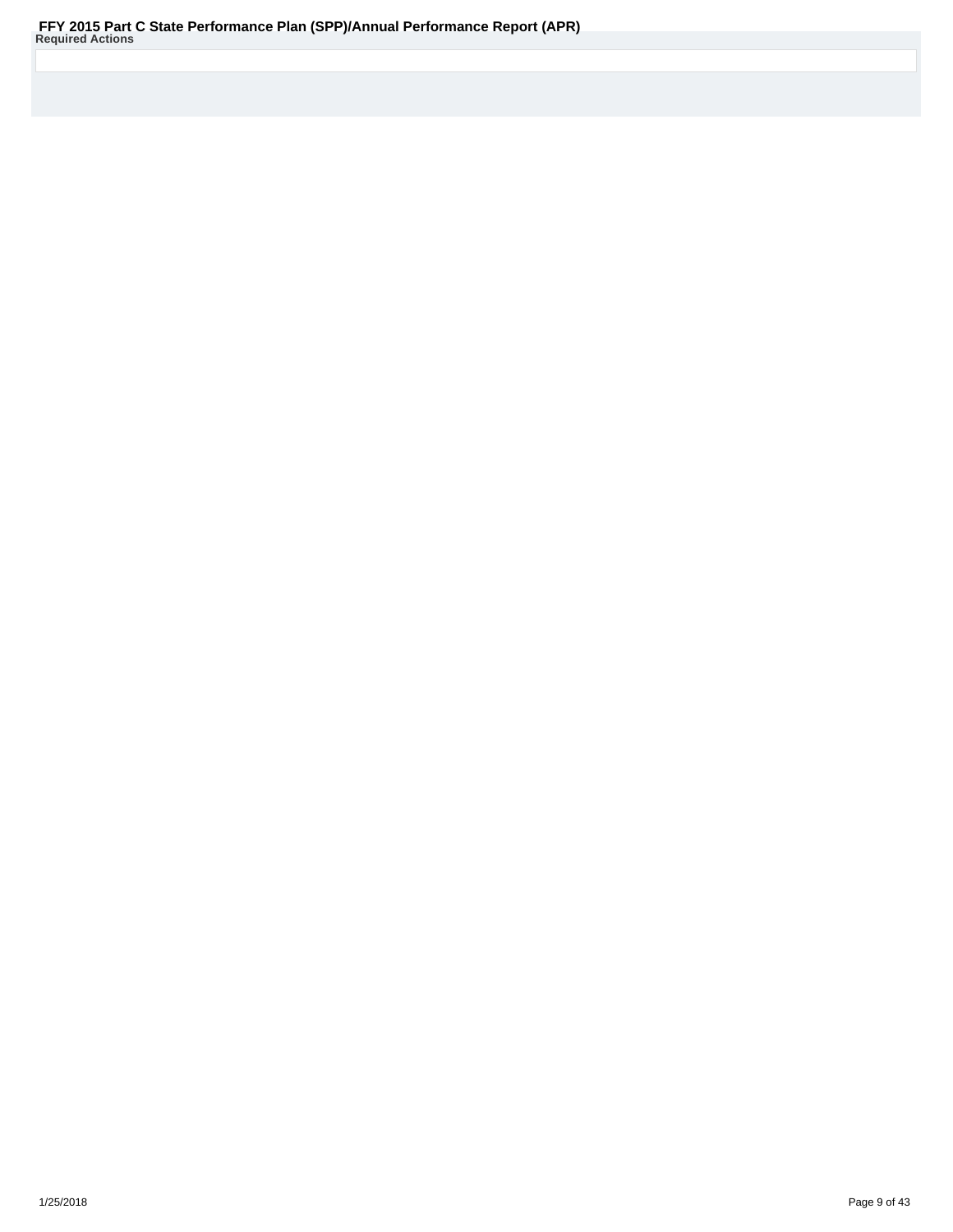**Required Actions**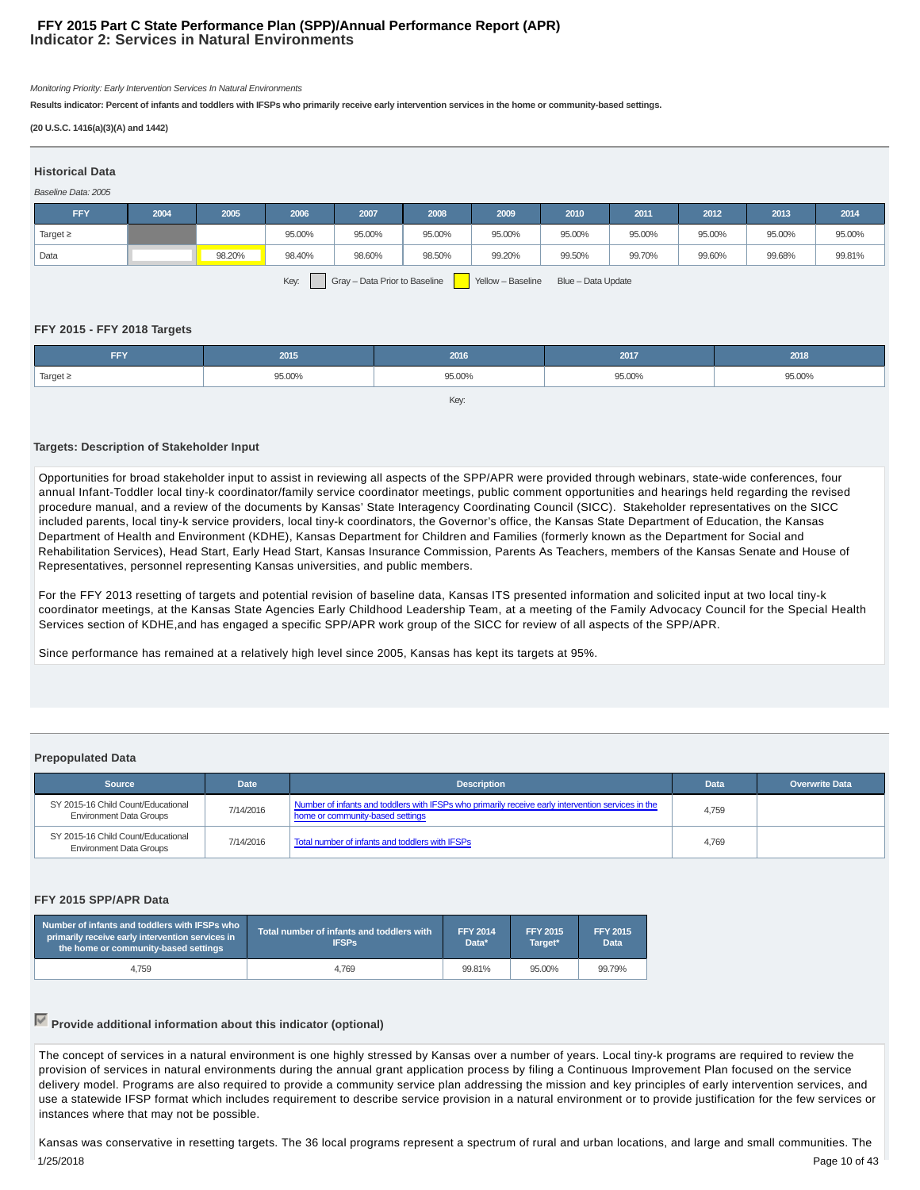# FFY 2015 Part C State Performance Plan (SPP)/Annual Performance Report (APR)
## Indicator 2: Services in Natural Environments

*Monitoring Priority: Early Intervention Services In Natural Environments*

**Results indicator: Percent of infants and toddlers with IFSPs who primarily receive early intervention services in the home or community-based settings.**

**(20 U.S.C. 1416(a)(3)(A) and 1442)**

### Historical Data

*Baseline Data: 2005*

| FFY | 2004 | 2005 | 2006 | 2007 | 2008 | 2009 | 2010 | 2011 | 2012 | 2013 | 2014 |
|---|---|---|---|---|---|---|---|---|---|---|---|
| Target ≥ | | | 95.00% | 95.00% | 95.00% | 95.00% | 95.00% | 95.00% | 95.00% | 95.00% | 95.00% |
| Data | | 98.20% | 98.40% | 98.60% | 98.50% | 99.20% | 99.50% | 99.70% | 99.60% | 99.68% | 99.81% |

Key: Gray – Data Prior to Baseline | Yellow – Baseline | Blue – Data Update

### FFY 2015 - FFY 2018 Targets

| FFY | 2015 | 2016 | 2017 | 2018 |
|---|---|---|---|---|
| Target ≥ | 95.00% | 95.00% | 95.00% | 95.00% |

Key:

### Targets: Description of Stakeholder Input

Opportunities for broad stakeholder input to assist in reviewing all aspects of the SPP/APR were provided through webinars, state-wide conferences, four annual Infant-Toddler local tiny-k coordinator/family service coordinator meetings, public comment opportunities and hearings held regarding the revised procedure manual, and a review of the documents by Kansas' State Interagency Coordinating Council (SICC). Stakeholder representatives on the SICC included parents, local tiny-k service providers, local tiny-k coordinators, the Governor's office, the Kansas State Department of Education, the Kansas Department of Health and Environment (KDHE), Kansas Department for Children and Families (formerly known as the Department for Social and Rehabilitation Services), Head Start, Early Head Start, Kansas Insurance Commission, Parents As Teachers, members of the Kansas Senate and House of Representatives, personnel representing Kansas universities, and public members.

For the FFY 2013 resetting of targets and potential revision of baseline data, Kansas ITS presented information and solicited input at two local tiny-k coordinator meetings, at the Kansas State Agencies Early Childhood Leadership Team, at a meeting of the Family Advocacy Council for the Special Health Services section of KDHE,and has engaged a specific SPP/APR work group of the SICC for review of all aspects of the SPP/APR.

Since performance has remained at a relatively high level since 2005, Kansas has kept its targets at 95%.

### Prepopulated Data

| Source | Date | Description | Data | Overwrite Data |
|---|---|---|---|---|
| SY 2015-16 Child Count/Educational Environment Data Groups | 7/14/2016 | Number of infants and toddlers with IFSPs who primarily receive early intervention services in the home or community-based settings | 4,759 | |
| SY 2015-16 Child Count/Educational Environment Data Groups | 7/14/2016 | Total number of infants and toddlers with IFSPs | 4,769 | |

### FFY 2015 SPP/APR Data

| Number of infants and toddlers with IFSPs who primarily receive early intervention services in the home or community-based settings | Total number of infants and toddlers with IFSPs | FFY 2014 Data* | FFY 2015 Target* | FFY 2015 Data |
|---|---|---|---|---|
| 4,759 | 4,769 | 99.81% | 95.00% | 99.79% |

### ☑ Provide additional information about this indicator (optional)

The concept of services in a natural environment is one highly stressed by Kansas over a number of years. Local tiny-k programs are required to review the provision of services in natural environments during the annual grant application process by filing a Continuous Improvement Plan focused on the service delivery model. Programs are also required to provide a community service plan addressing the mission and key principles of early intervention services, and use a statewide IFSP format which includes requirement to describe service provision in a natural environment or to provide justification for the few services or instances where that may not be possible.

Kansas was conservative in resetting targets. The 36 local programs represent a spectrum of rural and urban locations, and large and small communities. The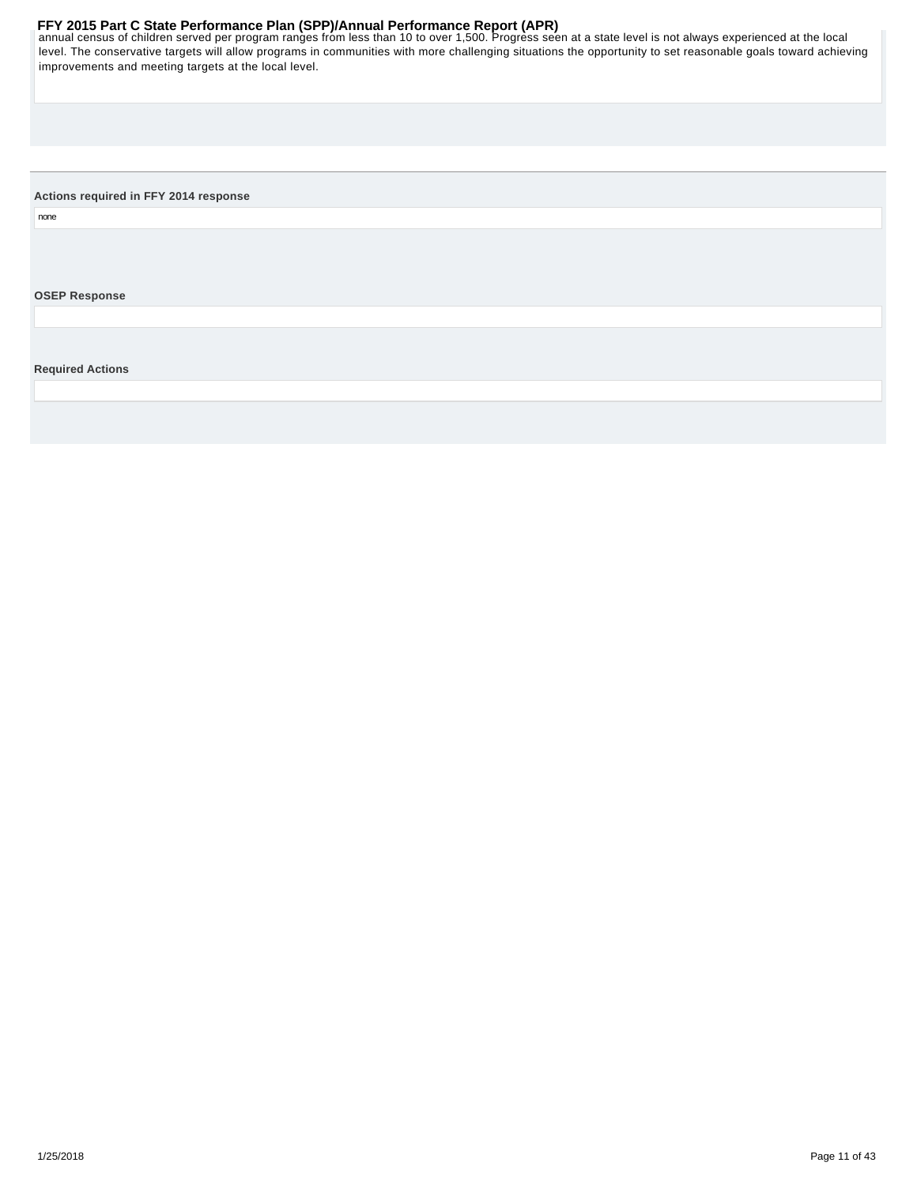annual census of children served per program ranges from less than 10 to over 1,500. Progress seen at a state level is not always experienced at the local level. The conservative targets will allow programs in communities with more challenging situations the opportunity to set reasonable goals toward achieving improvements and meeting targets at the local level.

**Actions required in FFY 2014 response**

none

**OSEP Response**

**Required Actions**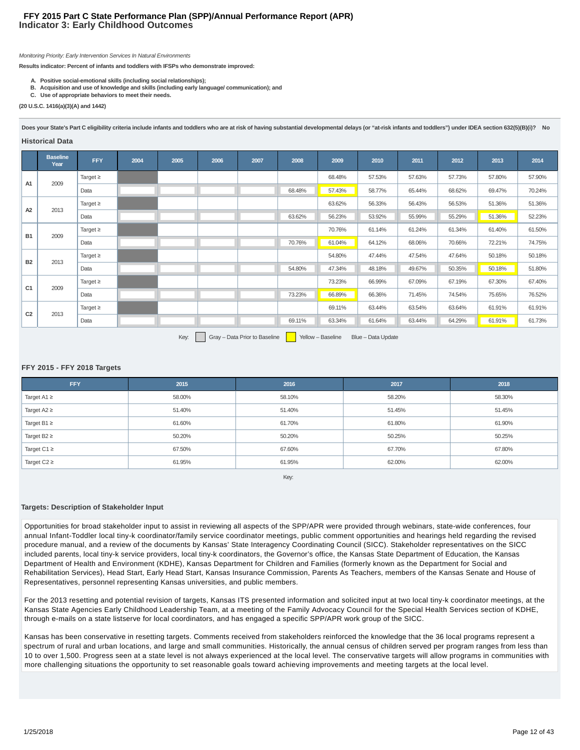# FFY 2015 Part C State Performance Plan (SPP)/Annual Performance Report (APR)
## Indicator 3: Early Childhood Outcomes

*Monitoring Priority: Early Intervention Services In Natural Environments*

**Results indicator: Percent of infants and toddlers with IFSPs who demonstrate improved:**

- **A. Positive social-emotional skills (including social relationships);**
- **B. Acquisition and use of knowledge and skills (including early language/ communication); and**
- **C. Use of appropriate behaviors to meet their needs.**

**(20 U.S.C. 1416(a)(3)(A) and 1442)**

**Does your State's Part C eligibility criteria include infants and toddlers who are at risk of having substantial developmental delays (or "at-risk infants and toddlers") under IDEA section 632(5)(B)(i)? No**

### Historical Data

| | Baseline Year | FFY | 2004 | 2005 | 2006 | 2007 | 2008 | 2009 | 2010 | 2011 | 2012 | 2013 | 2014 |
|---|---|---|---|---|---|---|---|---|---|---|---|---|---|
| A1 | 2009 | Target ≥ | | | | | | 68.48% | 57.53% | 57.63% | 57.73% | 57.80% | 57.90% |
| | | Data | | | | | 68.48% | 57.43% | 58.77% | 65.44% | 68.62% | 69.47% | 70.24% |
| A2 | 2013 | Target ≥ | | | | | | 63.62% | 56.33% | 56.43% | 56.53% | 51.36% | 51.36% |
| | | Data | | | | | 63.62% | 56.23% | 53.92% | 55.99% | 55.29% | 51.36% | 52.23% |
| B1 | 2009 | Target ≥ | | | | | | 70.76% | 61.14% | 61.24% | 61.34% | 61.40% | 61.50% |
| | | Data | | | | | 70.76% | 61.04% | 64.12% | 68.06% | 70.66% | 72.21% | 74.75% |
| B2 | 2013 | Target ≥ | | | | | | 54.80% | 47.44% | 47.54% | 47.64% | 50.18% | 50.18% |
| | | Data | | | | | 54.80% | 47.34% | 48.18% | 49.67% | 50.35% | 50.18% | 51.80% |
| C1 | 2009 | Target ≥ | | | | | | 73.23% | 66.99% | 67.09% | 67.19% | 67.30% | 67.40% |
| | | Data | | | | | 73.23% | 66.89% | 66.36% | 71.45% | 74.54% | 75.65% | 76.52% |
| C2 | 2013 | Target ≥ | | | | | | 69.11% | 63.44% | 63.54% | 63.64% | 61.91% | 61.91% |
| | | Data | | | | | 69.11% | 63.34% | 61.64% | 63.44% | 64.29% | 61.91% | 61.73% |

Key: Gray – Data Prior to Baseline  Yellow – Baseline  Blue – Data Update

### FFY 2015 - FFY 2018 Targets

| FFY | 2015 | 2016 | 2017 | 2018 |
|---|---|---|---|---|
| Target A1 ≥ | 58.00% | 58.10% | 58.20% | 58.30% |
| Target A2 ≥ | 51.40% | 51.40% | 51.45% | 51.45% |
| Target B1 ≥ | 61.60% | 61.70% | 61.80% | 61.90% |
| Target B2 ≥ | 50.20% | 50.20% | 50.25% | 50.25% |
| Target C1 ≥ | 67.50% | 67.60% | 67.70% | 67.80% |
| Target C2 ≥ | 61.95% | 61.95% | 62.00% | 62.00% |

Key:

### Targets: Description of Stakeholder Input

Opportunities for broad stakeholder input to assist in reviewing all aspects of the SPP/APR were provided through webinars, state-wide conferences, four annual Infant-Toddler local tiny-k coordinator/family service coordinator meetings, public comment opportunities and hearings held regarding the revised procedure manual, and a review of the documents by Kansas' State Interagency Coordinating Council (SICC). Stakeholder representatives on the SICC included parents, local tiny-k service providers, local tiny-k coordinators, the Governor's office, the Kansas State Department of Education, the Kansas Department of Health and Environment (KDHE), Kansas Department for Children and Families (formerly known as the Department for Social and Rehabilitation Services), Head Start, Early Head Start, Kansas Insurance Commission, Parents As Teachers, members of the Kansas Senate and House of Representatives, personnel representing Kansas universities, and public members.

For the 2013 resetting and potential revision of targets, Kansas ITS presented information and solicited input at two local tiny-k coordinator meetings, at the Kansas State Agencies Early Childhood Leadership Team, at a meeting of the Family Advocacy Council for the Special Health Services section of KDHE, through e-mails on a state listserve for local coordinators, and has engaged a specific SPP/APR work group of the SICC.

Kansas has been conservative in resetting targets. Comments received from stakeholders reinforced the knowledge that the 36 local programs represent a spectrum of rural and urban locations, and large and small communities. Historically, the annual census of children served per program ranges from less than 10 to over 1,500. Progress seen at a state level is not always experienced at the local level. The conservative targets will allow programs in communities with more challenging situations the opportunity to set reasonable goals toward achieving improvements and meeting targets at the local level.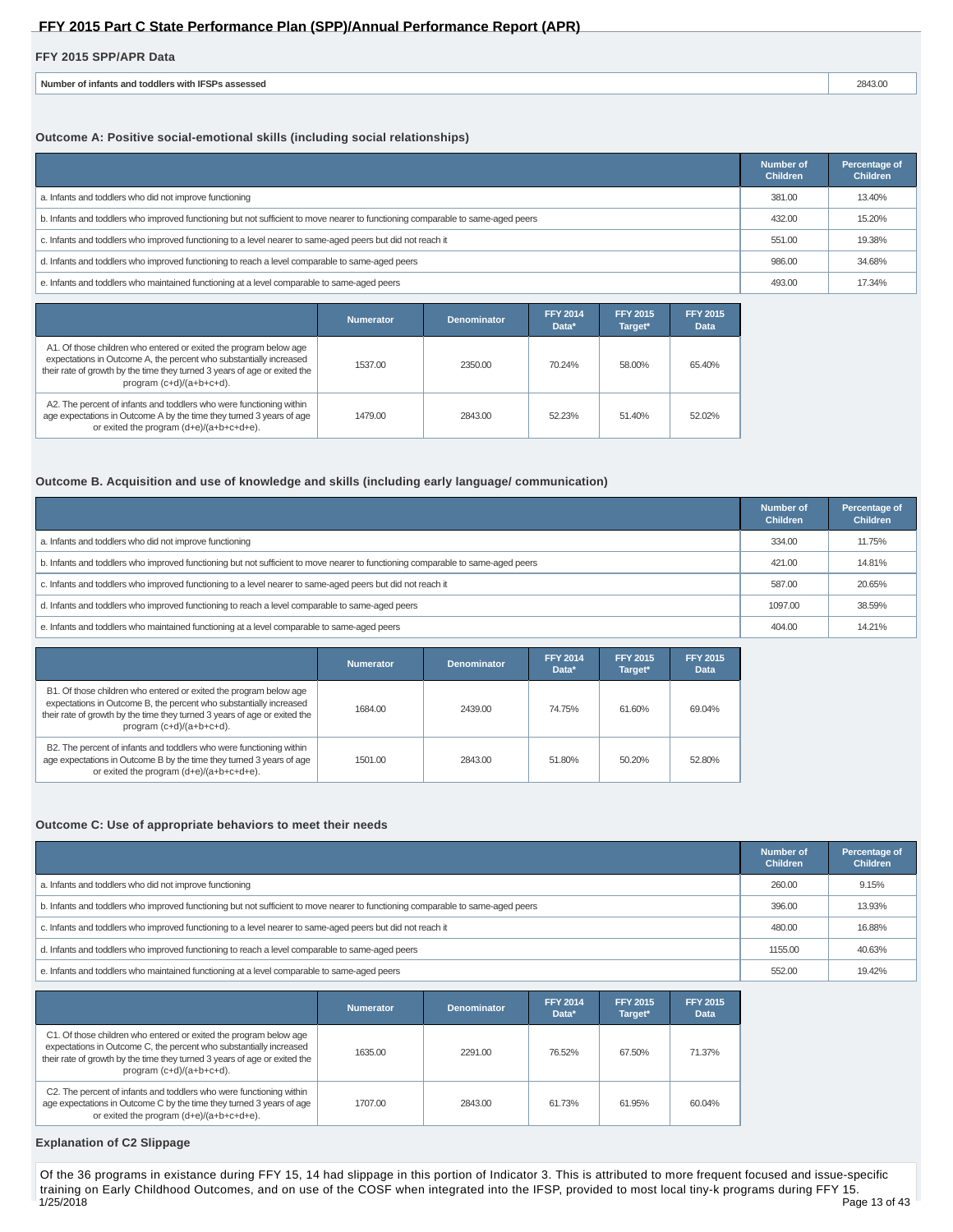## FFY 2015 SPP/APR Data

| Number of infants and toddlers with IFSPs assessed | 2843.00 |
|---|---|

### Outcome A: Positive social-emotional skills (including social relationships)

| | Number of Children | Percentage of Children |
|---|---|---|
| a. Infants and toddlers who did not improve functioning | 381.00 | 13.40% |
| b. Infants and toddlers who improved functioning but not sufficient to move nearer to functioning comparable to same-aged peers | 432.00 | 15.20% |
| c. Infants and toddlers who improved functioning to a level nearer to same-aged peers but did not reach it | 551.00 | 19.38% |
| d. Infants and toddlers who improved functioning to reach a level comparable to same-aged peers | 986.00 | 34.68% |
| e. Infants and toddlers who maintained functioning at a level comparable to same-aged peers | 493.00 | 17.34% |

| | Numerator | Denominator | FFY 2014 Data* | FFY 2015 Target* | FFY 2015 Data |
|---|---|---|---|---|---|
| A1. Of those children who entered or exited the program below age expectations in Outcome A, the percent who substantially increased their rate of growth by the time they turned 3 years of age or exited the program (c+d)/(a+b+c+d). | 1537.00 | 2350.00 | 70.24% | 58.00% | 65.40% |
| A2. The percent of infants and toddlers who were functioning within age expectations in Outcome A by the time they turned 3 years of age or exited the program (d+e)/(a+b+c+d+e). | 1479.00 | 2843.00 | 52.23% | 51.40% | 52.02% |

### Outcome B. Acquisition and use of knowledge and skills (including early language/ communication)

| | Number of Children | Percentage of Children |
|---|---|---|
| a. Infants and toddlers who did not improve functioning | 334.00 | 11.75% |
| b. Infants and toddlers who improved functioning but not sufficient to move nearer to functioning comparable to same-aged peers | 421.00 | 14.81% |
| c. Infants and toddlers who improved functioning to a level nearer to same-aged peers but did not reach it | 587.00 | 20.65% |
| d. Infants and toddlers who improved functioning to reach a level comparable to same-aged peers | 1097.00 | 38.59% |
| e. Infants and toddlers who maintained functioning at a level comparable to same-aged peers | 404.00 | 14.21% |

| | Numerator | Denominator | FFY 2014 Data* | FFY 2015 Target* | FFY 2015 Data |
|---|---|---|---|---|---|
| B1. Of those children who entered or exited the program below age expectations in Outcome B, the percent who substantially increased their rate of growth by the time they turned 3 years of age or exited the program (c+d)/(a+b+c+d). | 1684.00 | 2439.00 | 74.75% | 61.60% | 69.04% |
| B2. The percent of infants and toddlers who were functioning within age expectations in Outcome B by the time they turned 3 years of age or exited the program (d+e)/(a+b+c+d+e). | 1501.00 | 2843.00 | 51.80% | 50.20% | 52.80% |

### Outcome C: Use of appropriate behaviors to meet their needs

| | Number of Children | Percentage of Children |
|---|---|---|
| a. Infants and toddlers who did not improve functioning | 260.00 | 9.15% |
| b. Infants and toddlers who improved functioning but not sufficient to move nearer to functioning comparable to same-aged peers | 396.00 | 13.93% |
| c. Infants and toddlers who improved functioning to a level nearer to same-aged peers but did not reach it | 480.00 | 16.88% |
| d. Infants and toddlers who improved functioning to reach a level comparable to same-aged peers | 1155.00 | 40.63% |
| e. Infants and toddlers who maintained functioning at a level comparable to same-aged peers | 552.00 | 19.42% |

| | Numerator | Denominator | FFY 2014 Data* | FFY 2015 Target* | FFY 2015 Data |
|---|---|---|---|---|---|
| C1. Of those children who entered or exited the program below age expectations in Outcome C, the percent who substantially increased their rate of growth by the time they turned 3 years of age or exited the program (c+d)/(a+b+c+d). | 1635.00 | 2291.00 | 76.52% | 67.50% | 71.37% |
| C2. The percent of infants and toddlers who were functioning within age expectations in Outcome C by the time they turned 3 years of age or exited the program (d+e)/(a+b+c+d+e). | 1707.00 | 2843.00 | 61.73% | 61.95% | 60.04% |

### Explanation of C2 Slippage

Of the 36 programs in existance during FFY 15, 14 had slippage in this portion of Indicator 3. This is attributed to more frequent focused and issue-specific training on Early Childhood Outcomes, and on use of the COSF when integrated into the IFSP, provided to most local tiny-k programs during FFY 15.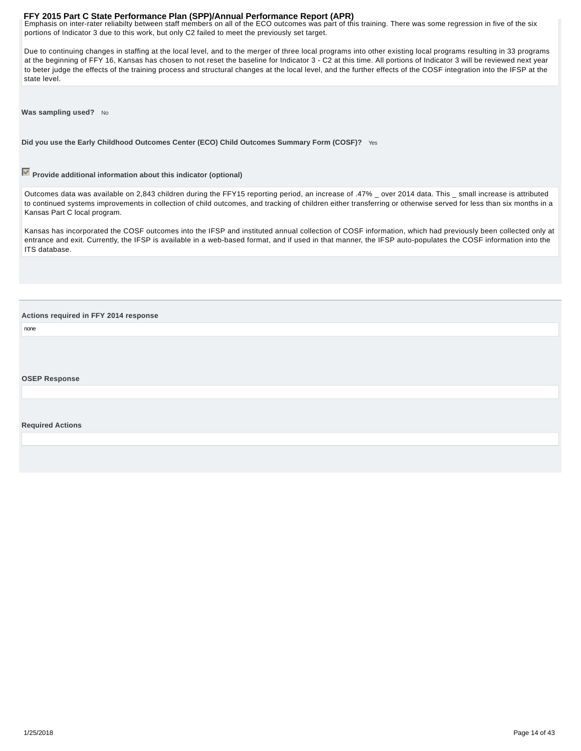Emphasis on inter-rater reliabilty between staff members on all of the ECO outcomes was part of this training. There was some regression in five of the six portions of Indicator 3 due to this work, but only C2 failed to meet the previously set target.

Due to continuing changes in staffing at the local level, and to the merger of three local programs into other existing local programs resulting in 33 programs at the beginning of FFY 16, Kansas has chosen to not reset the baseline for Indicator 3 - C2 at this time. All portions of Indicator 3 will be reviewed next year to beter judge the effects of the training process and structural changes at the local level, and the further effects of the COSF integration into the IFSP at the state level.

**Was sampling used?** No

**Did you use the Early Childhood Outcomes Center (ECO) Child Outcomes Summary Form (COSF)?** Yes

☑ **Provide additional information about this indicator (optional)**

Outcomes data was available on 2,843 children during the FFY15 reporting period, an increase of .47% _ over 2014 data. This _ small increase is attributed to continued systems improvements in collection of child outcomes, and tracking of children either transferring or otherwise served for less than six months in a Kansas Part C local program.

Kansas has incorporated the COSF outcomes into the IFSP and instituted annual collection of COSF information, which had previously been collected only at entrance and exit. Currently, the IFSP is available in a web-based format, and if used in that manner, the IFSP auto-populates the COSF information into the ITS database.

**Actions required in FFY 2014 response**

none

**OSEP Response**

**Required Actions**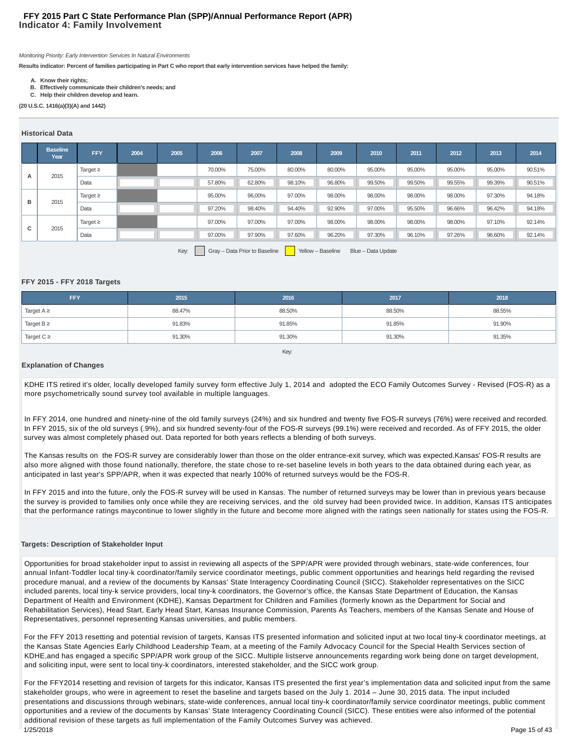# FFY 2015 Part C State Performance Plan (SPP)/Annual Performance Report (APR)
## Indicator 4: Family Involvement

*Monitoring Priority: Early Intervention Services In Natural Environments*

**Results indicator: Percent of families participating in Part C who report that early intervention services have helped the family:**

- **A. Know their rights;**
- **B. Effectively communicate their children's needs; and**
- **C. Help their children develop and learn.**

**(20 U.S.C. 1416(a)(3)(A) and 1442)**

### Historical Data

| | Baseline Year | FFY | 2004 | 2005 | 2006 | 2007 | 2008 | 2009 | 2010 | 2011 | 2012 | 2013 | 2014 |
|---|---|---|---|---|---|---|---|---|---|---|---|---|---|
| A | 2015 | Target ≥ | | | 70.00% | 75.00% | 80.00% | 80.00% | 95.00% | 95.00% | 95.00% | 95.00% | 90.51% |
| | | Data | | | 57.80% | 62.80% | 98.10% | 96.80% | 99.50% | 99.50% | 99.55% | 99.39% | 90.51% |
| B | 2015 | Target ≥ | | | 95.00% | 96.00% | 97.00% | 98.00% | 98.00% | 98.00% | 98.00% | 97.30% | 94.18% |
| | | Data | | | 97.20% | 98.40% | 94.40% | 92.90% | 97.00% | 95.50% | 96.66% | 96.42% | 94.18% |
| C | 2015 | Target ≥ | | | 97.00% | 97.00% | 97.00% | 98.00% | 98.00% | 98.00% | 98.00% | 97.10% | 92.14% |
| | | Data | | | 97.00% | 97.90% | 97.60% | 96.20% | 97.30% | 96.10% | 97.26% | 96.60% | 92.14% |

Key: Gray – Data Prior to Baseline; Yellow – Baseline; Blue – Data Update

### FFY 2015 - FFY 2018 Targets

| FFY | 2015 | 2016 | 2017 | 2018 |
|---|---|---|---|---|
| Target A ≥ | 88.47% | 88.50% | 88.50% | 88.55% |
| Target B ≥ | 91.83% | 91.85% | 91.85% | 91.90% |
| Target C ≥ | 91.30% | 91.30% | 91.30% | 91.35% |

Key:

### Explanation of Changes

KDHE ITS retired it's older, locally developed family survey form effective July 1, 2014 and adopted the ECO Family Outcomes Survey - Revised (FOS-R) as a more psychometrically sound survey tool available in multiple languages.

In FFY 2014, one hundred and ninety-nine of the old family surveys (24%) and six hundred and twenty five FOS-R surveys (76%) were received and recorded. In FFY 2015, six of the old surveys (.9%), and six hundred seventy-four of the FOS-R surveys (99.1%) were received and recorded. As of FFY 2015, the older survey was almost completely phased out. Data reported for both years reflects a blending of both surveys.

The Kansas results on the FOS-R survey are considerably lower than those on the older entrance-exit survey, which was expected.Kansas' FOS-R results are also more aligned with those found nationally, therefore, the state chose to re-set baseline levels in both years to the data obtained during each year, as anticipated in last year's SPP/APR, when it was expected that nearly 100% of returned surveys would be the FOS-R.

In FFY 2015 and into the future, only the FOS-R survey will be used in Kansas. The number of returned surveys may be lower than in previous years because the survey is provided to families only once while they are receiving services, and the old survey had been provided twice. In addition, Kansas ITS anticipates that the performance ratings maycontinue to lower slightly in the future and become more aligned with the ratings seen nationally for states using the FOS-R.

### Targets: Description of Stakeholder Input

Opportunities for broad stakeholder input to assist in reviewing all aspects of the SPP/APR were provided through webinars, state-wide conferences, four annual Infant-Toddler local tiny-k coordinator/family service coordinator meetings, public comment opportunities and hearings held regarding the revised procedure manual, and a review of the documents by Kansas' State Interagency Coordinating Council (SICC). Stakeholder representatives on the SICC included parents, local tiny-k service providers, local tiny-k coordinators, the Governor's office, the Kansas State Department of Education, the Kansas Department of Health and Environment (KDHE), Kansas Department for Children and Families (formerly known as the Department for Social and Rehabilitation Services), Head Start, Early Head Start, Kansas Insurance Commission, Parents As Teachers, members of the Kansas Senate and House of Representatives, personnel representing Kansas universities, and public members.

For the FFY 2013 resetting and potential revision of targets, Kansas ITS presented information and solicited input at two local tiny-k coordinator meetings, at the Kansas State Agencies Early Childhood Leadership Team, at a meeting of the Family Advocacy Council for the Special Health Services section of KDHE,and has engaged a specific SPP/APR work group of the SICC. Multiple listserve announcements regarding work being done on target development, and soliciting input, were sent to local tiny-k coordinators, interested stakeholder, and the SICC work group.

For the FFY2014 resetting and revision of targets for this indicator, Kansas ITS presented the first year's implementation data and solicited input from the same stakeholder groups, who were in agreement to reset the baseline and targets based on the July 1. 2014 – June 30, 2015 data. The input included presentations and discussions through webinars, state-wide conferences, annual local tiny-k coordinator/family service coordinator meetings, public comment opportunities and a review of the documents by Kansas' State Interagency Coordinating Council (SICC). These entities were also informed of the potential additional revision of these targets as full implementation of the Family Outcomes Survey was achieved.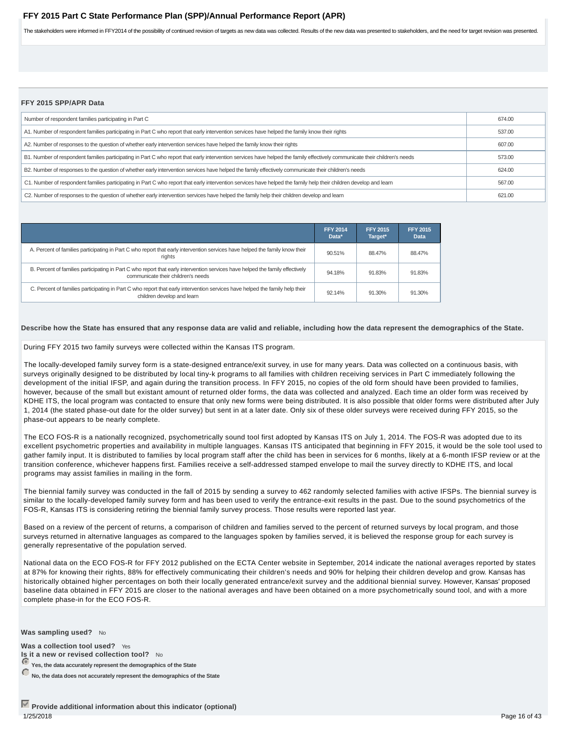The stakeholders were informed in FFY2014 of the possibility of continued revision of targets as new data was collected. Results of the new data was presented to stakeholders, and the need for target revision was presented.

### FFY 2015 SPP/APR Data

| | |
|---|---|
| Number of respondent families participating in Part C | 674.00 |
| A1. Number of respondent families participating in Part C who report that early intervention services have helped the family know their rights | 537.00 |
| A2. Number of responses to the question of whether early intervention services have helped the family know their rights | 607.00 |
| B1. Number of respondent families participating in Part C who report that early intervention services have helped the family effectively communicate their children's needs | 573.00 |
| B2. Number of responses to the question of whether early intervention services have helped the family effectively communicate their children's needs | 624.00 |
| C1. Number of respondent families participating in Part C who report that early intervention services have helped the family help their children develop and learn | 567.00 |
| C2. Number of responses to the question of whether early intervention services have helped the family help their children develop and learn | 621.00 |

| | FFY 2014 Data* | FFY 2015 Target* | FFY 2015 Data |
|---|---|---|---|
| A. Percent of families participating in Part C who report that early intervention services have helped the family know their rights | 90.51% | 88.47% | 88.47% |
| B. Percent of families participating in Part C who report that early intervention services have helped the family effectively communicate their children's needs | 94.18% | 91.83% | 91.83% |
| C. Percent of families participating in Part C who report that early intervention services have helped the family help their children develop and learn | 92.14% | 91.30% | 91.30% |

**Describe how the State has ensured that any response data are valid and reliable, including how the data represent the demographics of the State.**

During FFY 2015 two family surveys were collected within the Kansas ITS program.

The locally-developed family survey form is a state-designed entrance/exit survey, in use for many years. Data was collected on a continuous basis, with surveys originally designed to be distributed by local tiny-k programs to all families with children receiving services in Part C immediately following the development of the initial IFSP, and again during the transition process. In FFY 2015, no copies of the old form should have been provided to families, however, because of the small but existant amount of returned older forms, the data was collected and analyzed. Each time an older form was received by KDHE ITS, the local program was contacted to ensure that only new forms were being distributed. It is also possible that older forms were distributed after July 1, 2014 (the stated phase-out date for the older survey) but sent in at a later date. Only six of these older surveys were received during FFY 2015, so the phase-out appears to be nearly complete.

The ECO FOS-R is a nationally recognized, psychometrically sound tool first adopted by Kansas ITS on July 1, 2014. The FOS-R was adopted due to its excellent psychometric properties and availability in multiple languages. Kansas ITS anticipated that beginning in FFY 2015, it would be the sole tool used to gather family input. It is distributed to families by local program staff after the child has been in services for 6 months, likely at a 6-month IFSP review or at the transition conference, whichever happens first. Families receive a self-addressed stamped envelope to mail the survey directly to KDHE ITS, and local programs may assist families in mailing in the form.

The biennial family survey was conducted in the fall of 2015 by sending a survey to 462 randomly selected families with active IFSPs. The biennial survey is similar to the locally-developed family survey form and has been used to verify the entrance-exit results in the past. Due to the sound psychometrics of the FOS-R, Kansas ITS is considering retiring the biennial family survey process. Those results were reported last year.

Based on a review of the percent of returns, a comparison of children and families served to the percent of returned surveys by local program, and those surveys returned in alternative languages as compared to the languages spoken by families served, it is believed the response group for each survey is generally representative of the population served.

National data on the ECO FOS-R for FFY 2012 published on the ECTA Center website in September, 2014 indicate the national averages reported by states at 87% for knowing their rights, 88% for effectively communicating their children's needs and 90% for helping their children develop and grow. Kansas has historically obtained higher percentages on both their locally generated entrance/exit survey and the additional biennial survey. However, Kansas' proposed baseline data obtained in FFY 2015 are closer to the national averages and have been obtained on a more psychometrically sound tool, and with a more complete phase-in for the ECO FOS-R.

**Was sampling used?** No

**Was a collection tool used?** Yes

**Is it a new or revised collection tool?** No

- (selected) **Yes, the data accurately represent the demographics of the State**
- **No, the data does not accurately represent the demographics of the State**

☑ **Provide additional information about this indicator (optional)**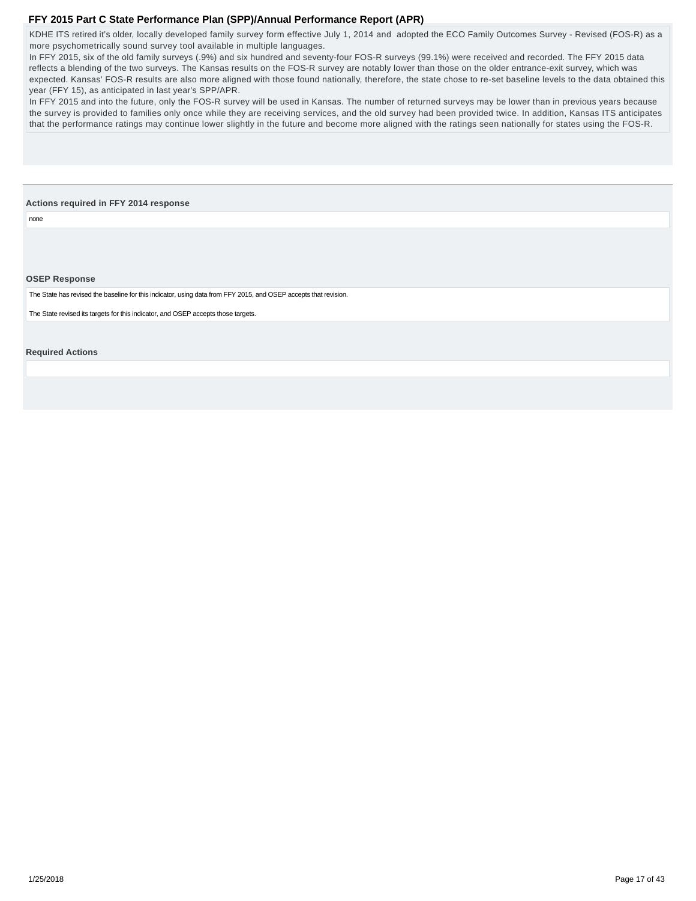KDHE ITS retired it's older, locally developed family survey form effective July 1, 2014 and adopted the ECO Family Outcomes Survey - Revised (FOS-R) as a more psychometrically sound survey tool available in multiple languages.
In FFY 2015, six of the old family surveys (.9%) and six hundred and seventy-four FOS-R surveys (99.1%) were received and recorded. The FFY 2015 data reflects a blending of the two surveys. The Kansas results on the FOS-R survey are notably lower than those on the older entrance-exit survey, which was expected. Kansas' FOS-R results are also more aligned with those found nationally, therefore, the state chose to re-set baseline levels to the data obtained this year (FFY 15), as anticipated in last year's SPP/APR.
In FFY 2015 and into the future, only the FOS-R survey will be used in Kansas. The number of returned surveys may be lower than in previous years because the survey is provided to families only once while they are receiving services, and the old survey had been provided twice. In addition, Kansas ITS anticipates that the performance ratings may continue lower slightly in the future and become more aligned with the ratings seen nationally for states using the FOS-R.

**Actions required in FFY 2014 response**

none

**OSEP Response**

The State has revised the baseline for this indicator, using data from FFY 2015, and OSEP accepts that revision.

The State revised its targets for this indicator, and OSEP accepts those targets.

**Required Actions**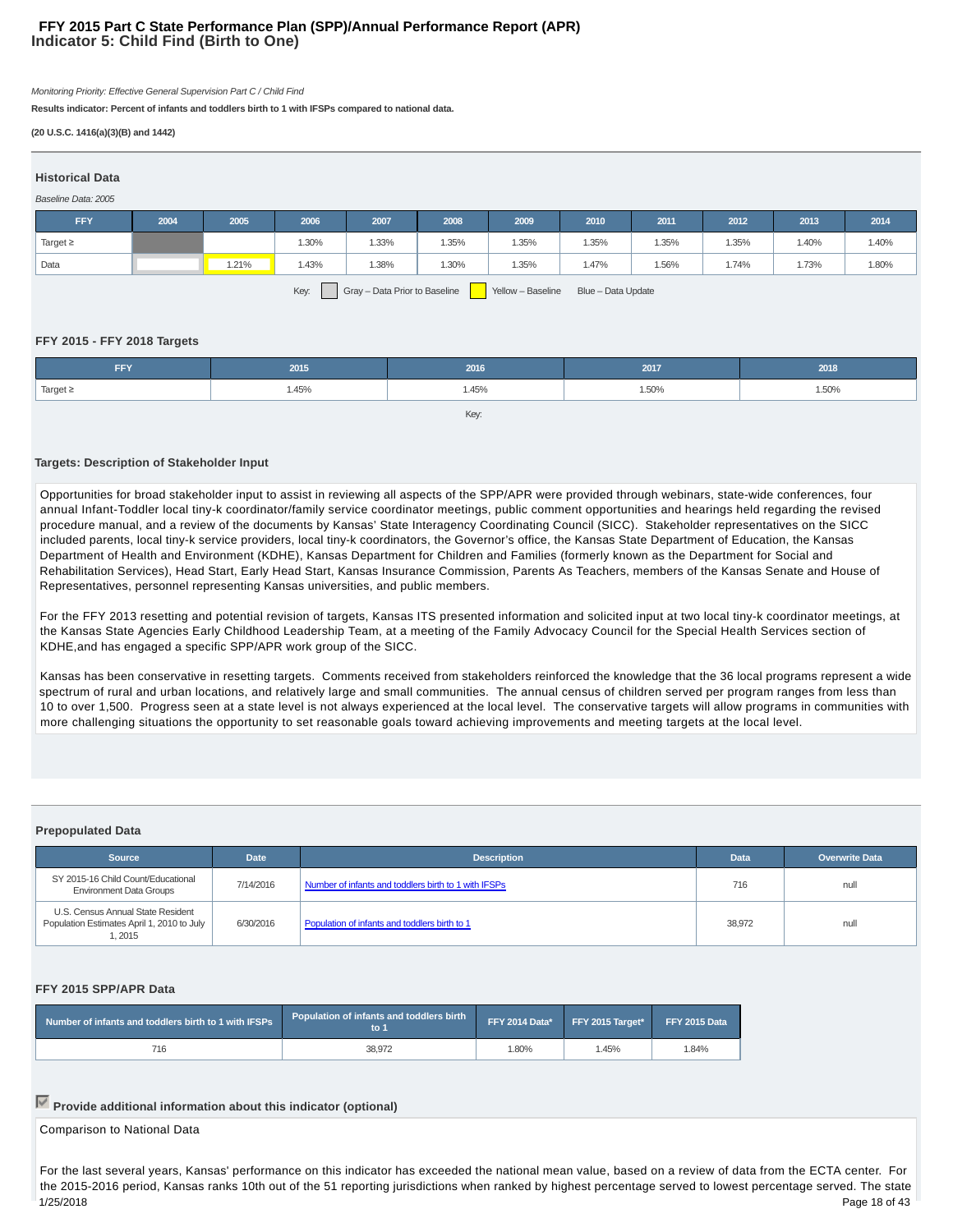# FFY 2015 Part C State Performance Plan (SPP)/Annual Performance Report (APR)
## Indicator 5: Child Find (Birth to One)

*Monitoring Priority: Effective General Supervision Part C / Child Find*

**Results indicator: Percent of infants and toddlers birth to 1 with IFSPs compared to national data.**

**(20 U.S.C. 1416(a)(3)(B) and 1442)**

### Historical Data

*Baseline Data: 2005*

| FFY | 2004 | 2005 | 2006 | 2007 | 2008 | 2009 | 2010 | 2011 | 2012 | 2013 | 2014 |
|---|---|---|---|---|---|---|---|---|---|---|---|
| Target ≥ | | | 1.30% | 1.33% | 1.35% | 1.35% | 1.35% | 1.35% | 1.35% | 1.40% | 1.40% |
| Data | | 1.21% | 1.43% | 1.38% | 1.30% | 1.35% | 1.47% | 1.56% | 1.74% | 1.73% | 1.80% |

Key: Gray – Data Prior to Baseline Yellow – Baseline Blue – Data Update

### FFY 2015 - FFY 2018 Targets

| FFY | 2015 | 2016 | 2017 | 2018 |
|---|---|---|---|---|
| Target ≥ | 1.45% | 1.45% | 1.50% | 1.50% |

Key:

### Targets: Description of Stakeholder Input

Opportunities for broad stakeholder input to assist in reviewing all aspects of the SPP/APR were provided through webinars, state-wide conferences, four annual Infant-Toddler local tiny-k coordinator/family service coordinator meetings, public comment opportunities and hearings held regarding the revised procedure manual, and a review of the documents by Kansas' State Interagency Coordinating Council (SICC). Stakeholder representatives on the SICC included parents, local tiny-k service providers, local tiny-k coordinators, the Governor's office, the Kansas State Department of Education, the Kansas Department of Health and Environment (KDHE), Kansas Department for Children and Families (formerly known as the Department for Social and Rehabilitation Services), Head Start, Early Head Start, Kansas Insurance Commission, Parents As Teachers, members of the Kansas Senate and House of Representatives, personnel representing Kansas universities, and public members.

For the FFY 2013 resetting and potential revision of targets, Kansas ITS presented information and solicited input at two local tiny-k coordinator meetings, at the Kansas State Agencies Early Childhood Leadership Team, at a meeting of the Family Advocacy Council for the Special Health Services section of KDHE,and has engaged a specific SPP/APR work group of the SICC.

Kansas has been conservative in resetting targets. Comments received from stakeholders reinforced the knowledge that the 36 local programs represent a wide spectrum of rural and urban locations, and relatively large and small communities. The annual census of children served per program ranges from less than 10 to over 1,500. Progress seen at a state level is not always experienced at the local level. The conservative targets will allow programs in communities with more challenging situations the opportunity to set reasonable goals toward achieving improvements and meeting targets at the local level.

### Prepopulated Data

| Source | Date | Description | Data | Overwrite Data |
|---|---|---|---|---|
| SY 2015-16 Child Count/Educational Environment Data Groups | 7/14/2016 | Number of infants and toddlers birth to 1 with IFSPs | 716 | null |
| U.S. Census Annual State Resident Population Estimates April 1, 2010 to July 1, 2015 | 6/30/2016 | Population of infants and toddlers birth to 1 | 38,972 | null |

### FFY 2015 SPP/APR Data

| Number of infants and toddlers birth to 1 with IFSPs | Population of infants and toddlers birth to 1 | FFY 2014 Data* | FFY 2015 Target* | FFY 2015 Data |
|---|---|---|---|---|
| 716 | 38,972 | 1.80% | 1.45% | 1.84% |

**Provide additional information about this indicator (optional)**

Comparison to National Data

For the last several years, Kansas' performance on this indicator has exceeded the national mean value, based on a review of data from the ECTA center. For the 2015-2016 period, Kansas ranks 10th out of the 51 reporting jurisdictions when ranked by highest percentage served to lowest percentage served. The state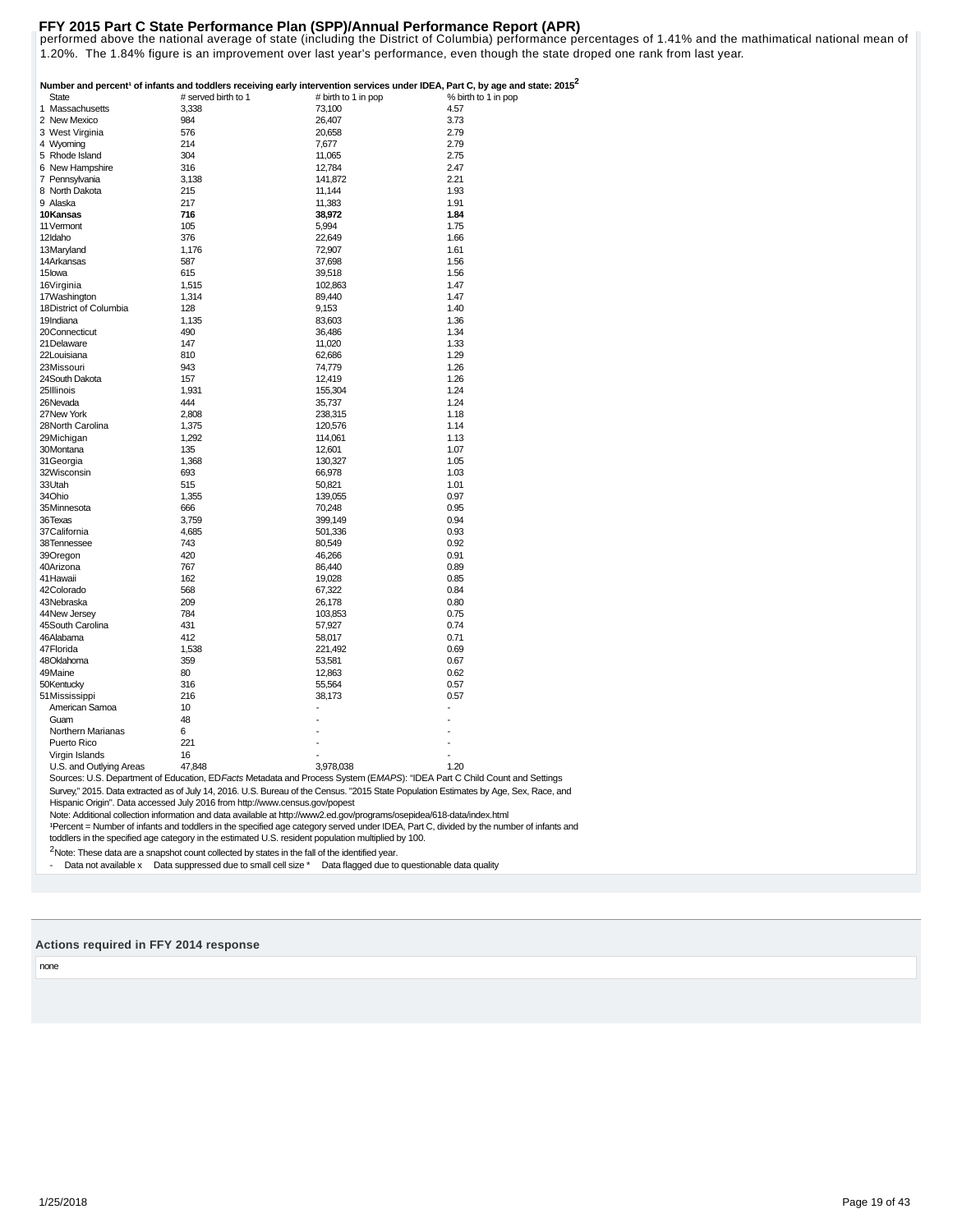performed above the national average of state (including the District of Columbia) performance percentages of 1.41% and the mathimatical national mean of 1.20%. The 1.84% figure is an improvement over last year's performance, even though the state droped one rank from last year.

**Number and percent[1] of infants and toddlers receiving early intervention services under IDEA, Part C, by age and state: 2015[2]**

| State | # served birth to 1 | # birth to 1 in pop | % birth to 1 in pop |
|---|---|---|---|
| 1 Massachusetts | 3,338 | 73,100 | 4.57 |
| 2 New Mexico | 984 | 26,407 | 3.73 |
| 3 West Virginia | 576 | 20,658 | 2.79 |
| 4 Wyoming | 214 | 7,677 | 2.79 |
| 5 Rhode Island | 304 | 11,065 | 2.75 |
| 6 New Hampshire | 316 | 12,784 | 2.47 |
| 7 Pennsylvania | 3,138 | 141,872 | 2.21 |
| 8 North Dakota | 215 | 11,144 | 1.93 |
| 9 Alaska | 217 | 11,383 | 1.91 |
| **10Kansas** | **716** | **38,972** | **1.84** |
| 11Vermont | 105 | 5,994 | 1.75 |
| 12Idaho | 376 | 22,649 | 1.66 |
| 13Maryland | 1,176 | 72,907 | 1.61 |
| 14Arkansas | 587 | 37,698 | 1.56 |
| 15Iowa | 615 | 39,518 | 1.56 |
| 16Virginia | 1,515 | 102,863 | 1.47 |
| 17Washington | 1,314 | 89,440 | 1.47 |
| 18District of Columbia | 128 | 9,153 | 1.40 |
| 19Indiana | 1,135 | 83,603 | 1.36 |
| 20Connecticut | 490 | 36,486 | 1.34 |
| 21Delaware | 147 | 11,020 | 1.33 |
| 22Louisiana | 810 | 62,686 | 1.29 |
| 23Missouri | 943 | 74,779 | 1.26 |
| 24South Dakota | 157 | 12,419 | 1.26 |
| 25Illinois | 1,931 | 155,304 | 1.24 |
| 26Nevada | 444 | 35,737 | 1.24 |
| 27New York | 2,808 | 238,315 | 1.18 |
| 28North Carolina | 1,375 | 120,576 | 1.14 |
| 29Michigan | 1,292 | 114,061 | 1.13 |
| 30Montana | 135 | 12,601 | 1.07 |
| 31Georgia | 1,368 | 130,327 | 1.05 |
| 32Wisconsin | 693 | 66,978 | 1.03 |
| 33Utah | 515 | 50,821 | 1.01 |
| 34Ohio | 1,355 | 139,055 | 0.97 |
| 35Minnesota | 666 | 70,248 | 0.95 |
| 36Texas | 3,759 | 399,149 | 0.94 |
| 37California | 4,685 | 501,336 | 0.93 |
| 38Tennessee | 743 | 80,549 | 0.92 |
| 39Oregon | 420 | 46,266 | 0.91 |
| 40Arizona | 767 | 86,440 | 0.89 |
| 41Hawaii | 162 | 19,028 | 0.85 |
| 42Colorado | 568 | 67,322 | 0.84 |
| 43Nebraska | 209 | 26,178 | 0.80 |
| 44New Jersey | 784 | 103,853 | 0.75 |
| 45South Carolina | 431 | 57,927 | 0.74 |
| 46Alabama | 412 | 58,017 | 0.71 |
| 47Florida | 1,538 | 221,492 | 0.69 |
| 48Oklahoma | 359 | 53,581 | 0.67 |
| 49Maine | 80 | 12,863 | 0.62 |
| 50Kentucky | 316 | 55,564 | 0.57 |
| 51Mississippi | 216 | 38,173 | 0.57 |
| American Samoa | 10 | - | - |
| Guam | 48 | - | - |
| Northern Marianas | 6 | - | - |
| Puerto Rico | 221 | - | - |
| Virgin Islands | 16 | - | - |
| U.S. and Outlying Areas | 47,848 | 3,978,038 | 1.20 |

Sources: U.S. Department of Education, ED*Facts* Metadata and Process System (E*MAPS*): "IDEA Part C Child Count and Settings Survey," 2015. Data extracted as of July 14, 2016. U.S. Bureau of the Census. "2015 State Population Estimates by Age, Sex, Race, and Hispanic Origin". Data accessed July 2016 from http://www.census.gov/popest

Note: Additional collection information and data available at http://www2.ed.gov/programs/osepidea/618-data/index.html

[1]Percent = Number of infants and toddlers in the specified age category served under IDEA, Part C, divided by the number of infants and toddlers in the specified age category in the estimated U.S. resident population multiplied by 100.

[2]Note: These data are a snapshot count collected by states in the fall of the identified year.

- Data not available x Data suppressed due to small cell size * Data flagged due to questionable data quality

### Actions required in FFY 2014 response

none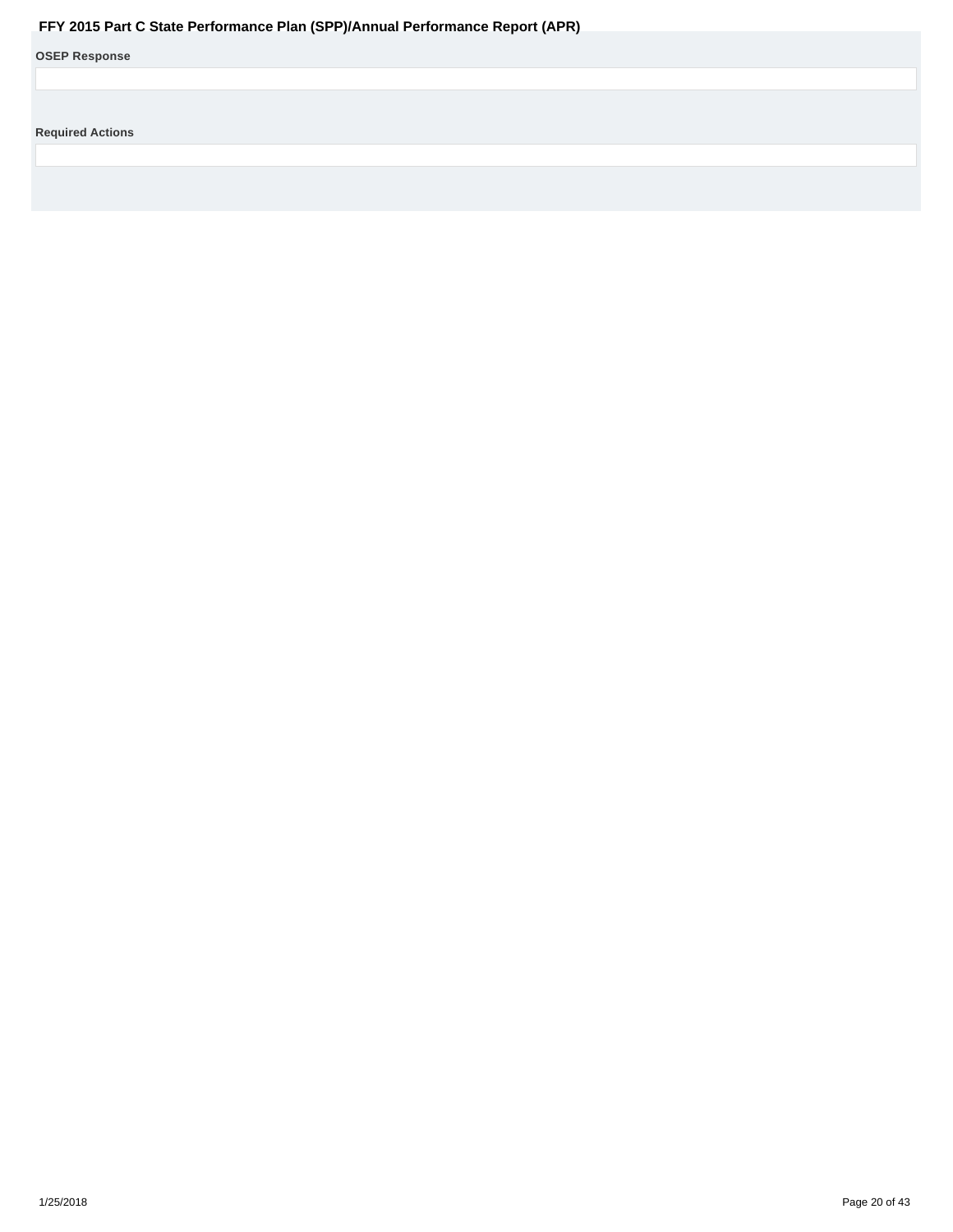**OSEP Response**

**Required Actions**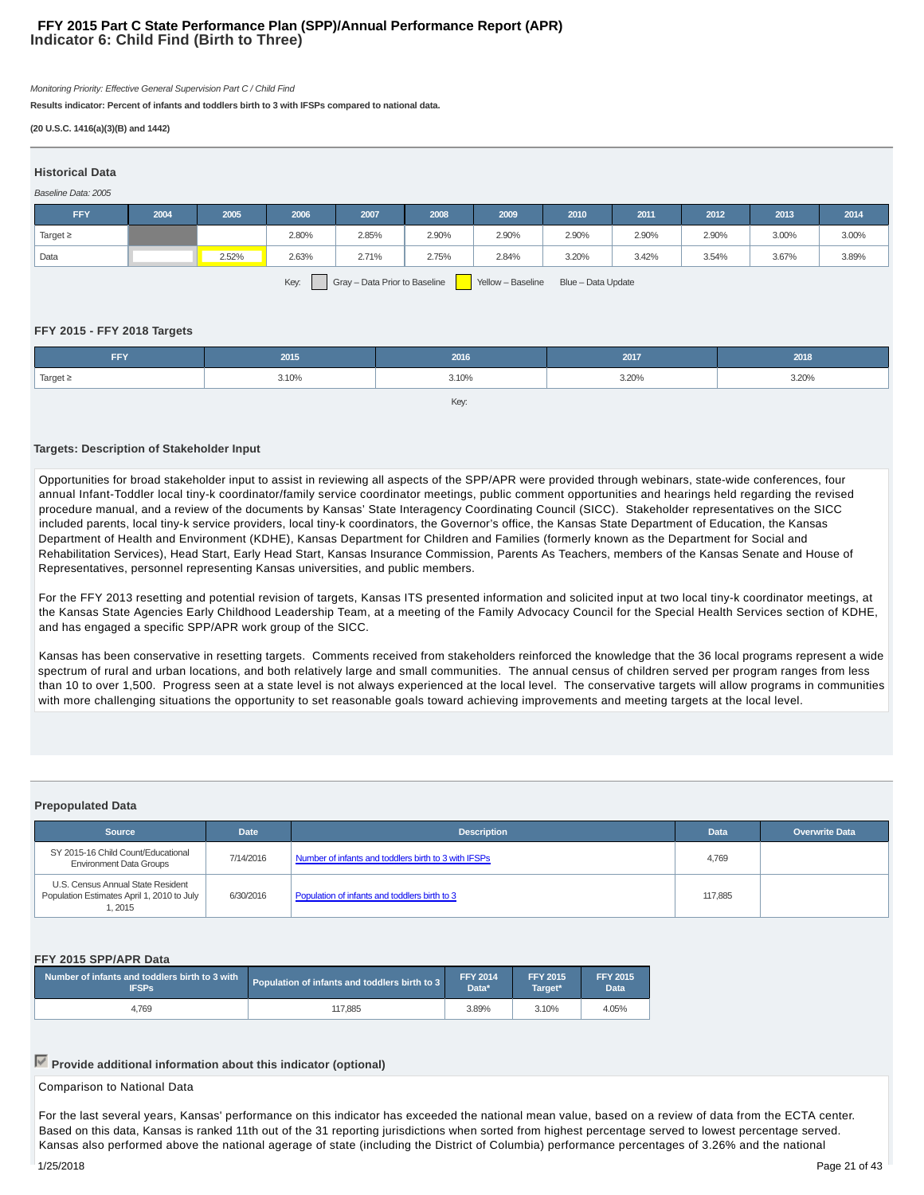# FFY 2015 Part C State Performance Plan (SPP)/Annual Performance Report (APR)
## Indicator 6: Child Find (Birth to Three)

*Monitoring Priority: Effective General Supervision Part C / Child Find*

**Results indicator: Percent of infants and toddlers birth to 3 with IFSPs compared to national data.**

**(20 U.S.C. 1416(a)(3)(B) and 1442)**

### Historical Data

*Baseline Data: 2005*

| FFY | 2004 | 2005 | 2006 | 2007 | 2008 | 2009 | 2010 | 2011 | 2012 | 2013 | 2014 |
|---|---|---|---|---|---|---|---|---|---|---|---|
| Target ≥ | | | 2.80% | 2.85% | 2.90% | 2.90% | 2.90% | 2.90% | 2.90% | 3.00% | 3.00% |
| Data | | 2.52% | 2.63% | 2.71% | 2.75% | 2.84% | 3.20% | 3.42% | 3.54% | 3.67% | 3.89% |

Key: Gray – Data Prior to Baseline; Yellow – Baseline; Blue – Data Update

### FFY 2015 - FFY 2018 Targets

| FFY | 2015 | 2016 | 2017 | 2018 |
|---|---|---|---|---|
| Target ≥ | 3.10% | 3.10% | 3.20% | 3.20% |

Key:

### Targets: Description of Stakeholder Input

Opportunities for broad stakeholder input to assist in reviewing all aspects of the SPP/APR were provided through webinars, state-wide conferences, four annual Infant-Toddler local tiny-k coordinator/family service coordinator meetings, public comment opportunities and hearings held regarding the revised procedure manual, and a review of the documents by Kansas' State Interagency Coordinating Council (SICC). Stakeholder representatives on the SICC included parents, local tiny-k service providers, local tiny-k coordinators, the Governor's office, the Kansas State Department of Education, the Kansas Department of Health and Environment (KDHE), Kansas Department for Children and Families (formerly known as the Department for Social and Rehabilitation Services), Head Start, Early Head Start, Kansas Insurance Commission, Parents As Teachers, members of the Kansas Senate and House of Representatives, personnel representing Kansas universities, and public members.

For the FFY 2013 resetting and potential revision of targets, Kansas ITS presented information and solicited input at two local tiny-k coordinator meetings, at the Kansas State Agencies Early Childhood Leadership Team, at a meeting of the Family Advocacy Council for the Special Health Services section of KDHE, and has engaged a specific SPP/APR work group of the SICC.

Kansas has been conservative in resetting targets. Comments received from stakeholders reinforced the knowledge that the 36 local programs represent a wide spectrum of rural and urban locations, and both relatively large and small communities. The annual census of children served per program ranges from less than 10 to over 1,500. Progress seen at a state level is not always experienced at the local level. The conservative targets will allow programs in communities with more challenging situations the opportunity to set reasonable goals toward achieving improvements and meeting targets at the local level.

### Prepopulated Data

| Source | Date | Description | Data | Overwrite Data |
|---|---|---|---|---|
| SY 2015-16 Child Count/Educational Environment Data Groups | 7/14/2016 | Number of infants and toddlers birth to 3 with IFSPs | 4,769 | |
| U.S. Census Annual State Resident Population Estimates April 1, 2010 to July 1, 2015 | 6/30/2016 | Population of infants and toddlers birth to 3 | 117,885 | |

### FFY 2015 SPP/APR Data

| Number of infants and toddlers birth to 3 with IFSPs | Population of infants and toddlers birth to 3 | FFY 2014 Data* | FFY 2015 Target* | FFY 2015 Data |
|---|---|---|---|---|
| 4,769 | 117,885 | 3.89% | 3.10% | 4.05% |

☑ **Provide additional information about this indicator (optional)**

Comparison to National Data

For the last several years, Kansas' performance on this indicator has exceeded the national mean value, based on a review of data from the ECTA center. Based on this data, Kansas is ranked 11th out of the 31 reporting jurisdictions when sorted from highest percentage served to lowest percentage served. Kansas also performed above the national agerage of state (including the District of Columbia) performance percentages of 3.26% and the national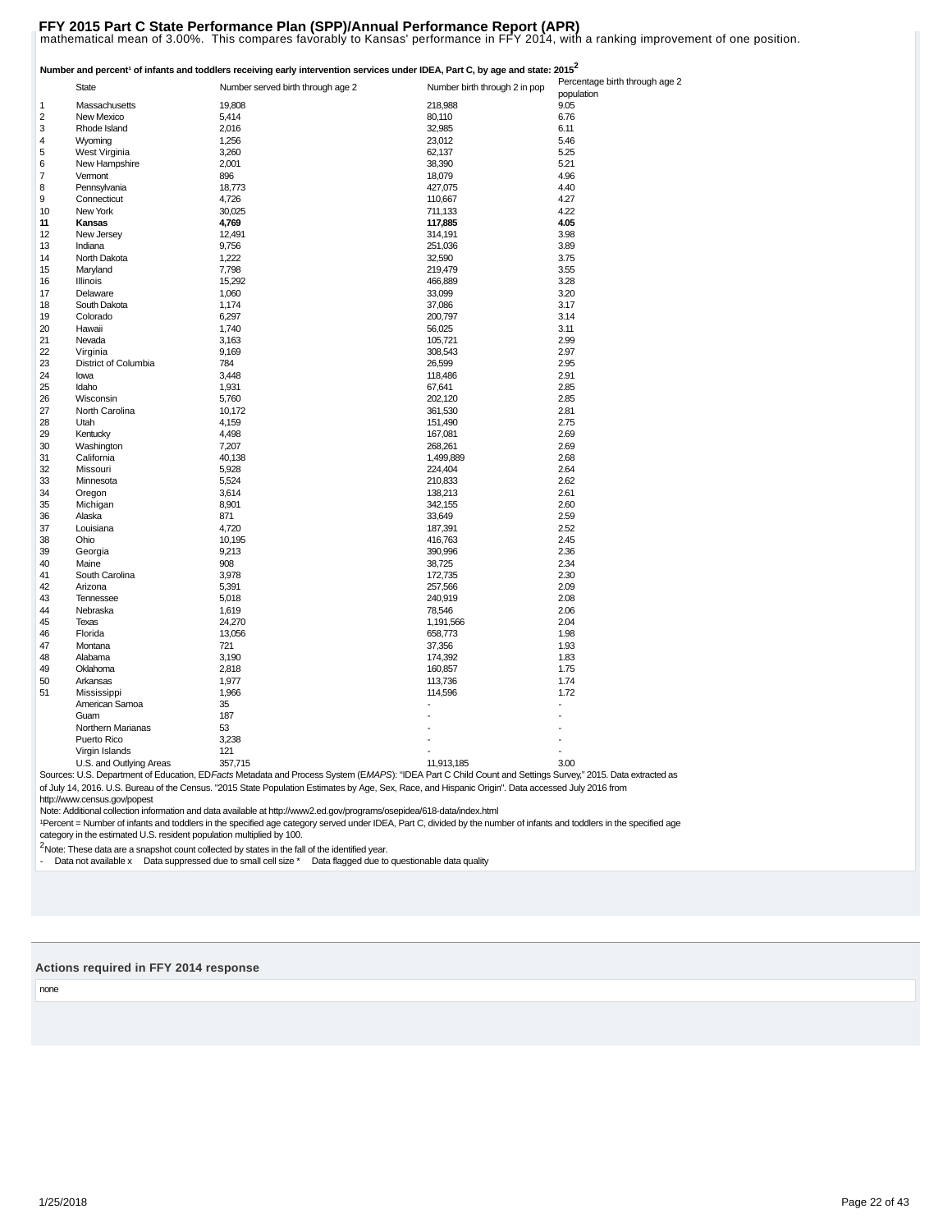mathematical mean of 3.00%. This compares favorably to Kansas' performance in FFY 2014, with a ranking improvement of one position.

**Number and percent[1] of infants and toddlers receiving early intervention services under IDEA, Part C, by age and state: 2015[2]**

| | State | Number served birth through age 2 | Number birth through 2 in pop | Percentage birth through age 2 population |
|---|---|---|---|---|
| 1 | Massachusetts | 19,808 | 218,988 | 9.05 |
| 2 | New Mexico | 5,414 | 80,110 | 6.76 |
| 3 | Rhode Island | 2,016 | 32,985 | 6.11 |
| 4 | Wyoming | 1,256 | 23,012 | 5.46 |
| 5 | West Virginia | 3,260 | 62,137 | 5.25 |
| 6 | New Hampshire | 2,001 | 38,390 | 5.21 |
| 7 | Vermont | 896 | 18,079 | 4.96 |
| 8 | Pennsylvania | 18,773 | 427,075 | 4.40 |
| 9 | Connecticut | 4,726 | 110,667 | 4.27 |
| 10 | New York | 30,025 | 711,133 | 4.22 |
| **11** | **Kansas** | **4,769** | **117,885** | **4.05** |
| 12 | New Jersey | 12,491 | 314,191 | 3.98 |
| 13 | Indiana | 9,756 | 251,036 | 3.89 |
| 14 | North Dakota | 1,222 | 32,590 | 3.75 |
| 15 | Maryland | 7,798 | 219,479 | 3.55 |
| 16 | Illinois | 15,292 | 466,889 | 3.28 |
| 17 | Delaware | 1,060 | 33,099 | 3.20 |
| 18 | South Dakota | 1,174 | 37,086 | 3.17 |
| 19 | Colorado | 6,297 | 200,797 | 3.14 |
| 20 | Hawaii | 1,740 | 56,025 | 3.11 |
| 21 | Nevada | 3,163 | 105,721 | 2.99 |
| 22 | Virginia | 9,169 | 308,543 | 2.97 |
| 23 | District of Columbia | 784 | 26,599 | 2.95 |
| 24 | Iowa | 3,448 | 118,486 | 2.91 |
| 25 | Idaho | 1,931 | 67,641 | 2.85 |
| 26 | Wisconsin | 5,760 | 202,120 | 2.85 |
| 27 | North Carolina | 10,172 | 361,530 | 2.81 |
| 28 | Utah | 4,159 | 151,490 | 2.75 |
| 29 | Kentucky | 4,498 | 167,081 | 2.69 |
| 30 | Washington | 7,207 | 268,261 | 2.69 |
| 31 | California | 40,138 | 1,499,889 | 2.68 |
| 32 | Missouri | 5,928 | 224,404 | 2.64 |
| 33 | Minnesota | 5,524 | 210,833 | 2.62 |
| 34 | Oregon | 3,614 | 138,213 | 2.61 |
| 35 | Michigan | 8,901 | 342,155 | 2.60 |
| 36 | Alaska | 871 | 33,649 | 2.59 |
| 37 | Louisiana | 4,720 | 187,391 | 2.52 |
| 38 | Ohio | 10,195 | 416,763 | 2.45 |
| 39 | Georgia | 9,213 | 390,996 | 2.36 |
| 40 | Maine | 908 | 38,725 | 2.34 |
| 41 | South Carolina | 3,978 | 172,735 | 2.30 |
| 42 | Arizona | 5,391 | 257,566 | 2.09 |
| 43 | Tennessee | 5,018 | 240,919 | 2.08 |
| 44 | Nebraska | 1,619 | 78,546 | 2.06 |
| 45 | Texas | 24,270 | 1,191,566 | 2.04 |
| 46 | Florida | 13,056 | 658,773 | 1.98 |
| 47 | Montana | 721 | 37,356 | 1.93 |
| 48 | Alabama | 3,190 | 174,392 | 1.83 |
| 49 | Oklahoma | 2,818 | 160,857 | 1.75 |
| 50 | Arkansas | 1,977 | 113,736 | 1.74 |
| 51 | Mississippi | 1,966 | 114,596 | 1.72 |
| | American Samoa | 35 | - | - |
| | Guam | 187 | - | - |
| | Northern Marianas | 53 | - | - |
| | Puerto Rico | 3,238 | - | - |
| | Virgin Islands | 121 | - | - |
| | U.S. and Outlying Areas | 357,715 | 11,913,185 | 3.00 |

Sources: U.S. Department of Education, ED*Facts* Metadata and Process System (E*MAPS*): "IDEA Part C Child Count and Settings Survey," 2015. Data extracted as of July 14, 2016. U.S. Bureau of the Census. "2015 State Population Estimates by Age, Sex, Race, and Hispanic Origin". Data accessed July 2016 from http://www.census.gov/popest

Note: Additional collection information and data available at http://www2.ed.gov/programs/osepidea/618-data/index.html

[1]Percent = Number of infants and toddlers in the specified age category served under IDEA, Part C, divided by the number of infants and toddlers in the specified age category in the estimated U.S. resident population multiplied by 100.

[2]Note: These data are a snapshot count collected by states in the fall of the identified year.

- Data not available x Data suppressed due to small cell size * Data flagged due to questionable data quality

**Actions required in FFY 2014 response**

none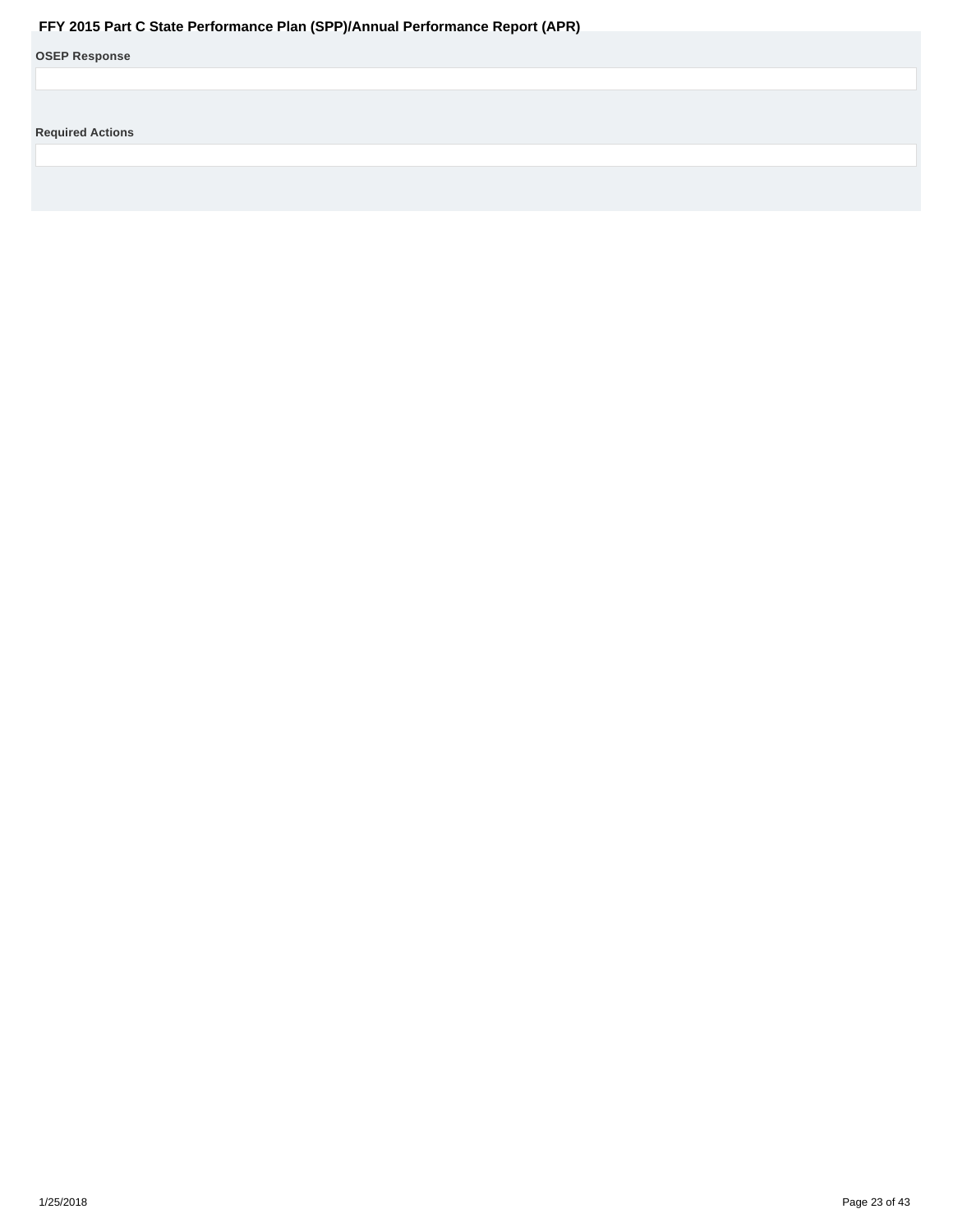**OSEP Response**

**Required Actions**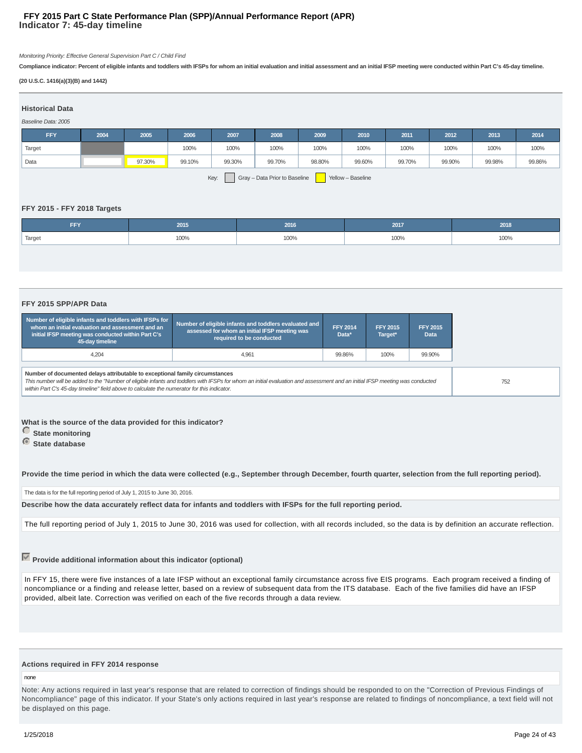# FFY 2015 Part C State Performance Plan (SPP)/Annual Performance Report (APR)
## Indicator 7: 45-day timeline

*Monitoring Priority: Effective General Supervision Part C / Child Find*

**Compliance indicator: Percent of eligible infants and toddlers with IFSPs for whom an initial evaluation and initial assessment and an initial IFSP meeting were conducted within Part C's 45-day timeline.**

**(20 U.S.C. 1416(a)(3)(B) and 1442)**

### Historical Data

*Baseline Data: 2005*

| FFY | 2004 | 2005 | 2006 | 2007 | 2008 | 2009 | 2010 | 2011 | 2012 | 2013 | 2014 |
|---|---|---|---|---|---|---|---|---|---|---|---|
| Target | | | 100% | 100% | 100% | 100% | 100% | 100% | 100% | 100% | 100% |
| Data | | 97.30% | 99.10% | 99.30% | 99.70% | 98.80% | 99.60% | 99.70% | 99.90% | 99.98% | 99.86% |

Key: Gray – Data Prior to Baseline; Yellow – Baseline

### FFY 2015 - FFY 2018 Targets

| FFY | 2015 | 2016 | 2017 | 2018 |
|---|---|---|---|---|
| Target | 100% | 100% | 100% | 100% |

### FFY 2015 SPP/APR Data

| Number of eligible infants and toddlers with IFSPs for whom an initial evaluation and assessment and an initial IFSP meeting was conducted within Part C's 45-day timeline | Number of eligible infants and toddlers evaluated and assessed for whom an initial IFSP meeting was required to be conducted | FFY 2014 Data* | FFY 2015 Target* | FFY 2015 Data |
|---|---|---|---|---|
| 4,204 | 4,961 | 99.86% | 100% | 99.90% |

| Number of documented delays attributable to exceptional family circumstances | |
|---|---|
| *This number will be added to the "Number of eligible infants and toddlers with IFSPs for whom an initial evaluation and assessment and an initial IFSP meeting was conducted within Part C's 45-day timeline" field above to calculate the numerator for this indicator.* | 752 |

**What is the source of the data provided for this indicator?**

- State monitoring
- State database (selected)

**Provide the time period in which the data were collected (e.g., September through December, fourth quarter, selection from the full reporting period).**

The data is for the full reporting period of July 1, 2015 to June 30, 2016.

**Describe how the data accurately reflect data for infants and toddlers with IFSPs for the full reporting period.**

The full reporting period of July 1, 2015 to June 30, 2016 was used for collection, with all records included, so the data is by definition an accurate reflection.

**Provide additional information about this indicator (optional)**

In FFY 15, there were five instances of a late IFSP without an exceptional family circumstance across five EIS programs. Each program received a finding of noncompliance or a finding and release letter, based on a review of subsequent data from the ITS database. Each of the five families did have an IFSP provided, albeit late. Correction was verified on each of the five records through a data review.

### Actions required in FFY 2014 response

none

Note: Any actions required in last year's response that are related to correction of findings should be responded to on the "Correction of Previous Findings of Noncompliance" page of this indicator. If your State's only actions required in last year's response are related to findings of noncompliance, a text field will not be displayed on this page.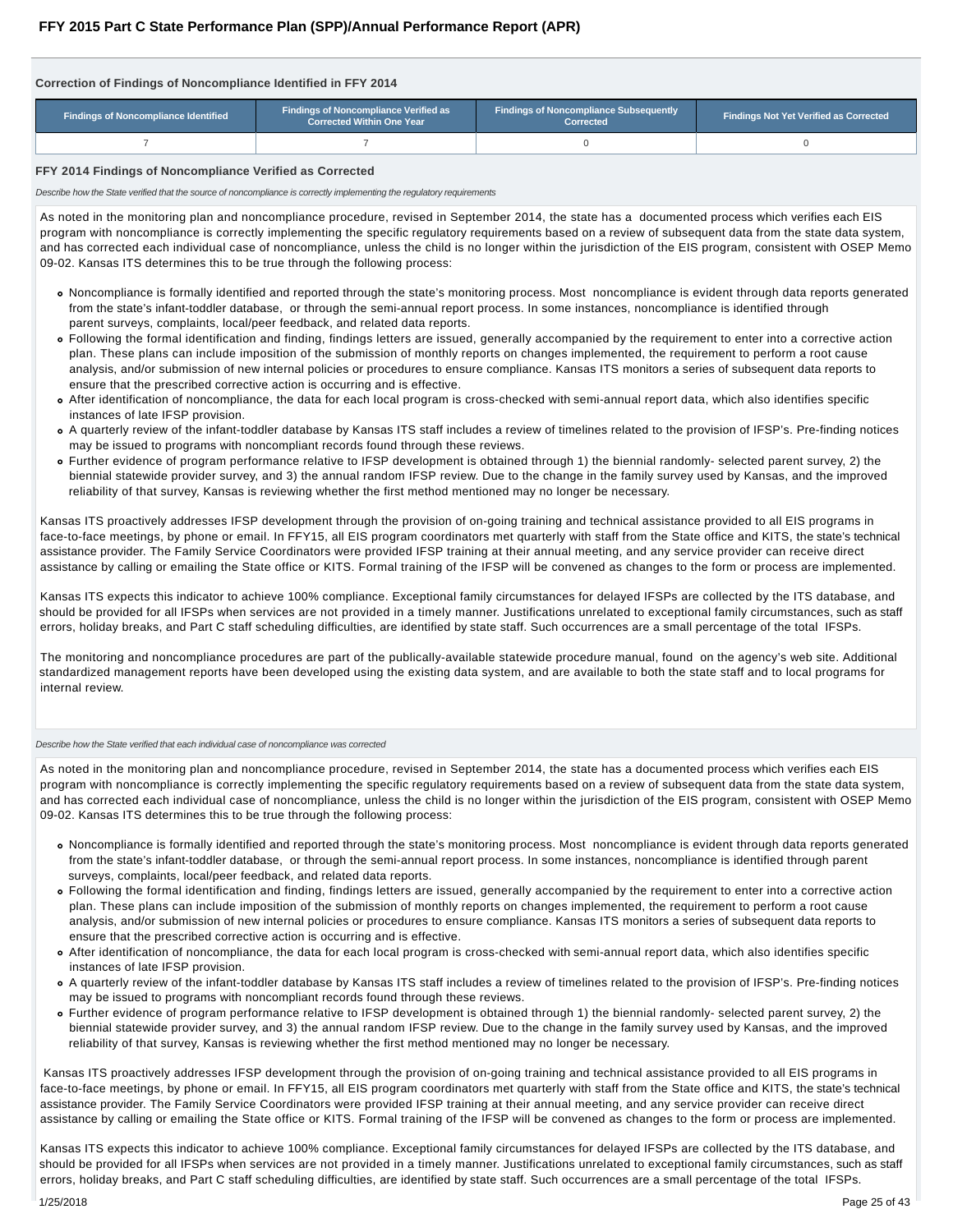### Correction of Findings of Noncompliance Identified in FFY 2014

| Findings of Noncompliance Identified | Findings of Noncompliance Verified as Corrected Within One Year | Findings of Noncompliance Subsequently Corrected | Findings Not Yet Verified as Corrected |
|---|---|---|---|
| 7 | 7 | 0 | 0 |

### FFY 2014 Findings of Noncompliance Verified as Corrected

*Describe how the State verified that the source of noncompliance is correctly implementing the regulatory requirements*

As noted in the monitoring plan and noncompliance procedure, revised in September 2014, the state has a documented process which verifies each EIS program with noncompliance is correctly implementing the specific regulatory requirements based on a review of subsequent data from the state data system, and has corrected each individual case of noncompliance, unless the child is no longer within the jurisdiction of the EIS program, consistent with OSEP Memo 09-02. Kansas ITS determines this to be true through the following process:

- Noncompliance is formally identified and reported through the state's monitoring process. Most noncompliance is evident through data reports generated from the state's infant-toddler database, or through the semi-annual report process. In some instances, noncompliance is identified through parent surveys, complaints, local/peer feedback, and related data reports.
- Following the formal identification and finding, findings letters are issued, generally accompanied by the requirement to enter into a corrective action plan. These plans can include imposition of the submission of monthly reports on changes implemented, the requirement to perform a root cause analysis, and/or submission of new internal policies or procedures to ensure compliance. Kansas ITS monitors a series of subsequent data reports to ensure that the prescribed corrective action is occurring and is effective.
- After identification of noncompliance, the data for each local program is cross-checked with semi-annual report data, which also identifies specific instances of late IFSP provision.
- A quarterly review of the infant-toddler database by Kansas ITS staff includes a review of timelines related to the provision of IFSP's. Pre-finding notices may be issued to programs with noncompliant records found through these reviews.
- Further evidence of program performance relative to IFSP development is obtained through 1) the biennial randomly- selected parent survey, 2) the biennial statewide provider survey, and 3) the annual random IFSP review. Due to the change in the family survey used by Kansas, and the improved reliability of that survey, Kansas is reviewing whether the first method mentioned may no longer be necessary.

Kansas ITS proactively addresses IFSP development through the provision of on-going training and technical assistance provided to all EIS programs in face-to-face meetings, by phone or email. In FFY15, all EIS program coordinators met quarterly with staff from the State office and KITS, the state's technical assistance provider. The Family Service Coordinators were provided IFSP training at their annual meeting, and any service provider can receive direct assistance by calling or emailing the State office or KITS. Formal training of the IFSP will be convened as changes to the form or process are implemented.

Kansas ITS expects this indicator to achieve 100% compliance. Exceptional family circumstances for delayed IFSPs are collected by the ITS database, and should be provided for all IFSPs when services are not provided in a timely manner. Justifications unrelated to exceptional family circumstances, such as staff errors, holiday breaks, and Part C staff scheduling difficulties, are identified by state staff. Such occurrences are a small percentage of the total IFSPs.

The monitoring and noncompliance procedures are part of the publically-available statewide procedure manual, found on the agency's web site. Additional standardized management reports have been developed using the existing data system, and are available to both the state staff and to local programs for internal review.

*Describe how the State verified that each individual case of noncompliance was corrected*

As noted in the monitoring plan and noncompliance procedure, revised in September 2014, the state has a documented process which verifies each EIS program with noncompliance is correctly implementing the specific regulatory requirements based on a review of subsequent data from the state data system, and has corrected each individual case of noncompliance, unless the child is no longer within the jurisdiction of the EIS program, consistent with OSEP Memo 09-02. Kansas ITS determines this to be true through the following process:

- Noncompliance is formally identified and reported through the state's monitoring process. Most noncompliance is evident through data reports generated from the state's infant-toddler database, or through the semi-annual report process. In some instances, noncompliance is identified through parent surveys, complaints, local/peer feedback, and related data reports.
- Following the formal identification and finding, findings letters are issued, generally accompanied by the requirement to enter into a corrective action plan. These plans can include imposition of the submission of monthly reports on changes implemented, the requirement to perform a root cause analysis, and/or submission of new internal policies or procedures to ensure compliance. Kansas ITS monitors a series of subsequent data reports to ensure that the prescribed corrective action is occurring and is effective.
- After identification of noncompliance, the data for each local program is cross-checked with semi-annual report data, which also identifies specific instances of late IFSP provision.
- A quarterly review of the infant-toddler database by Kansas ITS staff includes a review of timelines related to the provision of IFSP's. Pre-finding notices may be issued to programs with noncompliant records found through these reviews.
- Further evidence of program performance relative to IFSP development is obtained through 1) the biennial randomly- selected parent survey, 2) the biennial statewide provider survey, and 3) the annual random IFSP review. Due to the change in the family survey used by Kansas, and the improved reliability of that survey, Kansas is reviewing whether the first method mentioned may no longer be necessary.

Kansas ITS proactively addresses IFSP development through the provision of on-going training and technical assistance provided to all EIS programs in face-to-face meetings, by phone or email. In FFY15, all EIS program coordinators met quarterly with staff from the State office and KITS, the state's technical assistance provider. The Family Service Coordinators were provided IFSP training at their annual meeting, and any service provider can receive direct assistance by calling or emailing the State office or KITS. Formal training of the IFSP will be convened as changes to the form or process are implemented.

Kansas ITS expects this indicator to achieve 100% compliance. Exceptional family circumstances for delayed IFSPs are collected by the ITS database, and should be provided for all IFSPs when services are not provided in a timely manner. Justifications unrelated to exceptional family circumstances, such as staff errors, holiday breaks, and Part C staff scheduling difficulties, are identified by state staff. Such occurrences are a small percentage of the total IFSPs.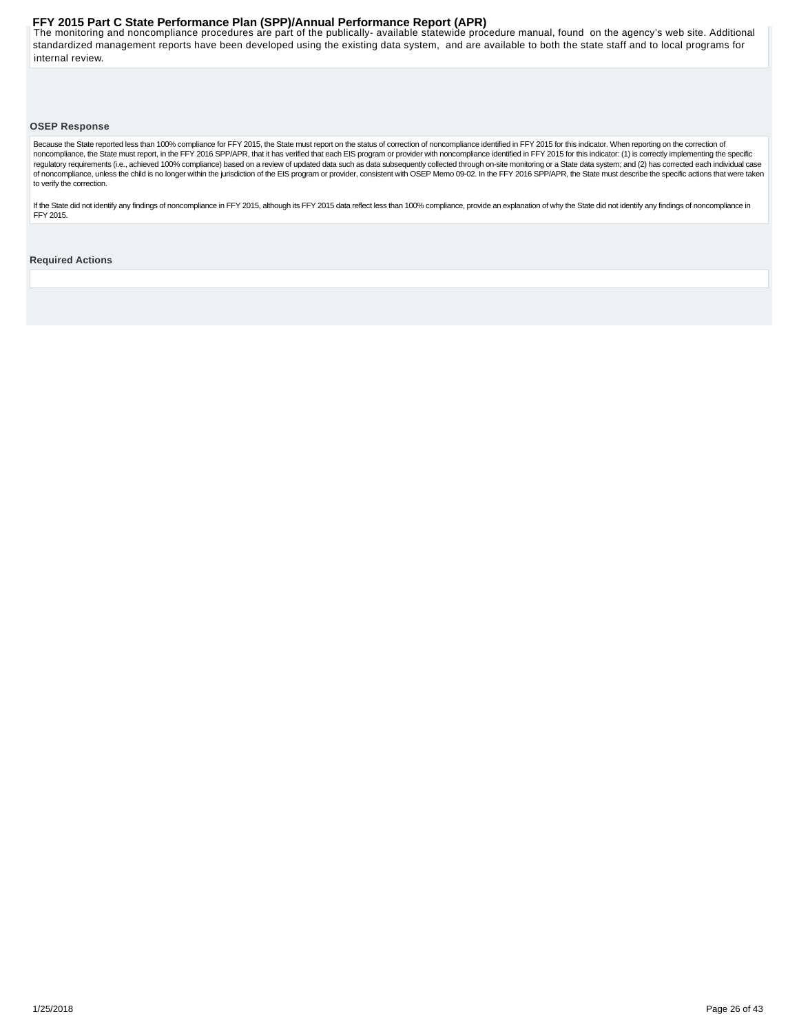The monitoring and noncompliance procedures are part of the publically- available statewide procedure manual, found on the agency's web site. Additional standardized management reports have been developed using the existing data system, and are available to both the state staff and to local programs for internal review.

### OSEP Response

Because the State reported less than 100% compliance for FFY 2015, the State must report on the status of correction of noncompliance identified in FFY 2015 for this indicator. When reporting on the correction of noncompliance, the State must report, in the FFY 2016 SPP/APR, that it has verified that each EIS program or provider with noncompliance identified in FFY 2015 for this indicator: (1) is correctly implementing the specific regulatory requirements (i.e., achieved 100% compliance) based on a review of updated data such as data subsequently collected through on-site monitoring or a State data system; and (2) has corrected each individual case of noncompliance, unless the child is no longer within the jurisdiction of the EIS program or provider, consistent with OSEP Memo 09-02. In the FFY 2016 SPP/APR, the State must describe the specific actions that were taken to verify the correction.

If the State did not identify any findings of noncompliance in FFY 2015, although its FFY 2015 data reflect less than 100% compliance, provide an explanation of why the State did not identify any findings of noncompliance in FFY 2015.

### Required Actions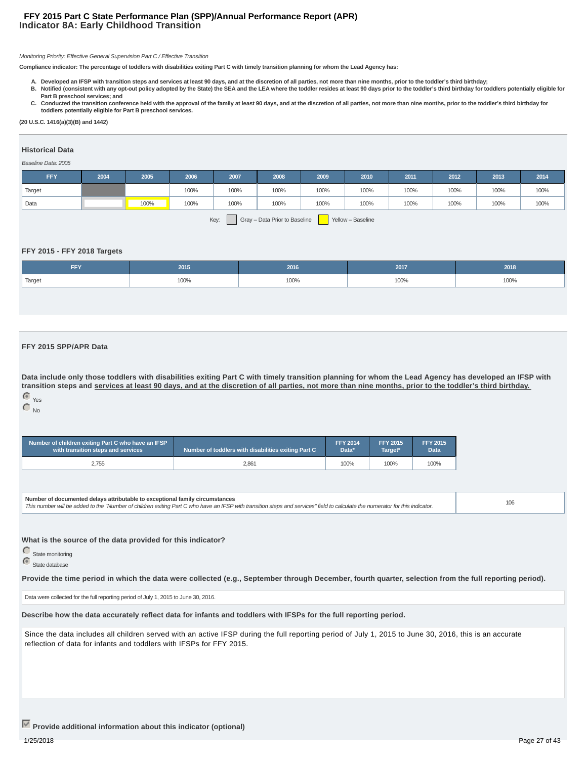# FFY 2015 Part C State Performance Plan (SPP)/Annual Performance Report (APR)
## Indicator 8A: Early Childhood Transition

*Monitoring Priority: Effective General Supervision Part C / Effective Transition*

**Compliance indicator: The percentage of toddlers with disabilities exiting Part C with timely transition planning for whom the Lead Agency has:**

- **A. Developed an IFSP with transition steps and services at least 90 days, and at the discretion of all parties, not more than nine months, prior to the toddler's third birthday;**
- **B. Notified (consistent with any opt-out policy adopted by the State) the SEA and the LEA where the toddler resides at least 90 days prior to the toddler's third birthday for toddlers potentially eligible for Part B preschool services; and**
- **C. Conducted the transition conference held with the approval of the family at least 90 days, and at the discretion of all parties, not more than nine months, prior to the toddler's third birthday for toddlers potentially eligible for Part B preschool services.**

**(20 U.S.C. 1416(a)(3)(B) and 1442)**

### Historical Data

*Baseline Data: 2005*

| FFY | 2004 | 2005 | 2006 | 2007 | 2008 | 2009 | 2010 | 2011 | 2012 | 2013 | 2014 |
|---|---|---|---|---|---|---|---|---|---|---|---|
| Target | | | 100% | 100% | 100% | 100% | 100% | 100% | 100% | 100% | 100% |
| Data | | 100% | 100% | 100% | 100% | 100% | 100% | 100% | 100% | 100% | 100% |

Key: Gray – Data Prior to Baseline; Yellow – Baseline

### FFY 2015 - FFY 2018 Targets

| FFY | 2015 | 2016 | 2017 | 2018 |
|---|---|---|---|---|
| Target | 100% | 100% | 100% | 100% |

### FFY 2015 SPP/APR Data

**Data include only those toddlers with disabilities exiting Part C with timely transition planning for whom the Lead Agency has developed an IFSP with transition steps and services at least 90 days, and at the discretion of all parties, not more than nine months, prior to the toddler's third birthday.**

- (selected) Yes
- No

| Number of children exiting Part C who have an IFSP with transition steps and services | Number of toddlers with disabilities exiting Part C | FFY 2014 Data* | FFY 2015 Target* | FFY 2015 Data |
|---|---|---|---|---|
| 2,755 | 2,861 | 100% | 100% | 100% |

| **Number of documented delays attributable to exceptional family circumstances** *This number will be added to the "Number of children exiting Part C who have an IFSP with transition steps and services" field to calculate the numerator for this indicator.* | 106 |
|---|---|

**What is the source of the data provided for this indicator?**

- State monitoring
- (selected) State database

**Provide the time period in which the data were collected (e.g., September through December, fourth quarter, selection from the full reporting period).**

Data were collected for the full reporting period of July 1, 2015 to June 30, 2016.

**Describe how the data accurately reflect data for infants and toddlers with IFSPs for the full reporting period.**

Since the data includes all children served with an active IFSP during the full reporting period of July 1, 2015 to June 30, 2016, this is an accurate reflection of data for infants and toddlers with IFSPs for FFY 2015.

☑ **Provide additional information about this indicator (optional)**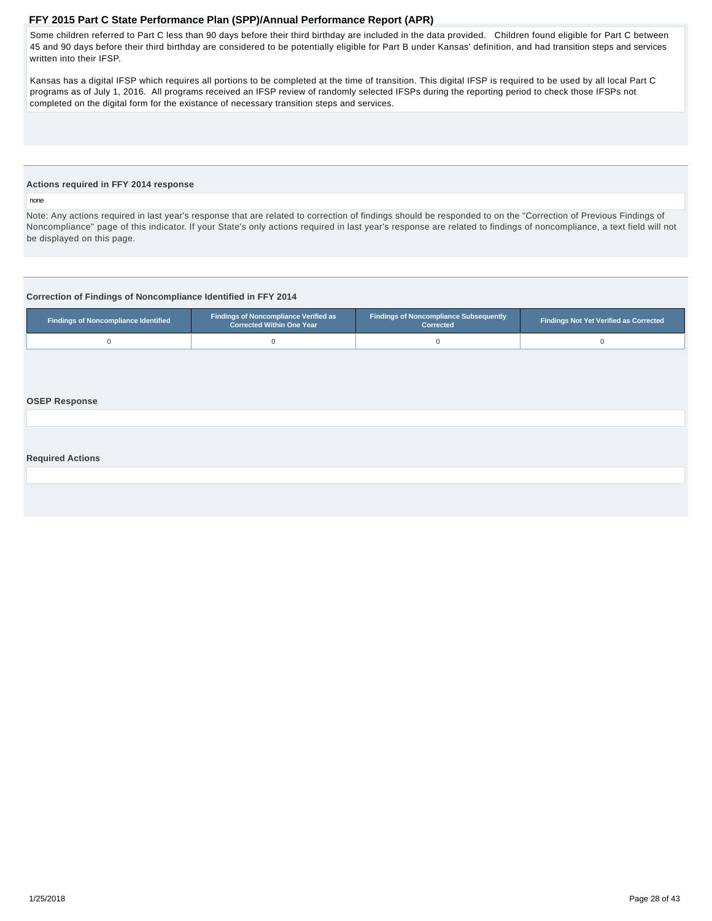Some children referred to Part C less than 90 days before their third birthday are included in the data provided. Children found eligible for Part C between 45 and 90 days before their third birthday are considered to be potentially eligible for Part B under Kansas' definition, and had transition steps and services written into their IFSP.

Kansas has a digital IFSP which requires all portions to be completed at the time of transition. This digital IFSP is required to be used by all local Part C programs as of July 1, 2016. All programs received an IFSP review of randomly selected IFSPs during the reporting period to check those IFSPs not completed on the digital form for the existance of necessary transition steps and services.

**Actions required in FFY 2014 response**

none

Note: Any actions required in last year's response that are related to correction of findings should be responded to on the "Correction of Previous Findings of Noncompliance" page of this indicator. If your State's only actions required in last year's response are related to findings of noncompliance, a text field will not be displayed on this page.

**Correction of Findings of Noncompliance Identified in FFY 2014**

| Findings of Noncompliance Identified | Findings of Noncompliance Verified as Corrected Within One Year | Findings of Noncompliance Subsequently Corrected | Findings Not Yet Verified as Corrected |
|---|---|---|---|
| 0 | 0 | 0 | 0 |

**OSEP Response**

**Required Actions**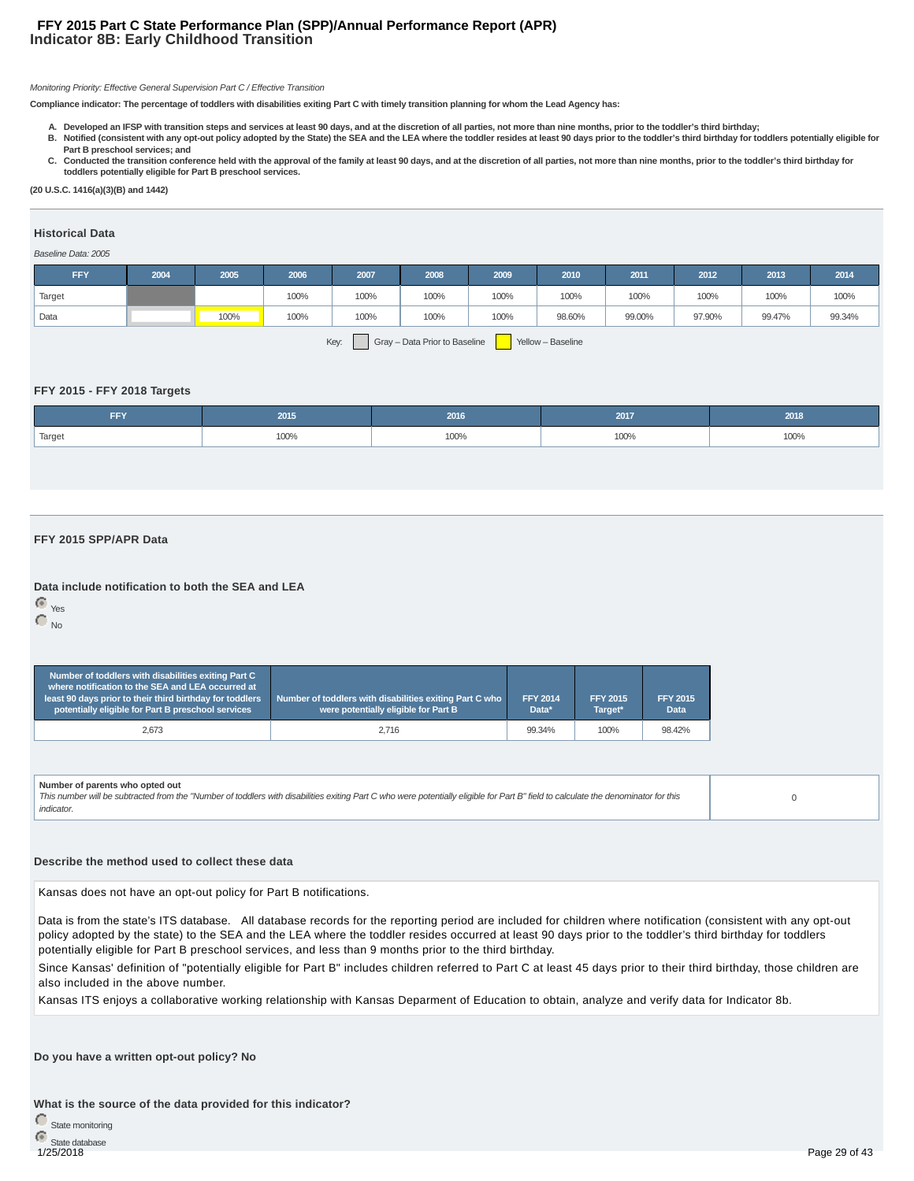# FFY 2015 Part C State Performance Plan (SPP)/Annual Performance Report (APR)
## Indicator 8B: Early Childhood Transition

*Monitoring Priority: Effective General Supervision Part C / Effective Transition*

**Compliance indicator: The percentage of toddlers with disabilities exiting Part C with timely transition planning for whom the Lead Agency has:**

A. **Developed an IFSP with transition steps and services at least 90 days, and at the discretion of all parties, not more than nine months, prior to the toddler's third birthday;**
B. **Notified (consistent with any opt-out policy adopted by the State) the SEA and the LEA where the toddler resides at least 90 days prior to the toddler's third birthday for toddlers potentially eligible for Part B preschool services; and**
C. **Conducted the transition conference held with the approval of the family at least 90 days, and at the discretion of all parties, not more than nine months, prior to the toddler's third birthday for toddlers potentially eligible for Part B preschool services.**

**(20 U.S.C. 1416(a)(3)(B) and 1442)**

### Historical Data

*Baseline Data: 2005*

| FFY | 2004 | 2005 | 2006 | 2007 | 2008 | 2009 | 2010 | 2011 | 2012 | 2013 | 2014 |
|---|---|---|---|---|---|---|---|---|---|---|---|
| Target | | | 100% | 100% | 100% | 100% | 100% | 100% | 100% | 100% | 100% |
| Data | | 100% | 100% | 100% | 100% | 100% | 98.60% | 99.00% | 97.90% | 99.47% | 99.34% |

Key: Gray – Data Prior to Baseline; Yellow – Baseline

### FFY 2015 - FFY 2018 Targets

| FFY | 2015 | 2016 | 2017 | 2018 |
|---|---|---|---|---|
| Target | 100% | 100% | 100% | 100% |

### FFY 2015 SPP/APR Data

**Data include notification to both the SEA and LEA**

- (selected) Yes
- No

| Number of toddlers with disabilities exiting Part C where notification to the SEA and LEA occurred at least 90 days prior to their third birthday for toddlers potentially eligible for Part B preschool services | Number of toddlers with disabilities exiting Part C who were potentially eligible for Part B | FFY 2014 Data* | FFY 2015 Target* | FFY 2015 Data |
|---|---|---|---|---|
| 2,673 | 2,716 | 99.34% | 100% | 98.42% |

| Number of parents who opted out<br>*This number will be subtracted from the "Number of toddlers with disabilities exiting Part C who were potentially eligible for Part B" field to calculate the denominator for this indicator.* | 0 |
|---|---|

**Describe the method used to collect these data**

Kansas does not have an opt-out policy for Part B notifications.

Data is from the state's ITS database. All database records for the reporting period are included for children where notification (consistent with any opt-out policy adopted by the state) to the SEA and the LEA where the toddler resides occurred at least 90 days prior to the toddler's third birthday for toddlers potentially eligible for Part B preschool services, and less than 9 months prior to the third birthday.

Since Kansas' definition of "potentially eligible for Part B" includes children referred to Part C at least 45 days prior to their third birthday, those children are also included in the above number.

Kansas ITS enjoys a collaborative working relationship with Kansas Deparment of Education to obtain, analyze and verify data for Indicator 8b.

**Do you have a written opt-out policy? No**

**What is the source of the data provided for this indicator?**

- State monitoring
- (selected) State database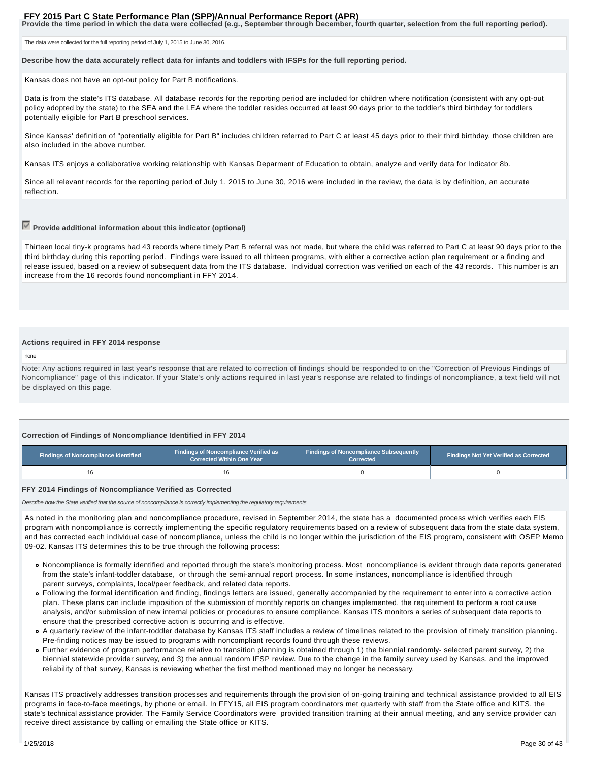**Provide the time period in which the data were collected (e.g., September through December, fourth quarter, selection from the full reporting period).**

The data were collected for the full reporting period of July 1, 2015 to June 30, 2016.

**Describe how the data accurately reflect data for infants and toddlers with IFSPs for the full reporting period.**

Kansas does not have an opt-out policy for Part B notifications.

Data is from the state's ITS database. All database records for the reporting period are included for children where notification (consistent with any opt-out policy adopted by the state) to the SEA and the LEA where the toddler resides occurred at least 90 days prior to the toddler's third birthday for toddlers potentially eligible for Part B preschool services.

Since Kansas' definition of "potentially eligible for Part B" includes children referred to Part C at least 45 days prior to their third birthday, those children are also included in the above number.

Kansas ITS enjoys a collaborative working relationship with Kansas Deparment of Education to obtain, analyze and verify data for Indicator 8b.

Since all relevant records for the reporting period of July 1, 2015 to June 30, 2016 were included in the review, the data is by definition, an accurate reflection.

☑ **Provide additional information about this indicator (optional)**

Thirteen local tiny-k programs had 43 records where timely Part B referral was not made, but where the child was referred to Part C at least 90 days prior to the third birthday during this reporting period. Findings were issued to all thirteen programs, with either a corrective action plan requirement or a finding and release issued, based on a review of subsequent data from the ITS database. Individual correction was verified on each of the 43 records. This number is an increase from the 16 records found noncompliant in FFY 2014.

**Actions required in FFY 2014 response**

none

Note: Any actions required in last year's response that are related to correction of findings should be responded to on the "Correction of Previous Findings of Noncompliance" page of this indicator. If your State's only actions required in last year's response are related to findings of noncompliance, a text field will not be displayed on this page.

**Correction of Findings of Noncompliance Identified in FFY 2014**

| Findings of Noncompliance Identified | Findings of Noncompliance Verified as Corrected Within One Year | Findings of Noncompliance Subsequently Corrected | Findings Not Yet Verified as Corrected |
|---|---|---|---|
| 16 | 16 | 0 | 0 |

**FFY 2014 Findings of Noncompliance Verified as Corrected**

*Describe how the State verified that the source of noncompliance is correctly implementing the regulatory requirements*

As noted in the monitoring plan and noncompliance procedure, revised in September 2014, the state has a documented process which verifies each EIS program with noncompliance is correctly implementing the specific regulatory requirements based on a review of subsequent data from the state data system, and has corrected each individual case of noncompliance, unless the child is no longer within the jurisdiction of the EIS program, consistent with OSEP Memo 09-02. Kansas ITS determines this to be true through the following process:

- Noncompliance is formally identified and reported through the state's monitoring process. Most noncompliance is evident through data reports generated from the state's infant-toddler database, or through the semi-annual report process. In some instances, noncompliance is identified through parent surveys, complaints, local/peer feedback, and related data reports.
- Following the formal identification and finding, findings letters are issued, generally accompanied by the requirement to enter into a corrective action plan. These plans can include imposition of the submission of monthly reports on changes implemented, the requirement to perform a root cause analysis, and/or submission of new internal policies or procedures to ensure compliance. Kansas ITS monitors a series of subsequent data reports to ensure that the prescribed corrective action is occurring and is effective.
- A quarterly review of the infant-toddler database by Kansas ITS staff includes a review of timelines related to the provision of timely transition planning. Pre-finding notices may be issued to programs with noncompliant records found through these reviews.
- Further evidence of program performance relative to transition planning is obtained through 1) the biennial randomly- selected parent survey, 2) the biennial statewide provider survey, and 3) the annual random IFSP review. Due to the change in the family survey used by Kansas, and the improved reliability of that survey, Kansas is reviewing whether the first method mentioned may no longer be necessary.

Kansas ITS proactively addresses transition processes and requirements through the provision of on-going training and technical assistance provided to all EIS programs in face-to-face meetings, by phone or email. In FFY15, all EIS program coordinators met quarterly with staff from the State office and KITS, the state's technical assistance provider. The Family Service Coordinators were provided transition training at their annual meeting, and any service provider can receive direct assistance by calling or emailing the State office or KITS.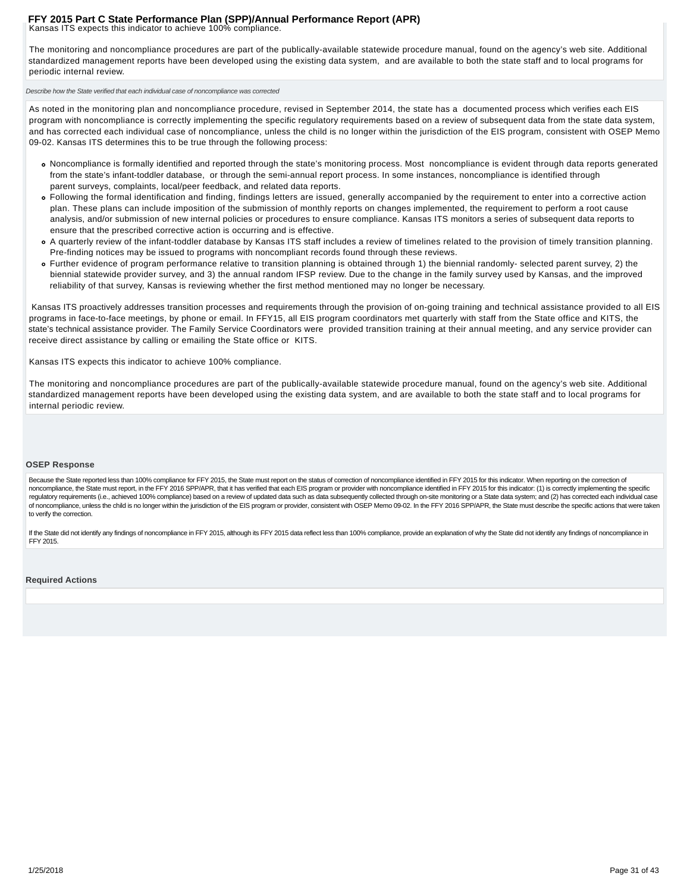Kansas ITS expects this indicator to achieve 100% compliance.

The monitoring and noncompliance procedures are part of the publically-available statewide procedure manual, found on the agency's web site. Additional standardized management reports have been developed using the existing data system, and are available to both the state staff and to local programs for periodic internal review.

*Describe how the State verified that each individual case of noncompliance was corrected*

As noted in the monitoring plan and noncompliance procedure, revised in September 2014, the state has a documented process which verifies each EIS program with noncompliance is correctly implementing the specific regulatory requirements based on a review of subsequent data from the state data system, and has corrected each individual case of noncompliance, unless the child is no longer within the jurisdiction of the EIS program, consistent with OSEP Memo 09-02. Kansas ITS determines this to be true through the following process:

- Noncompliance is formally identified and reported through the state's monitoring process. Most noncompliance is evident through data reports generated from the state's infant-toddler database, or through the semi-annual report process. In some instances, noncompliance is identified through parent surveys, complaints, local/peer feedback, and related data reports.
- Following the formal identification and finding, findings letters are issued, generally accompanied by the requirement to enter into a corrective action plan. These plans can include imposition of the submission of monthly reports on changes implemented, the requirement to perform a root cause analysis, and/or submission of new internal policies or procedures to ensure compliance. Kansas ITS monitors a series of subsequent data reports to ensure that the prescribed corrective action is occurring and is effective.
- A quarterly review of the infant-toddler database by Kansas ITS staff includes a review of timelines related to the provision of timely transition planning. Pre-finding notices may be issued to programs with noncompliant records found through these reviews.
- Further evidence of program performance relative to transition planning is obtained through 1) the biennial randomly- selected parent survey, 2) the biennial statewide provider survey, and 3) the annual random IFSP review. Due to the change in the family survey used by Kansas, and the improved reliability of that survey, Kansas is reviewing whether the first method mentioned may no longer be necessary.

Kansas ITS proactively addresses transition processes and requirements through the provision of on-going training and technical assistance provided to all EIS programs in face-to-face meetings, by phone or email. In FFY15, all EIS program coordinators met quarterly with staff from the State office and KITS, the state's technical assistance provider. The Family Service Coordinators were provided transition training at their annual meeting, and any service provider can receive direct assistance by calling or emailing the State office or KITS.

Kansas ITS expects this indicator to achieve 100% compliance.

The monitoring and noncompliance procedures are part of the publically-available statewide procedure manual, found on the agency's web site. Additional standardized management reports have been developed using the existing data system, and are available to both the state staff and to local programs for internal periodic review.

### OSEP Response

Because the State reported less than 100% compliance for FFY 2015, the State must report on the status of correction of noncompliance identified in FFY 2015 for this indicator. When reporting on the correction of noncompliance, the State must report, in the FFY 2016 SPP/APR, that it has verified that each EIS program or provider with noncompliance identified in FFY 2015 for this indicator: (1) is correctly implementing the specific regulatory requirements (i.e., achieved 100% compliance) based on a review of updated data such as data subsequently collected through on-site monitoring or a State data system; and (2) has corrected each individual case of noncompliance, unless the child is no longer within the jurisdiction of the EIS program or provider, consistent with OSEP Memo 09-02. In the FFY 2016 SPP/APR, the State must describe the specific actions that were taken to verify the correction.

If the State did not identify any findings of noncompliance in FFY 2015, although its FFY 2015 data reflect less than 100% compliance, provide an explanation of why the State did not identify any findings of noncompliance in FFY 2015.

### Required Actions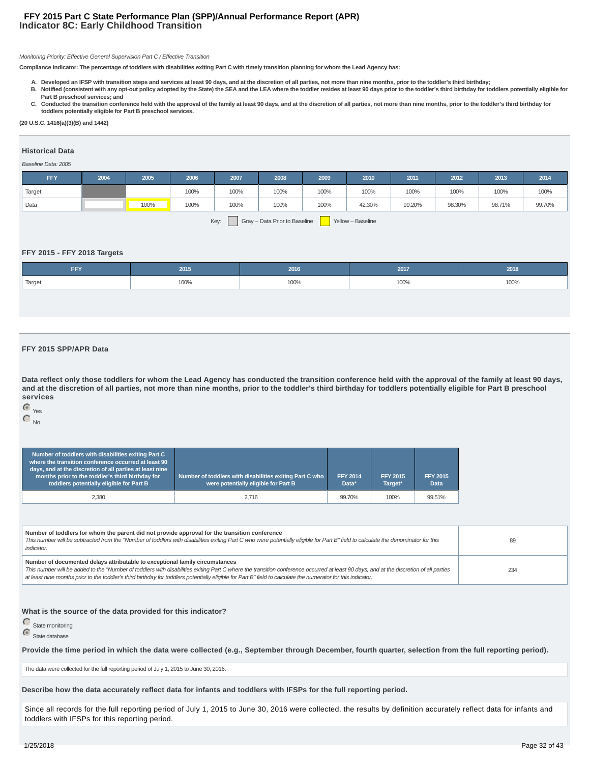# FFY 2015 Part C State Performance Plan (SPP)/Annual Performance Report (APR)
## Indicator 8C: Early Childhood Transition

*Monitoring Priority: Effective General Supervision Part C / Effective Transition*

**Compliance indicator: The percentage of toddlers with disabilities exiting Part C with timely transition planning for whom the Lead Agency has:**

A. **Developed an IFSP with transition steps and services at least 90 days, and at the discretion of all parties, not more than nine months, prior to the toddler's third birthday;**
B. **Notified (consistent with any opt-out policy adopted by the State) the SEA and the LEA where the toddler resides at least 90 days prior to the toddler's third birthday for toddlers potentially eligible for Part B preschool services; and**
C. **Conducted the transition conference held with the approval of the family at least 90 days, and at the discretion of all parties, not more than nine months, prior to the toddler's third birthday for toddlers potentially eligible for Part B preschool services.**

**(20 U.S.C. 1416(a)(3)(B) and 1442)**

### Historical Data

*Baseline Data: 2005*

| FFY | 2004 | 2005 | 2006 | 2007 | 2008 | 2009 | 2010 | 2011 | 2012 | 2013 | 2014 |
|---|---|---|---|---|---|---|---|---|---|---|---|
| Target | | | 100% | 100% | 100% | 100% | 100% | 100% | 100% | 100% | 100% |
| Data | | 100% | 100% | 100% | 100% | 100% | 42.30% | 99.20% | 98.30% | 98.71% | 99.70% |

Key: Gray – Data Prior to Baseline; Yellow – Baseline

### FFY 2015 - FFY 2018 Targets

| FFY | 2015 | 2016 | 2017 | 2018 |
|---|---|---|---|---|
| Target | 100% | 100% | 100% | 100% |

### FFY 2015 SPP/APR Data

**Data reflect only those toddlers for whom the Lead Agency has conducted the transition conference held with the approval of the family at least 90 days, and at the discretion of all parties, not more than nine months, prior to the toddler's third birthday for toddlers potentially eligible for Part B preschool services**

- (selected) Yes
- No

| Number of toddlers with disabilities exiting Part C where the transition conference occurred at least 90 days, and at the discretion of all parties at least nine months prior to the toddler's third birthday for toddlers potentially eligible for Part B | Number of toddlers with disabilities exiting Part C who were potentially eligible for Part B | FFY 2014 Data* | FFY 2015 Target* | FFY 2015 Data |
|---|---|---|---|---|
| 2,380 | 2,716 | 99.70% | 100% | 99.51% |

| | |
|---|---|
| **Number of toddlers for whom the parent did not provide approval for the transition conference**<br>*This number will be subtracted from the "Number of toddlers with disabilities exiting Part C who were potentially eligible for Part B" field to calculate the denominator for this indicator.* | 89 |
| **Number of documented delays attributable to exceptional family circumstances**<br>*This number will be added to the "Number of toddlers with disabilities exiting Part C where the transition conference occurred at least 90 days, and at the discretion of all parties at least nine months prior to the toddler's third birthday for toddlers potentially eligible for Part B" field to calculate the numerator for this indicator.* | 234 |

**What is the source of the data provided for this indicator?**

- State monitoring
- (selected) State database

**Provide the time period in which the data were collected (e.g., September through December, fourth quarter, selection from the full reporting period).**

The data were collected for the full reporting period of July 1, 2015 to June 30, 2016.

**Describe how the data accurately reflect data for infants and toddlers with IFSPs for the full reporting period.**

Since all records for the full reporting period of July 1, 2015 to June 30, 2016 were collected, the results by definition accurately reflect data for infants and toddlers with IFSPs for this reporting period.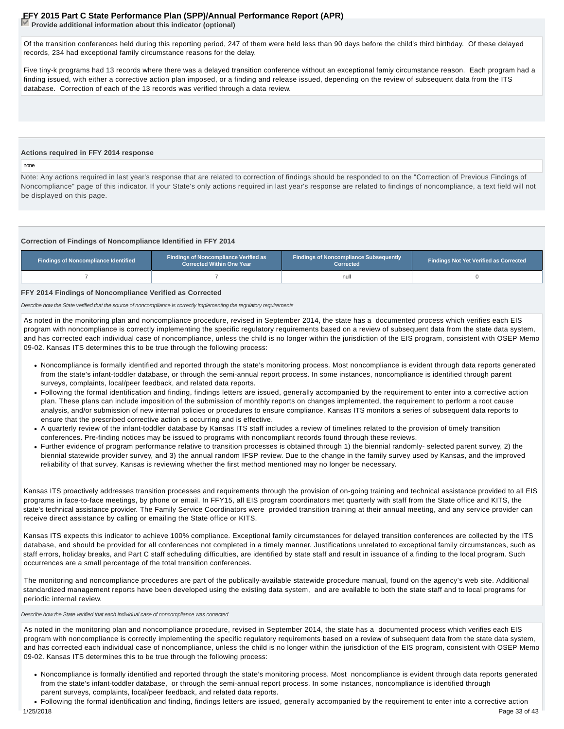**Provide additional information about this indicator (optional)**

Of the transition conferences held during this reporting period, 247 of them were held less than 90 days before the child's third birthday. Of these delayed records, 234 had exceptional family circumstance reasons for the delay.

Five tiny-k programs had 13 records where there was a delayed transition conference without an exceptional famiy circumstance reason. Each program had a finding issued, with either a corrective action plan imposed, or a finding and release issued, depending on the review of subsequent data from the ITS database. Correction of each of the 13 records was verified through a data review.

**Actions required in FFY 2014 response**

none

Note: Any actions required in last year's response that are related to correction of findings should be responded to on the "Correction of Previous Findings of Noncompliance" page of this indicator. If your State's only actions required in last year's response are related to findings of noncompliance, a text field will not be displayed on this page.

**Correction of Findings of Noncompliance Identified in FFY 2014**

| Findings of Noncompliance Identified | Findings of Noncompliance Verified as Corrected Within One Year | Findings of Noncompliance Subsequently Corrected | Findings Not Yet Verified as Corrected |
|---|---|---|---|
| 7 | 7 | null | 0 |

**FFY 2014 Findings of Noncompliance Verified as Corrected**

*Describe how the State verified that the source of noncompliance is correctly implementing the regulatory requirements*

As noted in the monitoring plan and noncompliance procedure, revised in September 2014, the state has a documented process which verifies each EIS program with noncompliance is correctly implementing the specific regulatory requirements based on a review of subsequent data from the state data system, and has corrected each individual case of noncompliance, unless the child is no longer within the jurisdiction of the EIS program, consistent with OSEP Memo 09-02. Kansas ITS determines this to be true through the following process:

- Noncompliance is formally identified and reported through the state's monitoring process. Most noncompliance is evident through data reports generated from the state's infant-toddler database, or through the semi-annual report process. In some instances, noncompliance is identified through parent surveys, complaints, local/peer feedback, and related data reports.
- Following the formal identification and finding, findings letters are issued, generally accompanied by the requirement to enter into a corrective action plan. These plans can include imposition of the submission of monthly reports on changes implemented, the requirement to perform a root cause analysis, and/or submission of new internal policies or procedures to ensure compliance. Kansas ITS monitors a series of subsequent data reports to ensure that the prescribed corrective action is occurring and is effective.
- A quarterly review of the infant-toddler database by Kansas ITS staff includes a review of timelines related to the provision of timely transition conferences. Pre-finding notices may be issued to programs with noncompliant records found through these reviews.
- Further evidence of program performance relative to transition processes is obtained through 1) the biennial randomly- selected parent survey, 2) the biennial statewide provider survey, and 3) the annual random IFSP review. Due to the change in the family survey used by Kansas, and the improved reliability of that survey, Kansas is reviewing whether the first method mentioned may no longer be necessary.

Kansas ITS proactively addresses transition processes and requirements through the provision of on-going training and technical assistance provided to all EIS programs in face-to-face meetings, by phone or email. In FFY15, all EIS program coordinators met quarterly with staff from the State office and KITS, the state's technical assistance provider. The Family Service Coordinators were provided transition training at their annual meeting, and any service provider can receive direct assistance by calling or emailing the State office or KITS.

Kansas ITS expects this indicator to achieve 100% compliance. Exceptional family circumstances for delayed transition conferences are collected by the ITS database, and should be provided for all conferences not completed in a timely manner. Justifications unrelated to exceptional family circumstances, such as staff errors, holiday breaks, and Part C staff scheduling difficulties, are identified by state staff and result in issuance of a finding to the local program. Such occurrences are a small percentage of the total transition conferences.

The monitoring and noncompliance procedures are part of the publically-available statewide procedure manual, found on the agency's web site. Additional standardized management reports have been developed using the existing data system, and are available to both the state staff and to local programs for periodic internal review.

*Describe how the State verified that each individual case of noncompliance was corrected*

As noted in the monitoring plan and noncompliance procedure, revised in September 2014, the state has a documented process which verifies each EIS program with noncompliance is correctly implementing the specific regulatory requirements based on a review of subsequent data from the state data system, and has corrected each individual case of noncompliance, unless the child is no longer within the jurisdiction of the EIS program, consistent with OSEP Memo 09-02. Kansas ITS determines this to be true through the following process:

- Noncompliance is formally identified and reported through the state's monitoring process. Most noncompliance is evident through data reports generated from the state's infant-toddler database, or through the semi-annual report process. In some instances, noncompliance is identified through parent surveys, complaints, local/peer feedback, and related data reports.
- Following the formal identification and finding, findings letters are issued, generally accompanied by the requirement to enter into a corrective action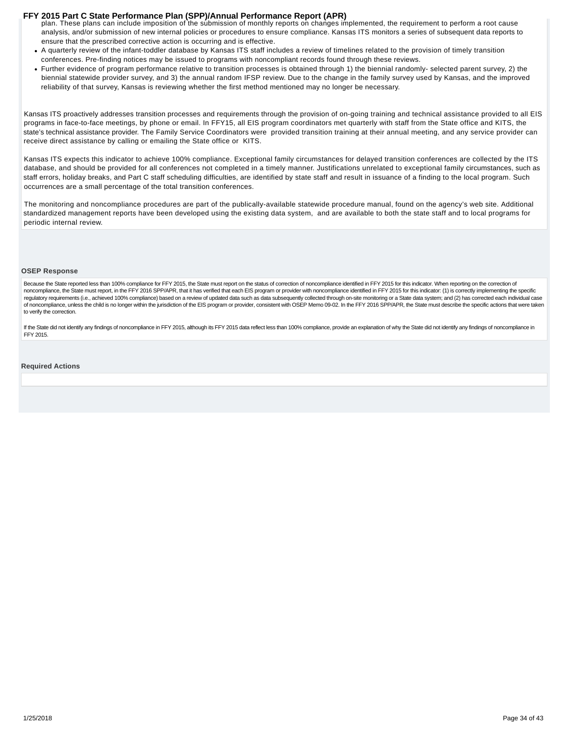plan. These plans can include imposition of the submission of monthly reports on changes implemented, the requirement to perform a root cause analysis, and/or submission of new internal policies or procedures to ensure compliance. Kansas ITS monitors a series of subsequent data reports to ensure that the prescribed corrective action is occurring and is effective.

- A quarterly review of the infant-toddler database by Kansas ITS staff includes a review of timelines related to the provision of timely transition conferences. Pre-finding notices may be issued to programs with noncompliant records found through these reviews.
- Further evidence of program performance relative to transition processes is obtained through 1) the biennial randomly- selected parent survey, 2) the biennial statewide provider survey, and 3) the annual random IFSP review. Due to the change in the family survey used by Kansas, and the improved reliability of that survey, Kansas is reviewing whether the first method mentioned may no longer be necessary.

Kansas ITS proactively addresses transition processes and requirements through the provision of on-going training and technical assistance provided to all EIS programs in face-to-face meetings, by phone or email. In FFY15, all EIS program coordinators met quarterly with staff from the State office and KITS, the state's technical assistance provider. The Family Service Coordinators were provided transition training at their annual meeting, and any service provider can receive direct assistance by calling or emailing the State office or KITS.

Kansas ITS expects this indicator to achieve 100% compliance. Exceptional family circumstances for delayed transition conferences are collected by the ITS database, and should be provided for all conferences not completed in a timely manner. Justifications unrelated to exceptional family circumstances, such as staff errors, holiday breaks, and Part C staff scheduling difficulties, are identified by state staff and result in issuance of a finding to the local program. Such occurrences are a small percentage of the total transition conferences.

The monitoring and noncompliance procedures are part of the publically-available statewide procedure manual, found on the agency's web site. Additional standardized management reports have been developed using the existing data system, and are available to both the state staff and to local programs for periodic internal review.

**OSEP Response**

Because the State reported less than 100% compliance for FFY 2015, the State must report on the status of correction of noncompliance identified in FFY 2015 for this indicator. When reporting on the correction of noncompliance, the State must report, in the FFY 2016 SPP/APR, that it has verified that each EIS program or provider with noncompliance identified in FFY 2015 for this indicator: (1) is correctly implementing the specific regulatory requirements (i.e., achieved 100% compliance) based on a review of updated data such as data subsequently collected through on-site monitoring or a State data system; and (2) has corrected each individual case of noncompliance, unless the child is no longer within the jurisdiction of the EIS program or provider, consistent with OSEP Memo 09-02. In the FFY 2016 SPP/APR, the State must describe the specific actions that were taken to verify the correction.

If the State did not identify any findings of noncompliance in FFY 2015, although its FFY 2015 data reflect less than 100% compliance, provide an explanation of why the State did not identify any findings of noncompliance in FFY 2015.

**Required Actions**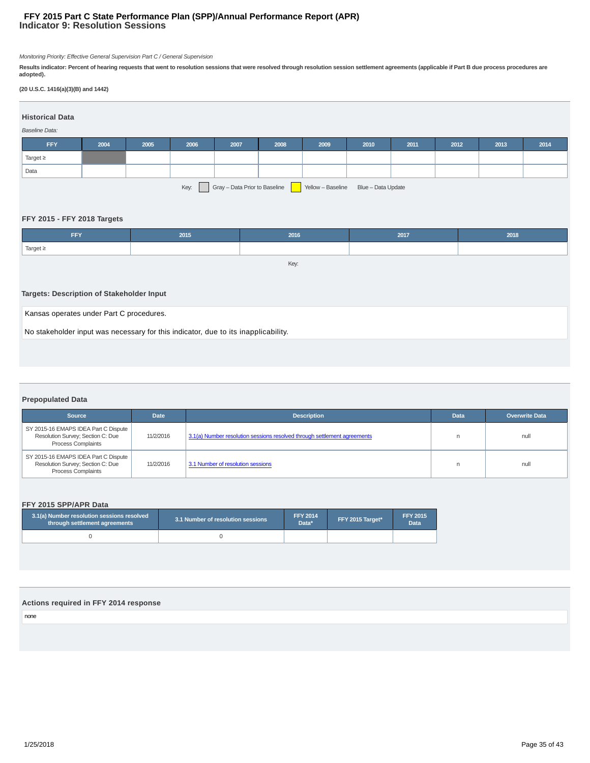# FFY 2015 Part C State Performance Plan (SPP)/Annual Performance Report (APR)
## Indicator 9: Resolution Sessions

*Monitoring Priority: Effective General Supervision Part C / General Supervision*

**Results indicator: Percent of hearing requests that went to resolution sessions that were resolved through resolution session settlement agreements (applicable if Part B due process procedures are adopted).**

**(20 U.S.C. 1416(a)(3)(B) and 1442)**

### Historical Data

*Baseline Data:*

| FFY | 2004 | 2005 | 2006 | 2007 | 2008 | 2009 | 2010 | 2011 | 2012 | 2013 | 2014 |
|---|---|---|---|---|---|---|---|---|---|---|---|
| Target ≥ | | | | | | | | | | | |
| Data | | | | | | | | | | | |

Key: Gray – Data Prior to Baseline   Yellow – Baseline   Blue – Data Update

### FFY 2015 - FFY 2018 Targets

| FFY | 2015 | 2016 | 2017 | 2018 |
|---|---|---|---|---|
| Target ≥ | | | | |

Key:

### Targets: Description of Stakeholder Input

Kansas operates under Part C procedures.

No stakeholder input was necessary for this indicator, due to its inapplicability.

### Prepopulated Data

| Source | Date | Description | Data | Overwrite Data |
|---|---|---|---|---|
| SY 2015-16 EMAPS IDEA Part C Dispute Resolution Survey; Section C: Due Process Complaints | 11/2/2016 | 3.1(a) Number resolution sessions resolved through settlement agreements | n | null |
| SY 2015-16 EMAPS IDEA Part C Dispute Resolution Survey; Section C: Due Process Complaints | 11/2/2016 | 3.1 Number of resolution sessions | n | null |

### FFY 2015 SPP/APR Data

| 3.1(a) Number resolution sessions resolved through settlement agreements | 3.1 Number of resolution sessions | FFY 2014 Data* | FFY 2015 Target* | FFY 2015 Data |
|---|---|---|---|---|
| 0 | 0 | | | |

### Actions required in FFY 2014 response

none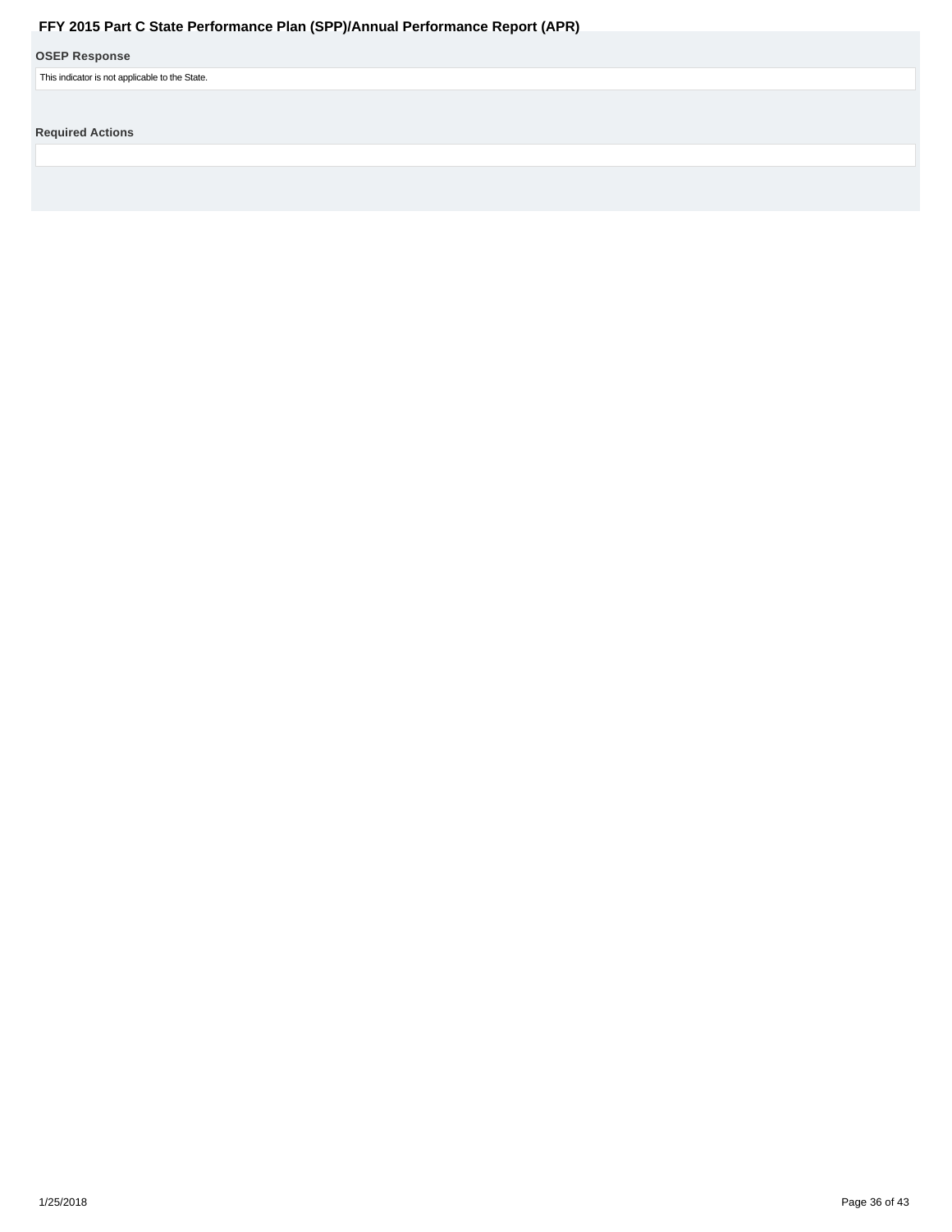### OSEP Response

This indicator is not applicable to the State.

### Required Actions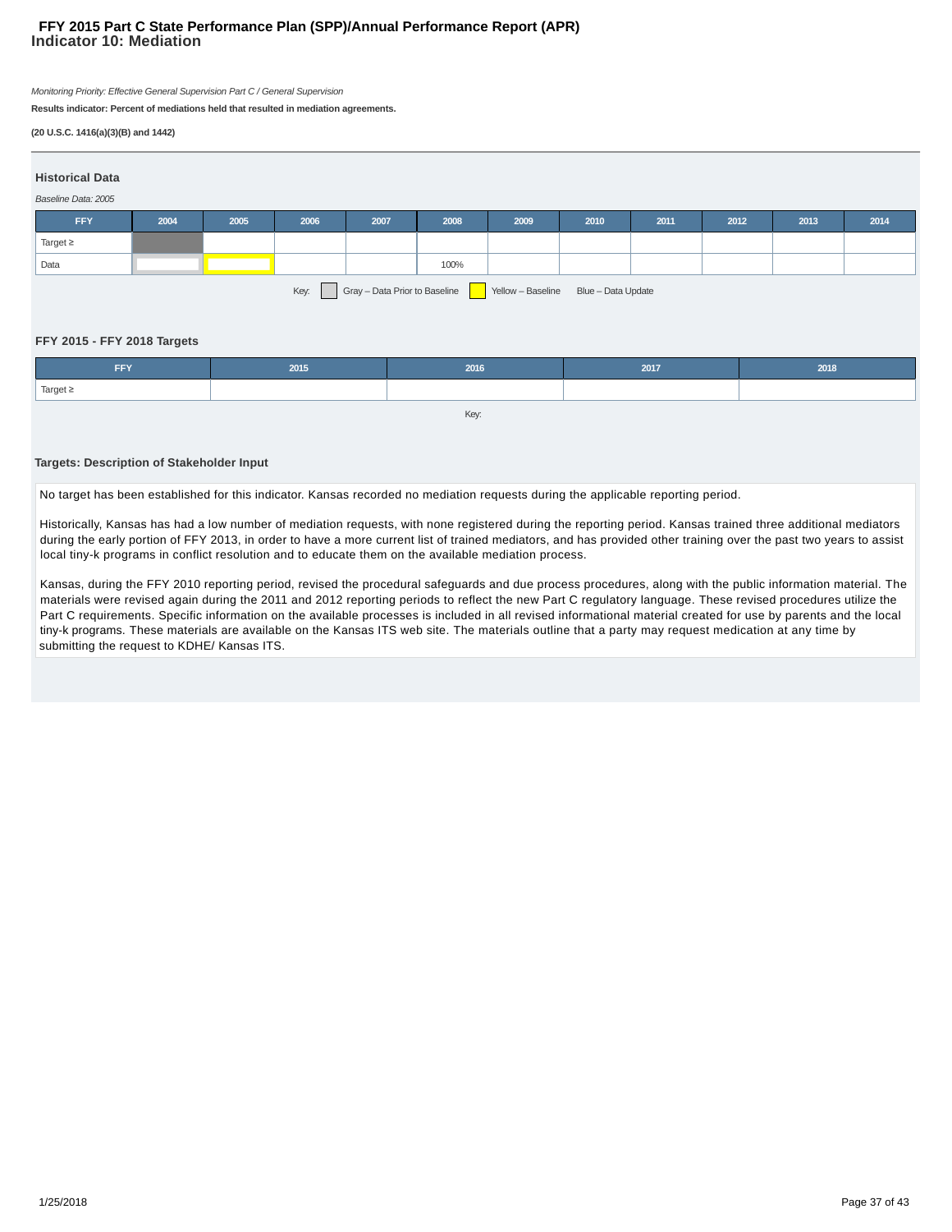# FFY 2015 Part C State Performance Plan (SPP)/Annual Performance Report (APR)
## Indicator 10: Mediation

*Monitoring Priority: Effective General Supervision Part C / General Supervision*

**Results indicator: Percent of mediations held that resulted in mediation agreements.**

**(20 U.S.C. 1416(a)(3)(B) and 1442)**

### Historical Data

*Baseline Data: 2005*

| FFY | 2004 | 2005 | 2006 | 2007 | 2008 | 2009 | 2010 | 2011 | 2012 | 2013 | 2014 |
|---|---|---|---|---|---|---|---|---|---|---|---|
| Target ≥ | | | | | | | | | | | |
| Data | | | | | 100% | | | | | | |

Key: Gray – Data Prior to Baseline   Yellow – Baseline   Blue – Data Update

### FFY 2015 - FFY 2018 Targets

| FFY | 2015 | 2016 | 2017 | 2018 |
|---|---|---|---|---|
| Target ≥ | | | | |

Key:

### Targets: Description of Stakeholder Input

No target has been established for this indicator. Kansas recorded no mediation requests during the applicable reporting period.

Historically, Kansas has had a low number of mediation requests, with none registered during the reporting period. Kansas trained three additional mediators during the early portion of FFY 2013, in order to have a more current list of trained mediators, and has provided other training over the past two years to assist local tiny-k programs in conflict resolution and to educate them on the available mediation process.

Kansas, during the FFY 2010 reporting period, revised the procedural safeguards and due process procedures, along with the public information material. The materials were revised again during the 2011 and 2012 reporting periods to reflect the new Part C regulatory language. These revised procedures utilize the Part C requirements. Specific information on the available processes is included in all revised informational material created for use by parents and the local tiny-k programs. These materials are available on the Kansas ITS web site. The materials outline that a party may request medication at any time by submitting the request to KDHE/ Kansas ITS.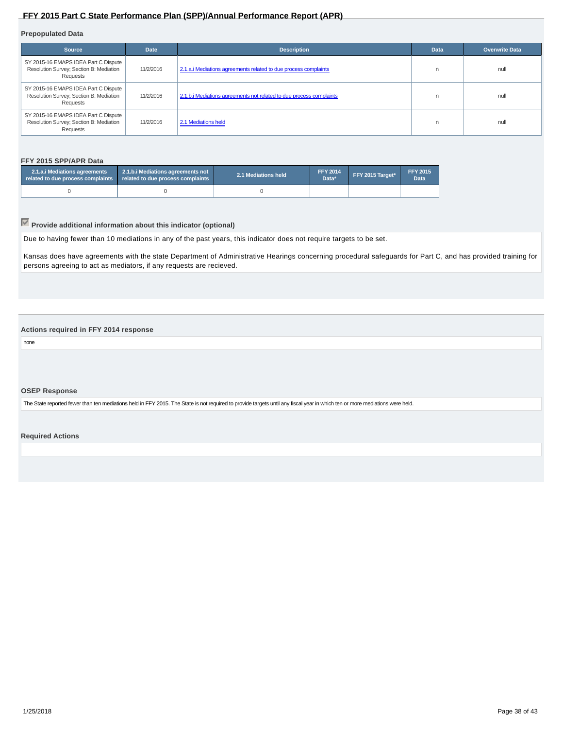### Prepopulated Data

| Source | Date | Description | Data | Overwrite Data |
|---|---|---|---|---|
| SY 2015-16 EMAPS IDEA Part C Dispute Resolution Survey; Section B: Mediation Requests | 11/2/2016 | 2.1.a.i Mediations agreements related to due process complaints | n | null |
| SY 2015-16 EMAPS IDEA Part C Dispute Resolution Survey; Section B: Mediation Requests | 11/2/2016 | 2.1.b.i Mediations agreements not related to due process complaints | n | null |
| SY 2015-16 EMAPS IDEA Part C Dispute Resolution Survey; Section B: Mediation Requests | 11/2/2016 | 2.1 Mediations held | n | null |

### FFY 2015 SPP/APR Data

| 2.1.a.i Mediations agreements related to due process complaints | 2.1.b.i Mediations agreements not related to due process complaints | 2.1 Mediations held | FFY 2014 Data* | FFY 2015 Target* | FFY 2015 Data |
|---|---|---|---|---|---|
| 0 | 0 | 0 | | | |

### Provide additional information about this indicator (optional)

Due to having fewer than 10 mediations in any of the past years, this indicator does not require targets to be set.

Kansas does have agreements with the state Department of Administrative Hearings concerning procedural safeguards for Part C, and has provided training for persons agreeing to act as mediators, if any requests are recieved.

### Actions required in FFY 2014 response

none

### OSEP Response

The State reported fewer than ten mediations held in FFY 2015. The State is not required to provide targets until any fiscal year in which ten or more mediations were held.

### Required Actions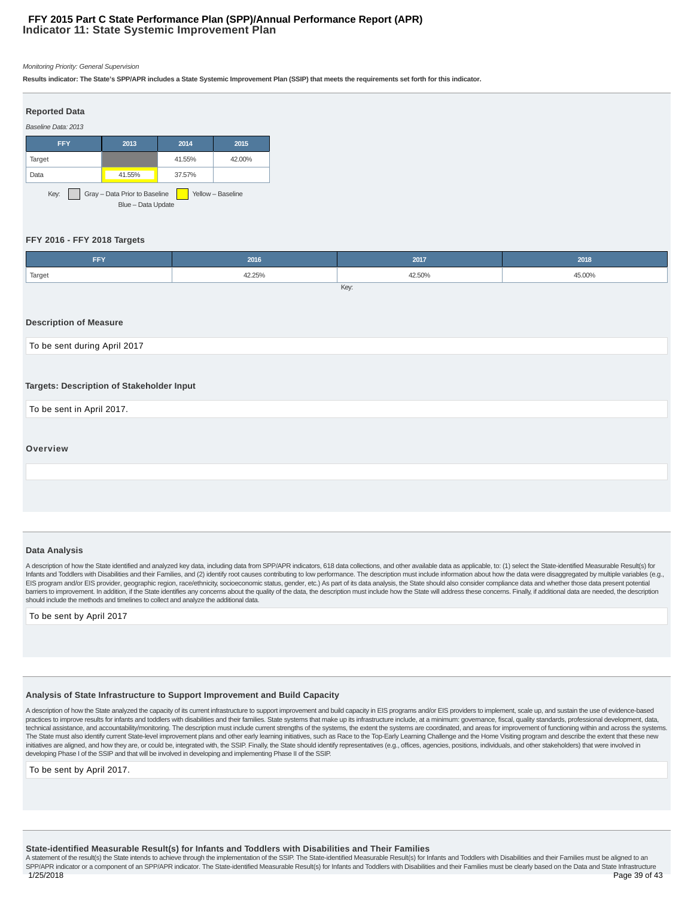# FFY 2015 Part C State Performance Plan (SPP)/Annual Performance Report (APR)
## Indicator 11: State Systemic Improvement Plan

*Monitoring Priority: General Supervision*

**Results indicator: The State's SPP/APR includes a State Systemic Improvement Plan (SSIP) that meets the requirements set forth for this indicator.**

### Reported Data

*Baseline Data: 2013*

| FFY | 2013 | 2014 | 2015 |
|---|---|---|---|
| Target | | 41.55% | 42.00% |
| Data | 41.55% | 37.57% | |

Key: Gray – Data Prior to Baseline; Yellow – Baseline; Blue – Data Update

### FFY 2016 - FFY 2018 Targets

| FFY | 2016 | 2017 | 2018 |
|---|---|---|---|
| Target | 42.25% | 42.50% | 45.00% |

Key:

### Description of Measure

To be sent during April 2017

### Targets: Description of Stakeholder Input

To be sent in April 2017.

### Overview

### Data Analysis

A description of how the State identified and analyzed key data, including data from SPP/APR indicators, 618 data collections, and other available data as applicable, to: (1) select the State-identified Measurable Result(s) for Infants and Toddlers with Disabilities and their Families, and (2) identify root causes contributing to low performance. The description must include information about how the data were disaggregated by multiple variables (e.g., EIS program and/or EIS provider, geographic region, race/ethnicity, socioeconomic status, gender, etc.) As part of its data analysis, the State should also consider compliance data and whether those data present potential barriers to improvement. In addition, if the State identifies any concerns about the quality of the data, the description must include how the State will address these concerns. Finally, if additional data are needed, the description should include the methods and timelines to collect and analyze the additional data.

To be sent by April 2017

### Analysis of State Infrastructure to Support Improvement and Build Capacity

A description of how the State analyzed the capacity of its current infrastructure to support improvement and build capacity in EIS programs and/or EIS providers to implement, scale up, and sustain the use of evidence-based practices to improve results for infants and toddlers with disabilities and their families. State systems that make up its infrastructure include, at a minimum: governance, fiscal, quality standards, professional development, data, technical assistance, and accountability/monitoring. The description must include current strengths of the systems, the extent the systems are coordinated, and areas for improvement of functioning within and across the systems. The State must also identify current State-level improvement plans and other early learning initiatives, such as Race to the Top-Early Learning Challenge and the Home Visiting program and describe the extent that these new initiatives are aligned, and how they are, or could be, integrated with, the SSIP. Finally, the State should identify representatives (e.g., offices, agencies, positions, individuals, and other stakeholders) that were involved in developing Phase I of the SSIP and that will be involved in developing and implementing Phase II of the SSIP.

To be sent by April 2017.

### State-identified Measurable Result(s) for Infants and Toddlers with Disabilities and Their Families

A statement of the result(s) the State intends to achieve through the implementation of the SSIP. The State-identified Measurable Result(s) for Infants and Toddlers with Disabilities and their Families must be aligned to an SPP/APR indicator or a component of an SPP/APR indicator. The State-identified Measurable Result(s) for Infants and Toddlers with Disabilities and their Families must be clearly based on the Data and State Infrastructure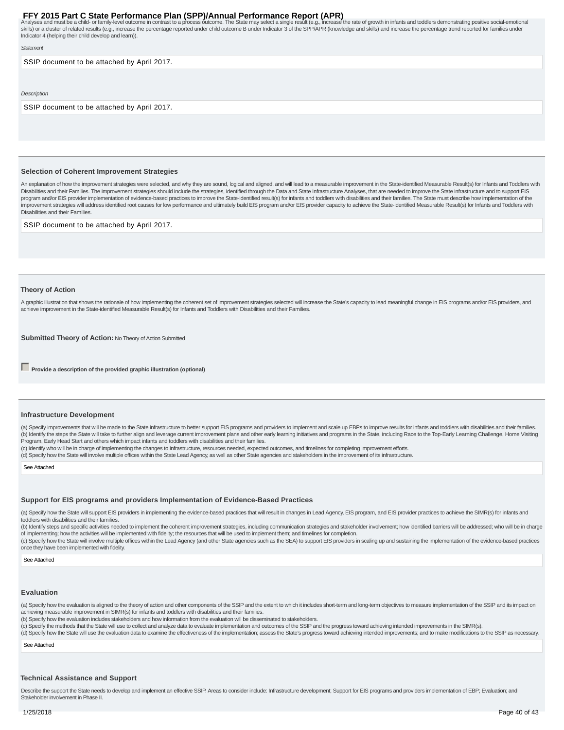Analyses and must be a child- or family-level outcome in contrast to a process outcome. The State may select a single result (e.g., increase the rate of growth in infants and toddlers demonstrating positive social-emotional skills) or a cluster of related results (e.g., increase the percentage reported under child outcome B under Indicator 3 of the SPP/APR (knowledge and skills) and increase the percentage trend reported for families under Indicator 4 (helping their child develop and learn)).

*Statement*

SSIP document to be attached by April 2017.

*Description*

SSIP document to be attached by April 2017.

### Selection of Coherent Improvement Strategies

An explanation of how the improvement strategies were selected, and why they are sound, logical and aligned, and will lead to a measurable improvement in the State-identified Measurable Result(s) for Infants and Toddlers with Disabilities and their Families. The improvement strategies should include the strategies, identified through the Data and State Infrastructure Analyses, that are needed to improve the State infrastructure and to support EIS program and/or EIS provider implementation of evidence-based practices to improve the State-identified result(s) for infants and toddlers with disabilities and their families. The State must describe how implementation of the improvement strategies will address identified root causes for low performance and ultimately build EIS program and/or EIS provider capacity to achieve the State-identified Measurable Result(s) for Infants and Toddlers with Disabilities and their Families.

SSIP document to be attached by April 2017.

### Theory of Action

A graphic illustration that shows the rationale of how implementing the coherent set of improvement strategies selected will increase the State's capacity to lead meaningful change in EIS programs and/or EIS providers, and achieve improvement in the State-identified Measurable Result(s) for Infants and Toddlers with Disabilities and their Families.

**Submitted Theory of Action:** No Theory of Action Submitted

☐ **Provide a description of the provided graphic illustration (optional)**

### Infrastructure Development

(a) Specify improvements that will be made to the State infrastructure to better support EIS programs and providers to implement and scale up EBPs to improve results for infants and toddlers with disabilities and their families.
(b) Identify the steps the State will take to further align and leverage current improvement plans and other early learning initiatives and programs in the State, including Race to the Top-Early Learning Challenge, Home Visiting Program, Early Head Start and others which impact infants and toddlers with disabilities and their families.
(c) Identify who will be in charge of implementing the changes to infrastructure, resources needed, expected outcomes, and timelines for completing improvement efforts.
(d) Specify how the State will involve multiple offices within the State Lead Agency, as well as other State agencies and stakeholders in the improvement of its infrastructure.

See Attached

### Support for EIS programs and providers Implementation of Evidence-Based Practices

(a) Specify how the State will support EIS providers in implementing the evidence-based practices that will result in changes in Lead Agency, EIS program, and EIS provider practices to achieve the SIMR(s) for infants and toddlers with disabilities and their families.
(b) Identify steps and specific activities needed to implement the coherent improvement strategies, including communication strategies and stakeholder involvement; how identified barriers will be addressed; who will be in charge of implementing; how the activities will be implemented with fidelity; the resources that will be used to implement them; and timelines for completion.
(c) Specify how the State will involve multiple offices within the Lead Agency (and other State agencies such as the SEA) to support EIS providers in scaling up and sustaining the implementation of the evidence-based practices once they have been implemented with fidelity.

See Attached

### Evaluation

(a) Specify how the evaluation is aligned to the theory of action and other components of the SSIP and the extent to which it includes short-term and long-term objectives to measure implementation of the SSIP and its impact on achieving measurable improvement in SIMR(s) for infants and toddlers with disabilities and their families.
(b) Specify how the evaluation includes stakeholders and how information from the evaluation will be disseminated to stakeholders.
(c) Specify the methods that the State will use to collect and analyze data to evaluate implementation and outcomes of the SSIP and the progress toward achieving intended improvements in the SIMR(s).
(d) Specify how the State will use the evaluation data to examine the effectiveness of the implementation; assess the State's progress toward achieving intended improvements; and to make modifications to the SSIP as necessary.

See Attached

### Technical Assistance and Support

Describe the support the State needs to develop and implement an effective SSIP. Areas to consider include: Infrastructure development; Support for EIS programs and providers implementation of EBP; Evaluation; and Stakeholder involvement in Phase II.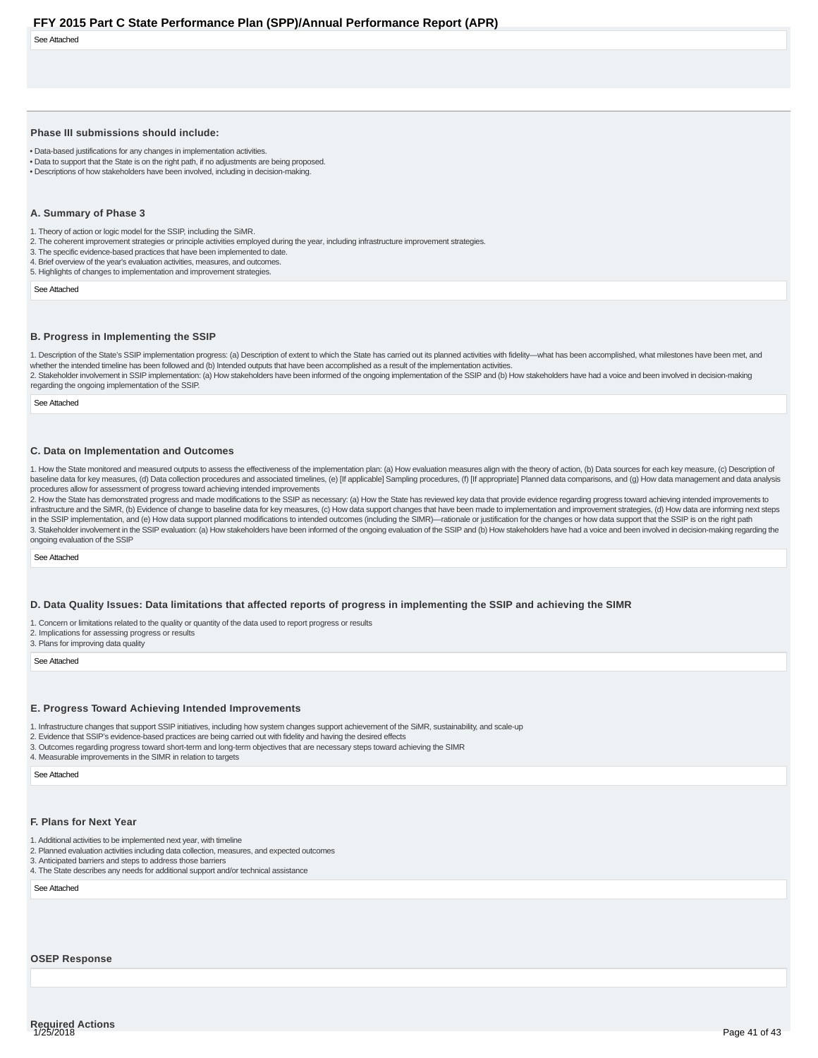See Attached

### Phase III submissions should include:

- Data-based justifications for any changes in implementation activities.
- Data to support that the State is on the right path, if no adjustments are being proposed.
- Descriptions of how stakeholders have been involved, including in decision-making.

### A. Summary of Phase 3

1. Theory of action or logic model for the SSIP, including the SiMR.
2. The coherent improvement strategies or principle activities employed during the year, including infrastructure improvement strategies.
3. The specific evidence-based practices that have been implemented to date.
4. Brief overview of the year's evaluation activities, measures, and outcomes.
5. Highlights of changes to implementation and improvement strategies.

See Attached

### B. Progress in Implementing the SSIP

1. Description of the State's SSIP implementation progress: (a) Description of extent to which the State has carried out its planned activities with fidelity—what has been accomplished, what milestones have been met, and whether the intended timeline has been followed and (b) Intended outputs that have been accomplished as a result of the implementation activities.
2. Stakeholder involvement in SSIP implementation: (a) How stakeholders have been informed of the ongoing implementation of the SSIP and (b) How stakeholders have had a voice and been involved in decision-making regarding the ongoing implementation of the SSIP.

See Attached

### C. Data on Implementation and Outcomes

1. How the State monitored and measured outputs to assess the effectiveness of the implementation plan: (a) How evaluation measures align with the theory of action, (b) Data sources for each key measure, (c) Description of baseline data for key measures, (d) Data collection procedures and associated timelines, (e) [If applicable] Sampling procedures, (f) [If appropriate] Planned data comparisons, and (g) How data management and data analysis procedures allow for assessment of progress toward achieving intended improvements
2. How the State has demonstrated progress and made modifications to the SSIP as necessary: (a) How the State has reviewed key data that provide evidence regarding progress toward achieving intended improvements to infrastructure and the SiMR, (b) Evidence of change to baseline data for key measures, (c) How data support changes that have been made to implementation and improvement strategies, (d) How data are informing next steps in the SSIP implementation, and (e) How data support planned modifications to intended outcomes (including the SIMR)—rationale or justification for the changes or how data support that the SSIP is on the right path
3. Stakeholder involvement in the SSIP evaluation: (a) How stakeholders have been informed of the ongoing evaluation of the SSIP and (b) How stakeholders have had a voice and been involved in decision-making regarding the ongoing evaluation of the SSIP

See Attached

### D. Data Quality Issues: Data limitations that affected reports of progress in implementing the SSIP and achieving the SIMR

1. Concern or limitations related to the quality or quantity of the data used to report progress or results
2. Implications for assessing progress or results
3. Plans for improving data quality

See Attached

### E. Progress Toward Achieving Intended Improvements

1. Infrastructure changes that support SSIP initiatives, including how system changes support achievement of the SiMR, sustainability, and scale-up
2. Evidence that SSIP's evidence-based practices are being carried out with fidelity and having the desired effects
3. Outcomes regarding progress toward short-term and long-term objectives that are necessary steps toward achieving the SIMR
4. Measurable improvements in the SIMR in relation to targets

See Attached

### F. Plans for Next Year

1. Additional activities to be implemented next year, with timeline
2. Planned evaluation activities including data collection, measures, and expected outcomes
3. Anticipated barriers and steps to address those barriers
4. The State describes any needs for additional support and/or technical assistance

See Attached

### OSEP Response

### Required Actions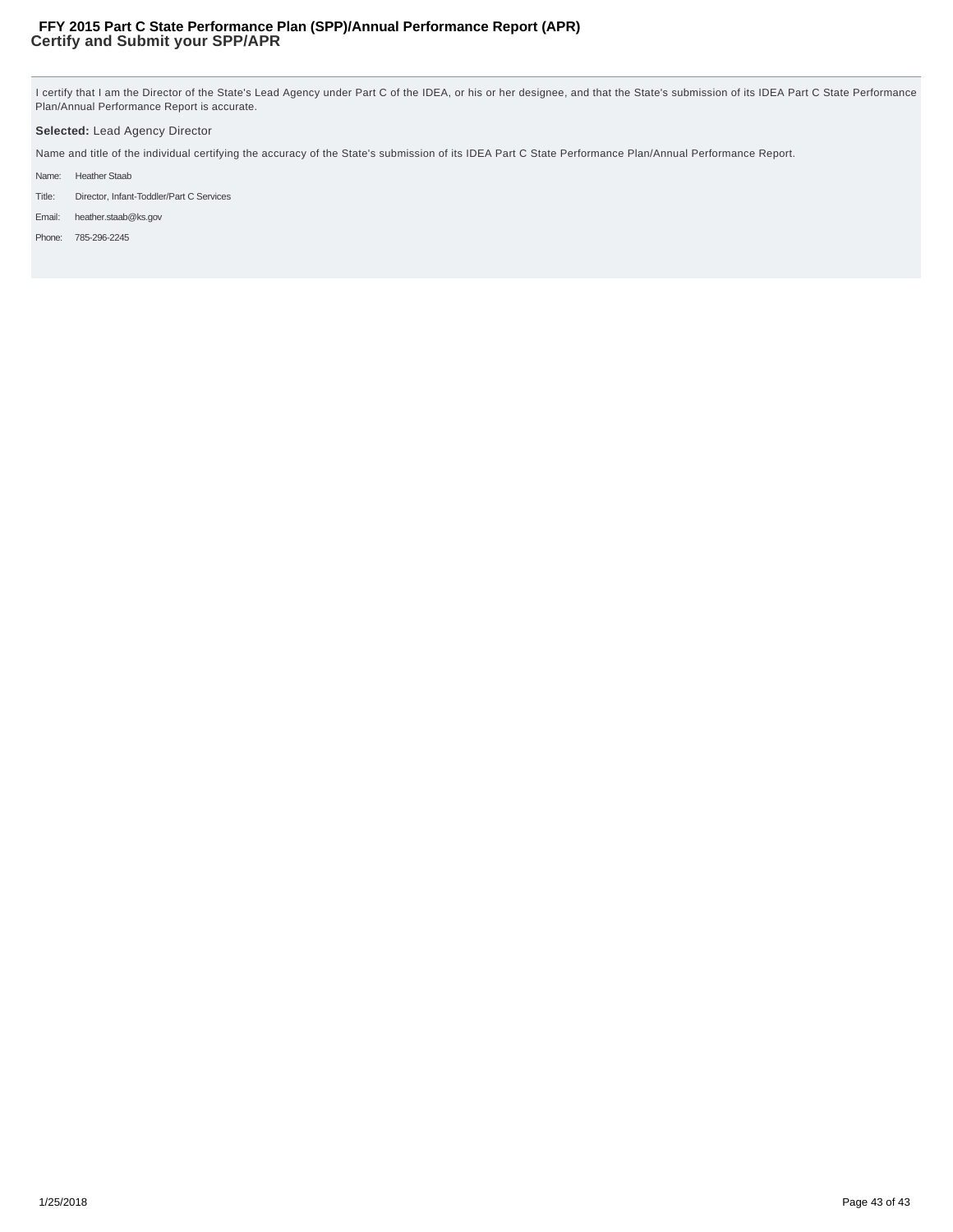# Certify and Submit your SPP/APR

I certify that I am the Director of the State's Lead Agency under Part C of the IDEA, or his or her designee, and that the State's submission of its IDEA Part C State Performance Plan/Annual Performance Report is accurate.

**Selected:** Lead Agency Director

Name and title of the individual certifying the accuracy of the State's submission of its IDEA Part C State Performance Plan/Annual Performance Report.

Name: Heather Staab

Title: Director, Infant-Toddler/Part C Services

Email: heather.staab@ks.gov

Phone: 785-296-2245